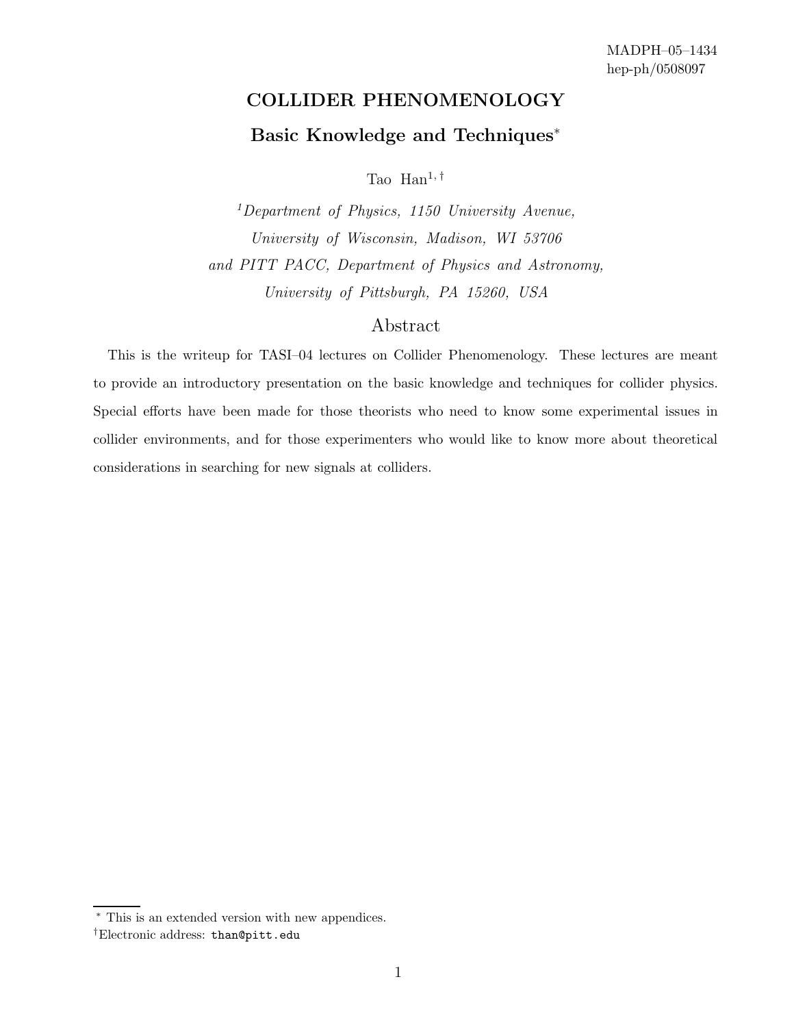MADPH–05–1434
hep-ph/0508097

# COLLIDER PHENOMENOLOGY

## Basic Knowledge and Techniques*

Tao Han[1, †]

*[1]Department of Physics, 1150 University Avenue,*
*University of Wisconsin, Madison, WI 53706*
*and PITT PACC, Department of Physics and Astronomy,*
*University of Pittsburgh, PA 15260, USA*

## Abstract

This is the writeup for TASI–04 lectures on Collider Phenomenology. These lectures are meant to provide an introductory presentation on the basic knowledge and techniques for collider physics. Special efforts have been made for those theorists who need to know some experimental issues in collider environments, and for those experimenters who would like to know more about theoretical considerations in searching for new signals at colliders.

---

* This is an extended version with new appendices.

†Electronic address: `than@pitt.edu`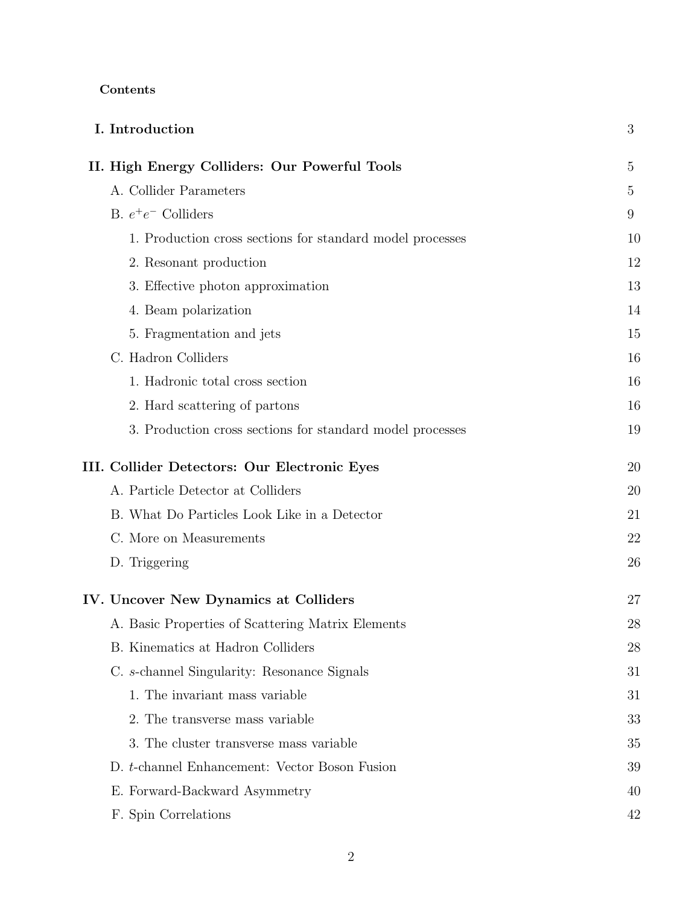**Contents**

| | |
|---|---|
| **I. Introduction** | 3 |
| **II. High Energy Colliders: Our Powerful Tools** | 5 |
| A. Collider Parameters | 5 |
| B. $e^+e^-$ Colliders | 9 |
| 1. Production cross sections for standard model processes | 10 |
| 2. Resonant production | 12 |
| 3. Effective photon approximation | 13 |
| 4. Beam polarization | 14 |
| 5. Fragmentation and jets | 15 |
| C. Hadron Colliders | 16 |
| 1. Hadronic total cross section | 16 |
| 2. Hard scattering of partons | 16 |
| 3. Production cross sections for standard model processes | 19 |
| **III. Collider Detectors: Our Electronic Eyes** | 20 |
| A. Particle Detector at Colliders | 20 |
| B. What Do Particles Look Like in a Detector | 21 |
| C. More on Measurements | 22 |
| D. Triggering | 26 |
| **IV. Uncover New Dynamics at Colliders** | 27 |
| A. Basic Properties of Scattering Matrix Elements | 28 |
| B. Kinematics at Hadron Colliders | 28 |
| C. $s$-channel Singularity: Resonance Signals | 31 |
| 1. The invariant mass variable | 31 |
| 2. The transverse mass variable | 33 |
| 3. The cluster transverse mass variable | 35 |
| D. $t$-channel Enhancement: Vector Boson Fusion | 39 |
| E. Forward-Backward Asymmetry | 40 |
| F. Spin Correlations | 42 |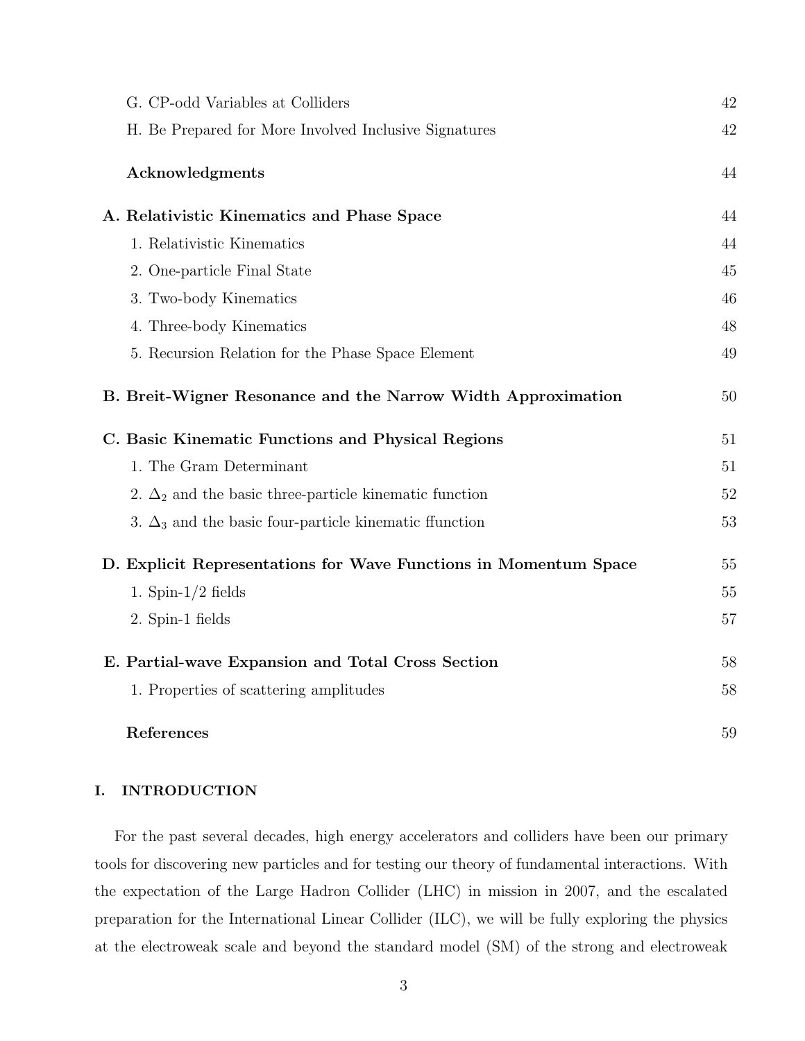G. CP-odd Variables at Colliders 42

H. Be Prepared for More Involved Inclusive Signatures 42

**Acknowledgments** 44

**A. Relativistic Kinematics and Phase Space** 44

1. Relativistic Kinematics 44
2. One-particle Final State 45
3. Two-body Kinematics 46
4. Three-body Kinematics 48
5. Recursion Relation for the Phase Space Element 49

**B. Breit-Wigner Resonance and the Narrow Width Approximation** 50

**C. Basic Kinematic Functions and Physical Regions** 51

1. The Gram Determinant 51
2. $\Delta_2$ and the basic three-particle kinematic function 52
3. $\Delta_3$ and the basic four-particle kinematic ffunction 53

**D. Explicit Representations for Wave Functions in Momentum Space** 55

1. Spin-1/2 fields 55
2. Spin-1 fields 57

**E. Partial-wave Expansion and Total Cross Section** 58

1. Properties of scattering amplitudes 58

**References** 59

## I. INTRODUCTION

For the past several decades, high energy accelerators and colliders have been our primary tools for discovering new particles and for testing our theory of fundamental interactions. With the expectation of the Large Hadron Collider (LHC) in mission in 2007, and the escalated preparation for the International Linear Collider (ILC), we will be fully exploring the physics at the electroweak scale and beyond the standard model (SM) of the strong and electroweak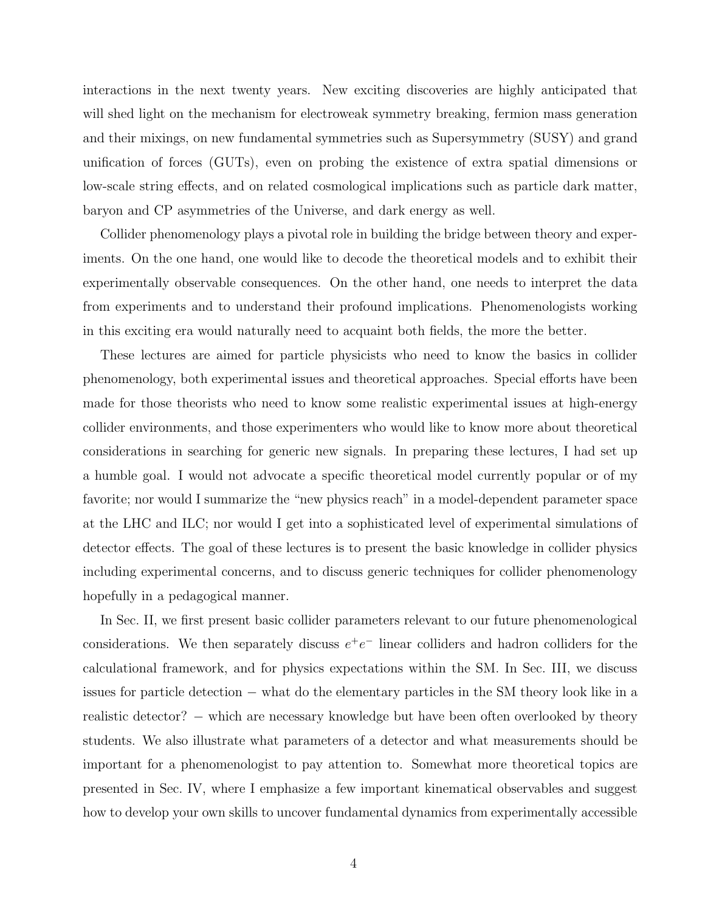interactions in the next twenty years. New exciting discoveries are highly anticipated that will shed light on the mechanism for electroweak symmetry breaking, fermion mass generation and their mixings, on new fundamental symmetries such as Supersymmetry (SUSY) and grand unification of forces (GUTs), even on probing the existence of extra spatial dimensions or low-scale string effects, and on related cosmological implications such as particle dark matter, baryon and CP asymmetries of the Universe, and dark energy as well.

Collider phenomenology plays a pivotal role in building the bridge between theory and experiments. On the one hand, one would like to decode the theoretical models and to exhibit their experimentally observable consequences. On the other hand, one needs to interpret the data from experiments and to understand their profound implications. Phenomenologists working in this exciting era would naturally need to acquaint both fields, the more the better.

These lectures are aimed for particle physicists who need to know the basics in collider phenomenology, both experimental issues and theoretical approaches. Special efforts have been made for those theorists who need to know some realistic experimental issues at high-energy collider environments, and those experimenters who would like to know more about theoretical considerations in searching for generic new signals. In preparing these lectures, I had set up a humble goal. I would not advocate a specific theoretical model currently popular or of my favorite; nor would I summarize the "new physics reach" in a model-dependent parameter space at the LHC and ILC; nor would I get into a sophisticated level of experimental simulations of detector effects. The goal of these lectures is to present the basic knowledge in collider physics including experimental concerns, and to discuss generic techniques for collider phenomenology hopefully in a pedagogical manner.

In Sec. II, we first present basic collider parameters relevant to our future phenomenological considerations. We then separately discuss $e^+e^-$ linear colliders and hadron colliders for the calculational framework, and for physics expectations within the SM. In Sec. III, we discuss issues for particle detection − what do the elementary particles in the SM theory look like in a realistic detector? − which are necessary knowledge but have been often overlooked by theory students. We also illustrate what parameters of a detector and what measurements should be important for a phenomenologist to pay attention to. Somewhat more theoretical topics are presented in Sec. IV, where I emphasize a few important kinematical observables and suggest how to develop your own skills to uncover fundamental dynamics from experimentally accessible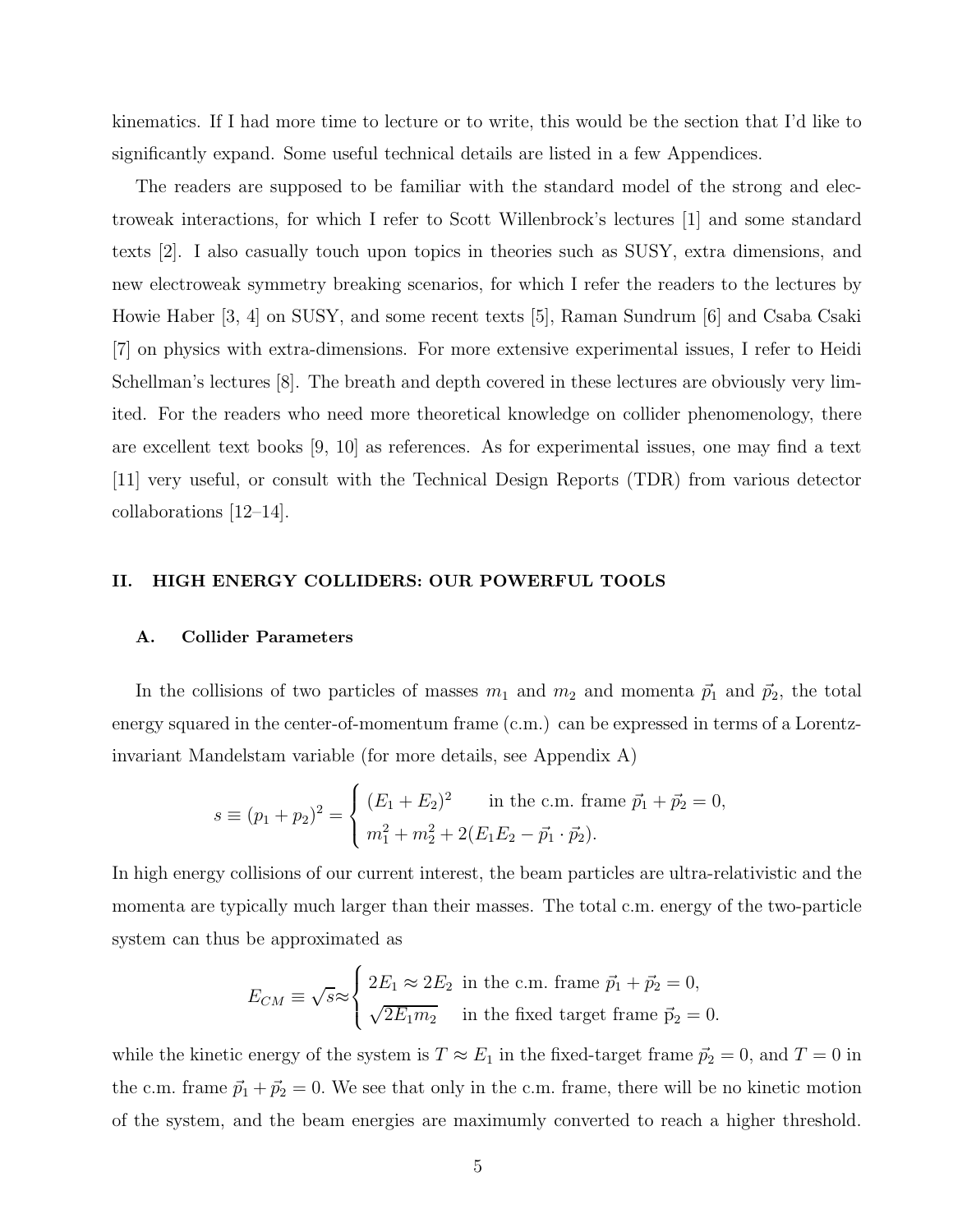kinematics. If I had more time to lecture or to write, this would be the section that I'd like to significantly expand. Some useful technical details are listed in a few Appendices.

The readers are supposed to be familiar with the standard model of the strong and electroweak interactions, for which I refer to Scott Willenbrock's lectures [1] and some standard texts [2]. I also casually touch upon topics in theories such as SUSY, extra dimensions, and new electroweak symmetry breaking scenarios, for which I refer the readers to the lectures by Howie Haber [3, 4] on SUSY, and some recent texts [5], Raman Sundrum [6] and Csaba Csaki [7] on physics with extra-dimensions. For more extensive experimental issues, I refer to Heidi Schellman's lectures [8]. The breath and depth covered in these lectures are obviously very limited. For the readers who need more theoretical knowledge on collider phenomenology, there are excellent text books [9, 10] as references. As for experimental issues, one may find a text [11] very useful, or consult with the Technical Design Reports (TDR) from various detector collaborations [12–14].

## II. HIGH ENERGY COLLIDERS: OUR POWERFUL TOOLS

### A. Collider Parameters

In the collisions of two particles of masses $m_1$ and $m_2$ and momenta $\vec{p}_1$ and $\vec{p}_2$, the total energy squared in the center-of-momentum frame (c.m.) can be expressed in terms of a Lorentz-invariant Mandelstam variable (for more details, see Appendix A)

$$s \equiv (p_1 + p_2)^2 = \begin{cases} (E_1 + E_2)^2 & \text{in the c.m. frame } \vec{p}_1 + \vec{p}_2 = 0, \\ m_1^2 + m_2^2 + 2(E_1 E_2 - \vec{p}_1 \cdot \vec{p}_2). & \end{cases}$$

In high energy collisions of our current interest, the beam particles are ultra-relativistic and the momenta are typically much larger than their masses. The total c.m. energy of the two-particle system can thus be approximated as

$$E_{CM} \equiv \sqrt{s} \approx \begin{cases} 2E_1 \approx 2E_2 & \text{in the c.m. frame } \vec{p}_1 + \vec{p}_2 = 0, \\ \sqrt{2E_1 m_2} & \text{in the fixed target frame } \vec{p}_2 = 0. \end{cases}$$

while the kinetic energy of the system is $T \approx E_1$ in the fixed-target frame $\vec{p}_2 = 0$, and $T = 0$ in the c.m. frame $\vec{p}_1 + \vec{p}_2 = 0$. We see that only in the c.m. frame, there will be no kinetic motion of the system, and the beam energies are maximumly converted to reach a higher threshold.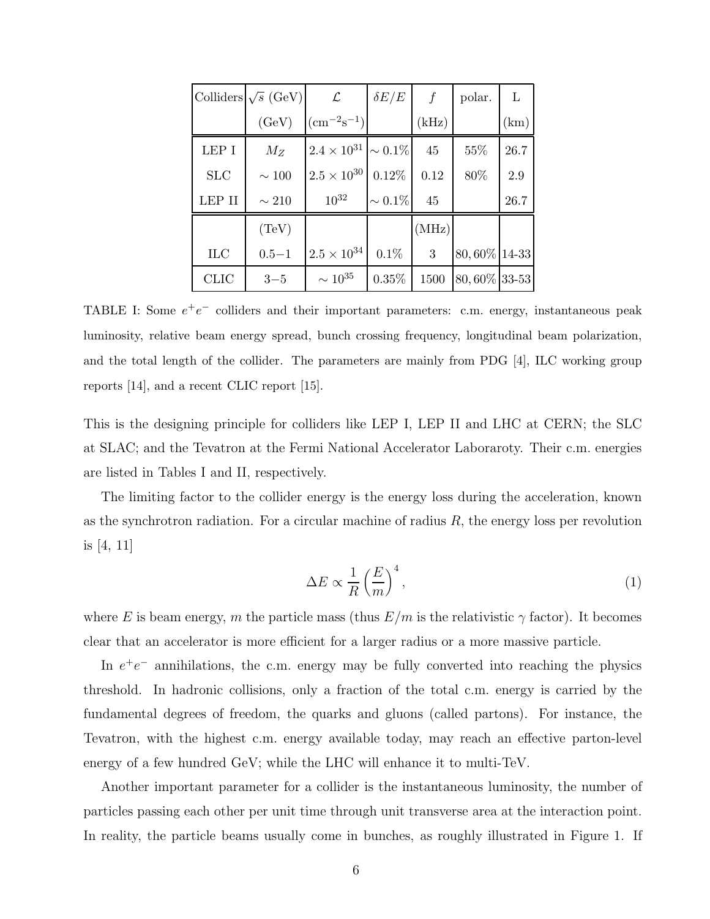| Colliders | $\sqrt{s}$ (GeV) | $\mathcal{L}$ | $\delta E/E$ | $f$ | polar. | L |
|---|---|---|---|---|---|---|
| | (GeV) | $(\mathrm{cm}^{-2}\mathrm{s}^{-1})$ | | (kHz) | | (km) |
| LEP I | $M_Z$ | $2.4 \times 10^{31}$ | $\sim 0.1\%$ | 45 | 55% | 26.7 |
| SLC | $\sim 100$ | $2.5 \times 10^{30}$ | 0.12% | 0.12 | 80% | 2.9 |
| LEP II | $\sim 210$ | $10^{32}$ | $\sim 0.1\%$ | 45 | | 26.7 |
| | (TeV) | | | (MHz) | | |
| ILC | $0.5-1$ | $2.5 \times 10^{34}$ | 0.1% | 3 | $80, 60\%$ | 14-33 |
| CLIC | $3-5$ | $\sim 10^{35}$ | 0.35% | 1500 | $80, 60\%$ | 33-53 |

TABLE I: Some $e^+e^-$ colliders and their important parameters: c.m. energy, instantaneous peak luminosity, relative beam energy spread, bunch crossing frequency, longitudinal beam polarization, and the total length of the collider. The parameters are mainly from PDG [4], ILC working group reports [14], and a recent CLIC report [15].

This is the designing principle for colliders like LEP I, LEP II and LHC at CERN; the SLC at SLAC; and the Tevatron at the Fermi National Accelerator Laboraroty. Their c.m. energies are listed in Tables I and II, respectively.

The limiting factor to the collider energy is the energy loss during the acceleration, known as the synchrotron radiation. For a circular machine of radius $R$, the energy loss per revolution is [4, 11]

$$\Delta E \propto \frac{1}{R} \left(\frac{E}{m}\right)^4, \tag{1}$$

where $E$ is beam energy, $m$ the particle mass (thus $E/m$ is the relativistic $\gamma$ factor). It becomes clear that an accelerator is more efficient for a larger radius or a more massive particle.

In $e^+e^-$ annihilations, the c.m. energy may be fully converted into reaching the physics threshold. In hadronic collisions, only a fraction of the total c.m. energy is carried by the fundamental degrees of freedom, the quarks and gluons (called partons). For instance, the Tevatron, with the highest c.m. energy available today, may reach an effective parton-level energy of a few hundred GeV; while the LHC will enhance it to multi-TeV.

Another important parameter for a collider is the instantaneous luminosity, the number of particles passing each other per unit time through unit transverse area at the interaction point. In reality, the particle beams usually come in bunches, as roughly illustrated in Figure 1. If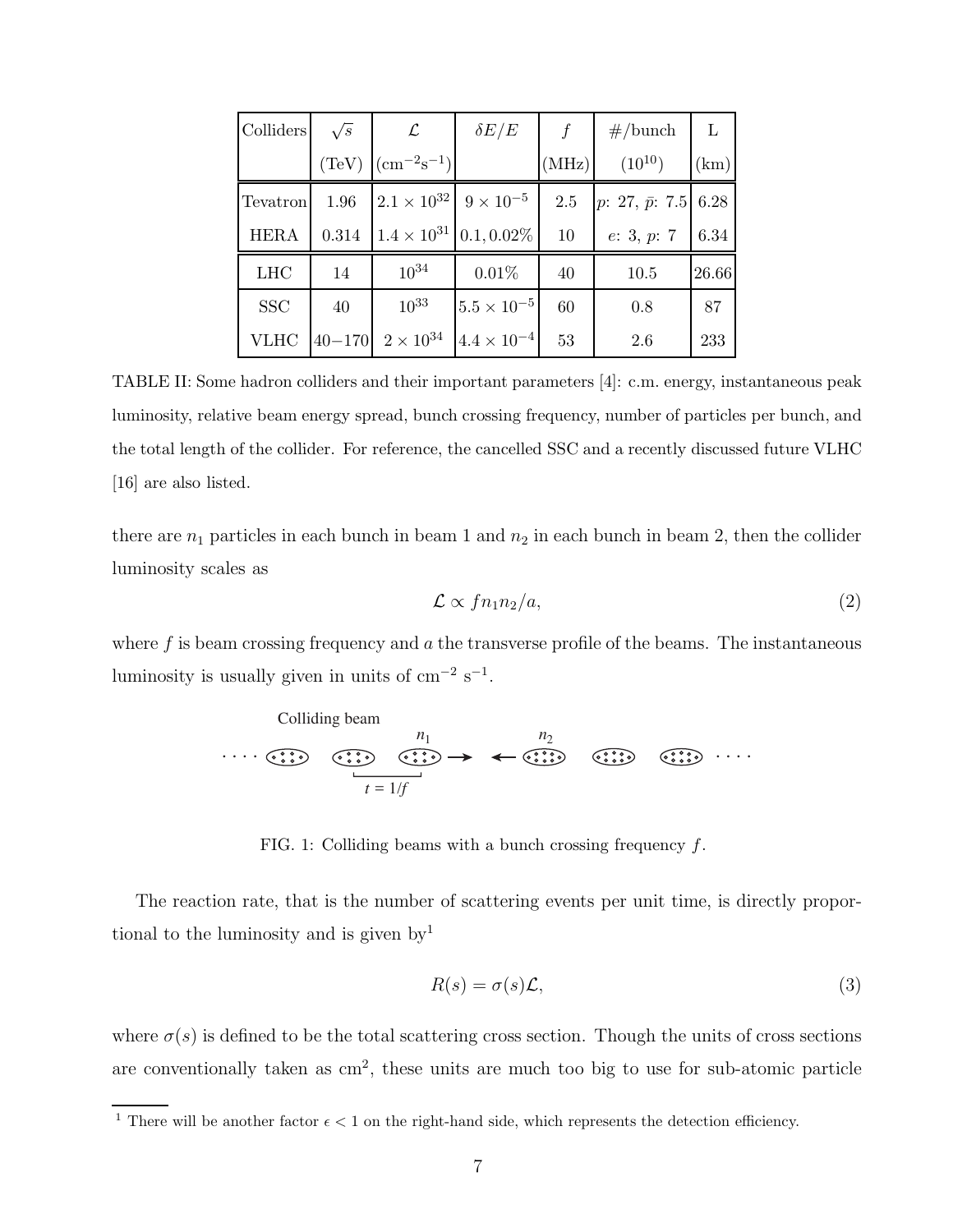| Colliders | $\sqrt{s}$ (TeV) | $\mathcal{L}$ ($\mathrm{cm}^{-2}\mathrm{s}^{-1}$) | $\delta E/E$ | $f$ (MHz) | #/bunch ($10^{10}$) | L (km) |
|---|---|---|---|---|---|---|
| Tevatron | 1.96 | $2.1 \times 10^{32}$ | $9 \times 10^{-5}$ | 2.5 | $p$: 27, $\bar{p}$: 7.5 | 6.28 |
| HERA | 0.314 | $1.4 \times 10^{31}$ | $0.1, 0.02\%$ | 10 | $e$: 3, $p$: 7 | 6.34 |
| LHC | 14 | $10^{34}$ | 0.01% | 40 | 10.5 | 26.66 |
| SSC | 40 | $10^{33}$ | $5.5 \times 10^{-5}$ | 60 | 0.8 | 87 |
| VLHC | 40−170 | $2 \times 10^{34}$ | $4.4 \times 10^{-4}$ | 53 | 2.6 | 233 |

TABLE II: Some hadron colliders and their important parameters [4]: c.m. energy, instantaneous peak luminosity, relative beam energy spread, bunch crossing frequency, number of particles per bunch, and the total length of the collider. For reference, the cancelled SSC and a recently discussed future VLHC [16] are also listed.

there are $n_1$ particles in each bunch in beam 1 and $n_2$ in each bunch in beam 2, then the collider luminosity scales as

$$\mathcal{L} \propto f n_1 n_2 / a, \tag{2}$$

where $f$ is beam crossing frequency and $a$ the transverse profile of the beams. The instantaneous luminosity is usually given in units of $\mathrm{cm}^{-2}\ \mathrm{s}^{-1}$.

FIG. 1: Colliding beams with a bunch crossing frequency $f$.

The reaction rate, that is the number of scattering events per unit time, is directly proportional to the luminosity and is given by[1]

$$R(s) = \sigma(s)\mathcal{L}, \tag{3}$$

where $\sigma(s)$ is defined to be the total scattering cross section. Though the units of cross sections are conventionally taken as $\mathrm{cm}^2$, these units are much too big to use for sub-atomic particle

[1] There will be another factor $\epsilon < 1$ on the right-hand side, which represents the detection efficiency.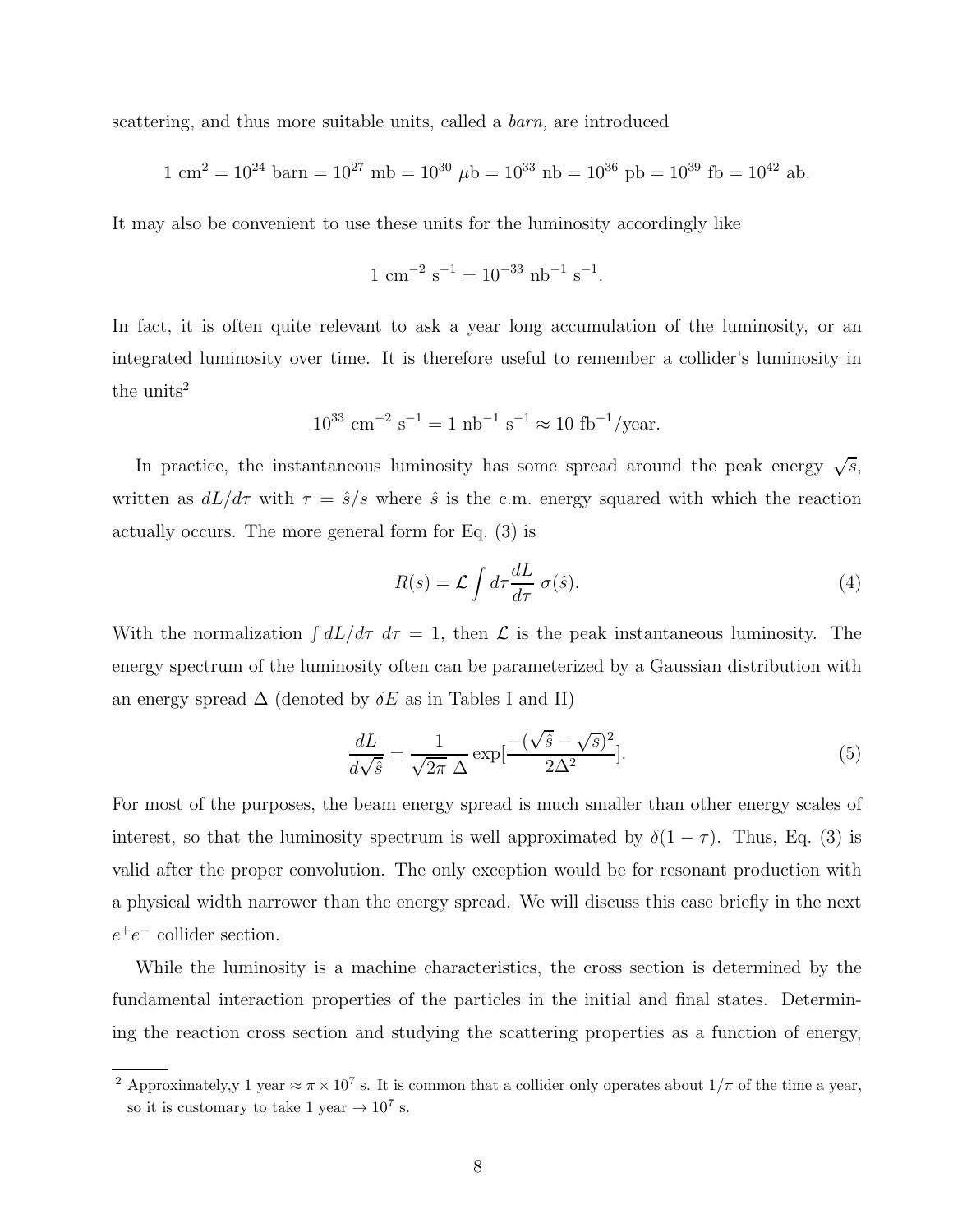scattering, and thus more suitable units, called a *barn,* are introduced

$$1 \text{ cm}^2 = 10^{24} \text{ barn} = 10^{27} \text{ mb} = 10^{30} \text{ } \mu\text{b} = 10^{33} \text{ nb} = 10^{36} \text{ pb} = 10^{39} \text{ fb} = 10^{42} \text{ ab}.$$

It may also be convenient to use these units for the luminosity accordingly like

$$1 \text{ cm}^{-2} \text{ s}^{-1} = 10^{-33} \text{ nb}^{-1} \text{ s}^{-1}.$$

In fact, it is often quite relevant to ask a year long accumulation of the luminosity, or an integrated luminosity over time. It is therefore useful to remember a collider's luminosity in the units[2]

$$10^{33} \text{ cm}^{-2} \text{ s}^{-1} = 1 \text{ nb}^{-1} \text{ s}^{-1} \approx 10 \text{ fb}^{-1}/\text{year}.$$

In practice, the instantaneous luminosity has some spread around the peak energy $\sqrt{s}$, written as $dL/d\tau$ with $\tau = \hat{s}/s$ where $\hat{s}$ is the c.m. energy squared with which the reaction actually occurs. The more general form for Eq. (3) is

$$R(s) = \mathcal{L} \int d\tau \frac{dL}{d\tau} \; \sigma(\hat{s}). \tag{4}$$

With the normalization $\int dL/d\tau \; d\tau = 1$, then $\mathcal{L}$ is the peak instantaneous luminosity. The energy spectrum of the luminosity often can be parameterized by a Gaussian distribution with an energy spread $\Delta$ (denoted by $\delta E$ as in Tables I and II)

$$\frac{dL}{d\sqrt{\hat{s}}} = \frac{1}{\sqrt{2\pi} \; \Delta} \exp[\frac{-(\sqrt{\hat{s}} - \sqrt{s})^2}{2\Delta^2}]. \tag{5}$$

For most of the purposes, the beam energy spread is much smaller than other energy scales of interest, so that the luminosity spectrum is well approximated by $\delta(1-\tau)$. Thus, Eq. (3) is valid after the proper convolution. The only exception would be for resonant production with a physical width narrower than the energy spread. We will discuss this case briefly in the next $e^+e^-$ collider section.

While the luminosity is a machine characteristics, the cross section is determined by the fundamental interaction properties of the particles in the initial and final states. Determining the reaction cross section and studying the scattering properties as a function of energy,

---

[2] Approximately,y 1 year $\approx \pi \times 10^7$ s. It is common that a collider only operates about $1/\pi$ of the time a year, so it is customary to take 1 year $\to 10^7$ s.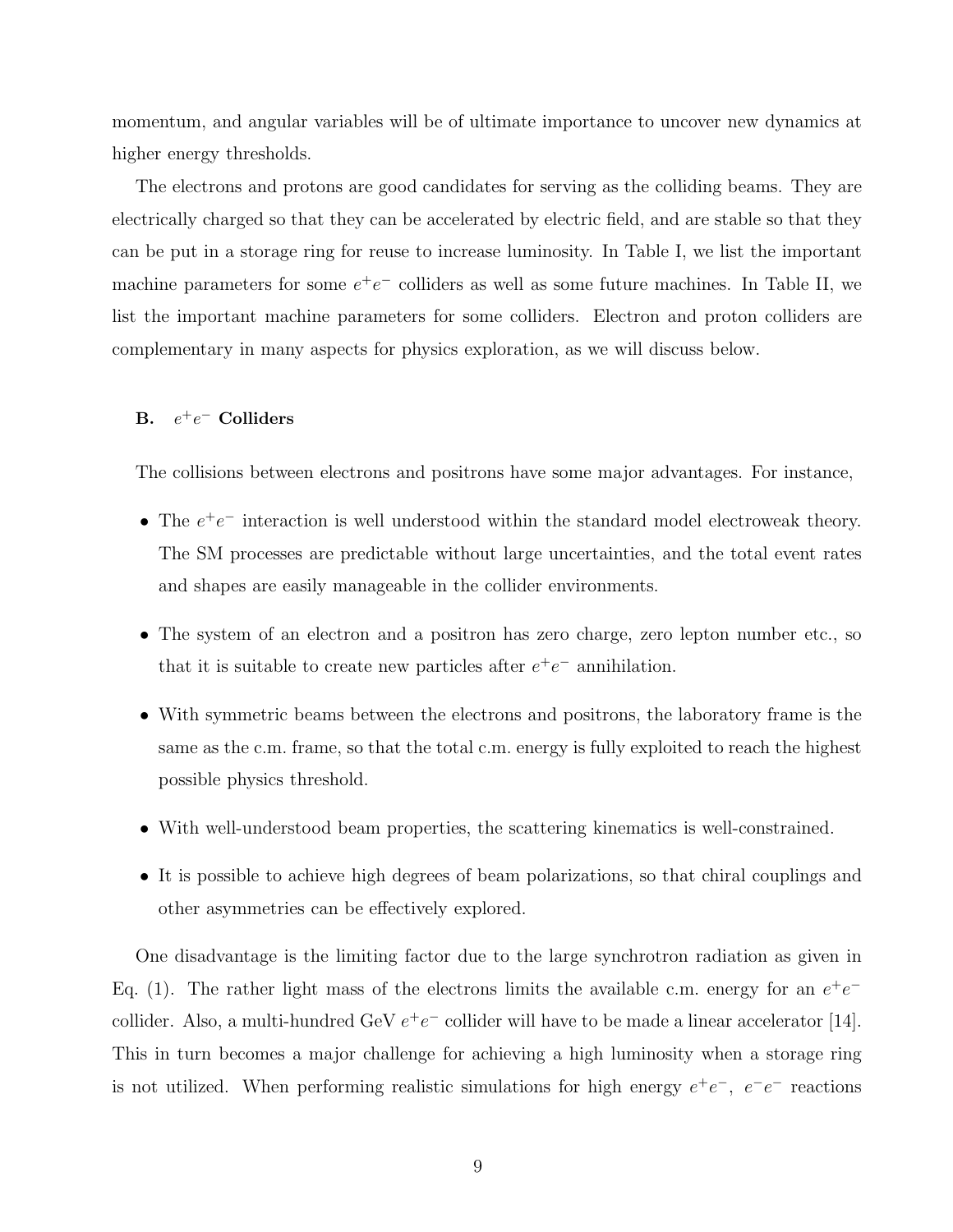momentum, and angular variables will be of ultimate importance to uncover new dynamics at higher energy thresholds.

The electrons and protons are good candidates for serving as the colliding beams. They are electrically charged so that they can be accelerated by electric field, and are stable so that they can be put in a storage ring for reuse to increase luminosity. In Table I, we list the important machine parameters for some $e^+e^-$ colliders as well as some future machines. In Table II, we list the important machine parameters for some colliders. Electron and proton colliders are complementary in many aspects for physics exploration, as we will discuss below.

### B. $e^+e^-$ Colliders

The collisions between electrons and positrons have some major advantages. For instance,

- The $e^+e^-$ interaction is well understood within the standard model electroweak theory. The SM processes are predictable without large uncertainties, and the total event rates and shapes are easily manageable in the collider environments.
- The system of an electron and a positron has zero charge, zero lepton number etc., so that it is suitable to create new particles after $e^+e^-$ annihilation.
- With symmetric beams between the electrons and positrons, the laboratory frame is the same as the c.m. frame, so that the total c.m. energy is fully exploited to reach the highest possible physics threshold.
- With well-understood beam properties, the scattering kinematics is well-constrained.
- It is possible to achieve high degrees of beam polarizations, so that chiral couplings and other asymmetries can be effectively explored.

One disadvantage is the limiting factor due to the large synchrotron radiation as given in Eq. (1). The rather light mass of the electrons limits the available c.m. energy for an $e^+e^-$ collider. Also, a multi-hundred GeV $e^+e^-$ collider will have to be made a linear accelerator [14]. This in turn becomes a major challenge for achieving a high luminosity when a storage ring is not utilized. When performing realistic simulations for high energy $e^+e^-$, $e^-e^-$ reactions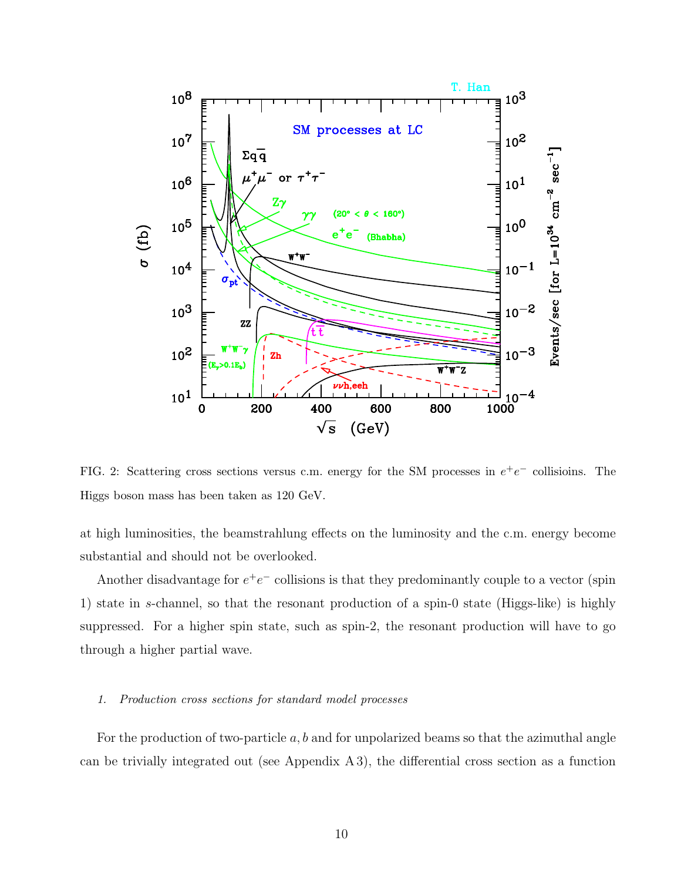FIG. 2: Scattering cross sections versus c.m. energy for the SM processes in $e^+e^-$ collisioins. The Higgs boson mass has been taken as 120 GeV.

at high luminosities, the beamstrahlung effects on the luminosity and the c.m. energy become substantial and should not be overlooked.

Another disadvantage for $e^+e^-$ collisions is that they predominantly couple to a vector (spin 1) state in $s$-channel, so that the resonant production of a spin-0 state (Higgs-like) is highly suppressed. For a higher spin state, such as spin-2, the resonant production will have to go through a higher partial wave.

#### 1. *Production cross sections for standard model processes*

For the production of two-particle $a, b$ and for unpolarized beams so that the azimuthal angle can be trivially integrated out (see Appendix A 3), the differential cross section as a function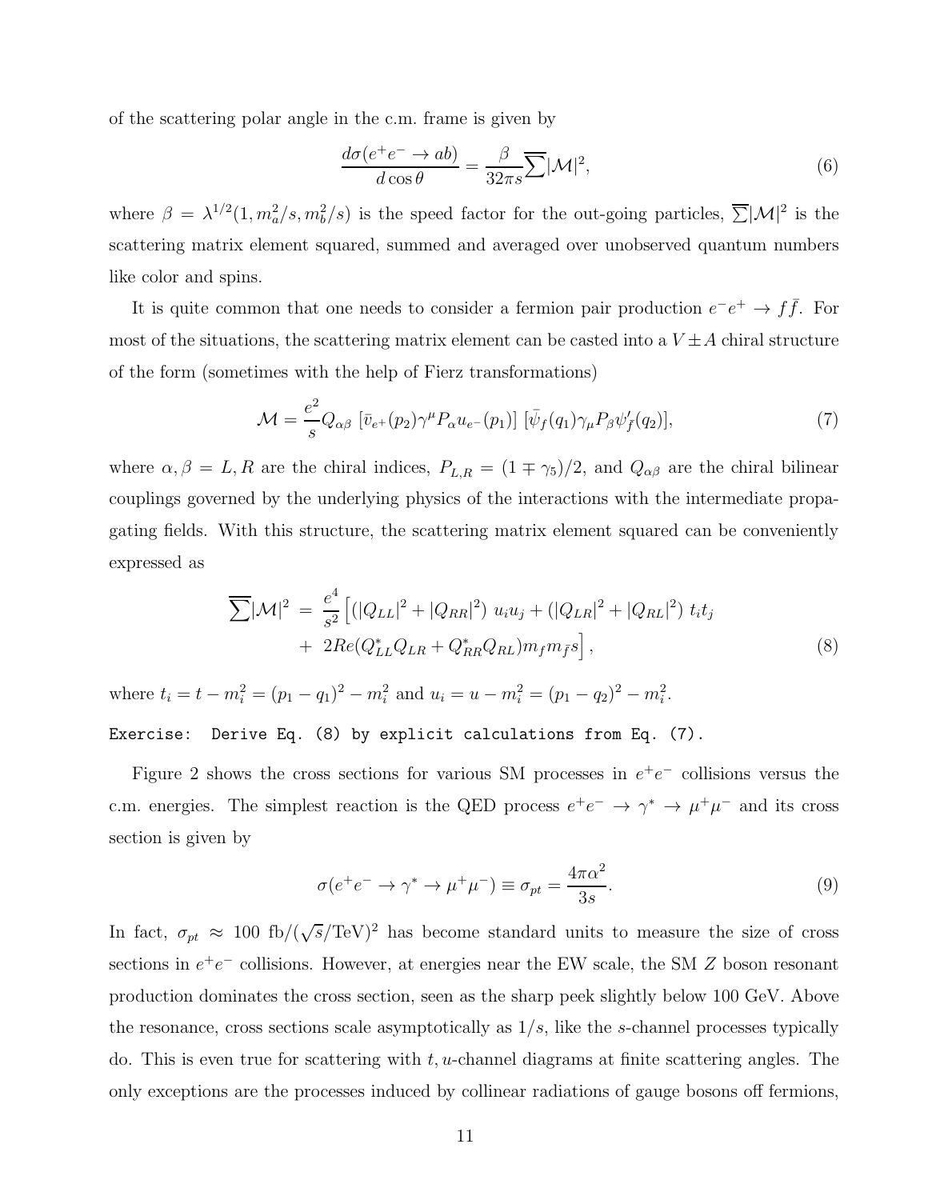of the scattering polar angle in the c.m. frame is given by

$$\frac{d\sigma(e^+e^- \to ab)}{d\cos\theta} = \frac{\beta}{32\pi s}\overline{\sum}|\mathcal{M}|^2, \tag{6}$$

where $\beta = \lambda^{1/2}(1, m_a^2/s, m_b^2/s)$ is the speed factor for the out-going particles, $\overline{\sum}|\mathcal{M}|^2$ is the scattering matrix element squared, summed and averaged over unobserved quantum numbers like color and spins.

It is quite common that one needs to consider a fermion pair production $e^-e^+ \to f\bar{f}$. For most of the situations, the scattering matrix element can be casted into a $V \pm A$ chiral structure of the form (sometimes with the help of Fierz transformations)

$$\mathcal{M} = \frac{e^2}{s} Q_{\alpha\beta}\ [\bar{v}_{e^+}(p_2)\gamma^\mu P_\alpha u_{e^-}(p_1)]\ [\bar{\psi}_f(q_1)\gamma_\mu P_\beta \psi'_{\bar{f}}(q_2)], \tag{7}$$

where $\alpha, \beta = L, R$ are the chiral indices, $P_{L,R} = (1 \mp \gamma_5)/2$, and $Q_{\alpha\beta}$ are the chiral bilinear couplings governed by the underlying physics of the interactions with the intermediate propagating fields. With this structure, the scattering matrix element squared can be conveniently expressed as

$$\begin{aligned}\overline{\sum}|\mathcal{M}|^2 \ &= \ \frac{e^4}{s^2}\left[ \left(|Q_{LL}|^2 + |Q_{RR}|^2\right)\, u_i u_j + \left(|Q_{LR}|^2 + |Q_{RL}|^2\right)\, t_i t_j \right. \\ &+ \ \left. 2Re(Q_{LL}^* Q_{LR} + Q_{RR}^* Q_{RL}) m_f m_{\bar{f}} s \right],\end{aligned} \tag{8}$$

where $t_i = t - m_i^2 = (p_1 - q_1)^2 - m_i^2$ and $u_i = u - m_i^2 = (p_1 - q_2)^2 - m_i^2$.

```
Exercise:  Derive Eq. (8) by explicit calculations from Eq. (7).
```

Figure 2 shows the cross sections for various SM processes in $e^+e^-$ collisions versus the c.m. energies. The simplest reaction is the QED process $e^+e^- \to \gamma^* \to \mu^+\mu^-$ and its cross section is given by

$$\sigma(e^+e^- \to \gamma^* \to \mu^+\mu^-) \equiv \sigma_{pt} = \frac{4\pi\alpha^2}{3s}. \tag{9}$$

In fact, $\sigma_{pt} \approx 100\ \text{fb}/(\sqrt{s}/\text{TeV})^2$ has become standard units to measure the size of cross sections in $e^+e^-$ collisions. However, at energies near the EW scale, the SM $Z$ boson resonant production dominates the cross section, seen as the sharp peek slightly below 100 GeV. Above the resonance, cross sections scale asymptotically as $1/s$, like the $s$-channel processes typically do. This is even true for scattering with $t, u$-channel diagrams at finite scattering angles. The only exceptions are the processes induced by collinear radiations of gauge bosons off fermions,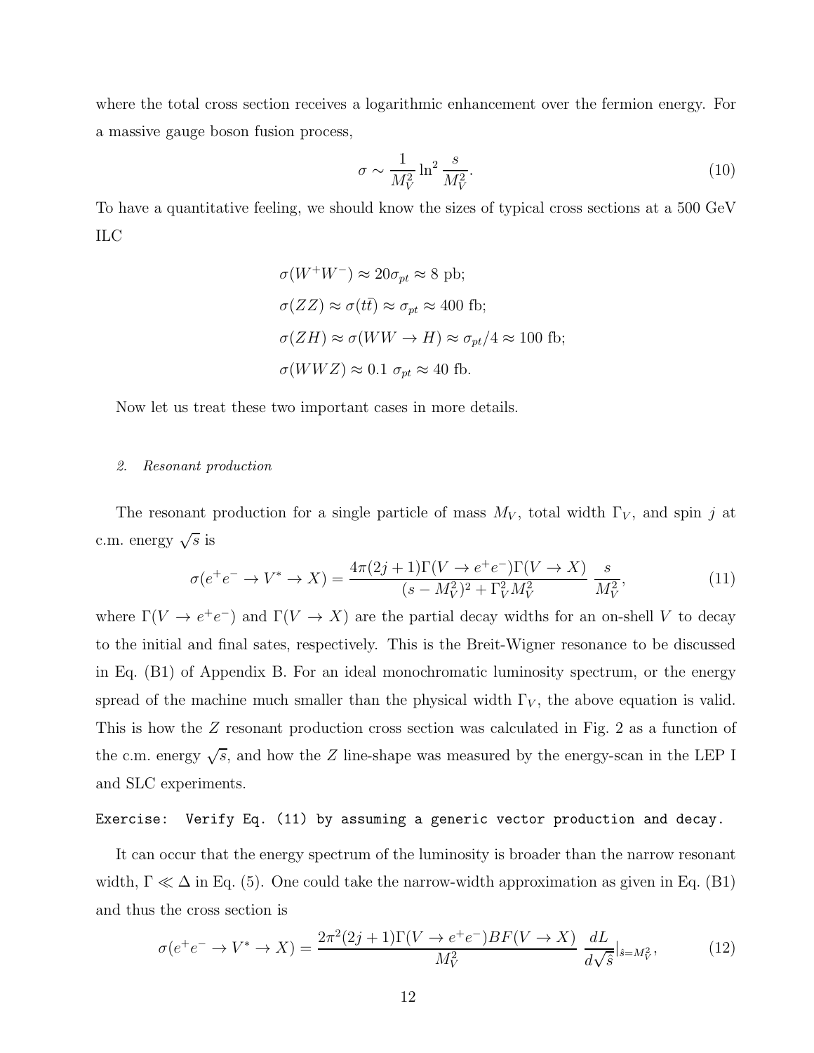where the total cross section receives a logarithmic enhancement over the fermion energy. For a massive gauge boson fusion process,

$$\sigma \sim \frac{1}{M_V^2} \ln^2 \frac{s}{M_V^2}. \tag{10}$$

To have a quantitative feeling, we should know the sizes of typical cross sections at a 500 GeV ILC

$$\begin{aligned}
&\sigma(W^+W^-) \approx 20\sigma_{pt} \approx 8 \text{ pb};\\
&\sigma(ZZ) \approx \sigma(t\bar{t}) \approx \sigma_{pt} \approx 400 \text{ fb};\\
&\sigma(ZH) \approx \sigma(WW \to H) \approx \sigma_{pt}/4 \approx 100 \text{ fb};\\
&\sigma(WWZ) \approx 0.1\ \sigma_{pt} \approx 40 \text{ fb}.
\end{aligned}$$

Now let us treat these two important cases in more details.

### *2. Resonant production*

The resonant production for a single particle of mass $M_V$, total width $\Gamma_V$, and spin $j$ at c.m. energy $\sqrt{s}$ is

$$\sigma(e^+e^- \to V^* \to X) = \frac{4\pi(2j+1)\Gamma(V \to e^+e^-)\Gamma(V \to X)}{(s-M_V^2)^2 + \Gamma_V^2 M_V^2}\ \frac{s}{M_V^2}, \tag{11}$$

where $\Gamma(V \to e^+e^-)$ and $\Gamma(V \to X)$ are the partial decay widths for an on-shell $V$ to decay to the initial and final sates, respectively. This is the Breit-Wigner resonance to be discussed in Eq. (B1) of Appendix B. For an ideal monochromatic luminosity spectrum, or the energy spread of the machine much smaller than the physical width $\Gamma_V$, the above equation is valid. This is how the $Z$ resonant production cross section was calculated in Fig. 2 as a function of the c.m. energy $\sqrt{s}$, and how the $Z$ line-shape was measured by the energy-scan in the LEP I and SLC experiments.

```
Exercise:  Verify Eq. (11) by assuming a generic vector production and decay.
```

It can occur that the energy spectrum of the luminosity is broader than the narrow resonant width, $\Gamma \ll \Delta$ in Eq. (5). One could take the narrow-width approximation as given in Eq. (B1) and thus the cross section is

$$\sigma(e^+e^- \to V^* \to X) = \frac{2\pi^2(2j+1)\Gamma(V \to e^+e^-)BF(V \to X)}{M_V^2}\ \frac{dL}{d\sqrt{\hat{s}}}\Big|_{\hat{s}=M_V^2}, \tag{12}$$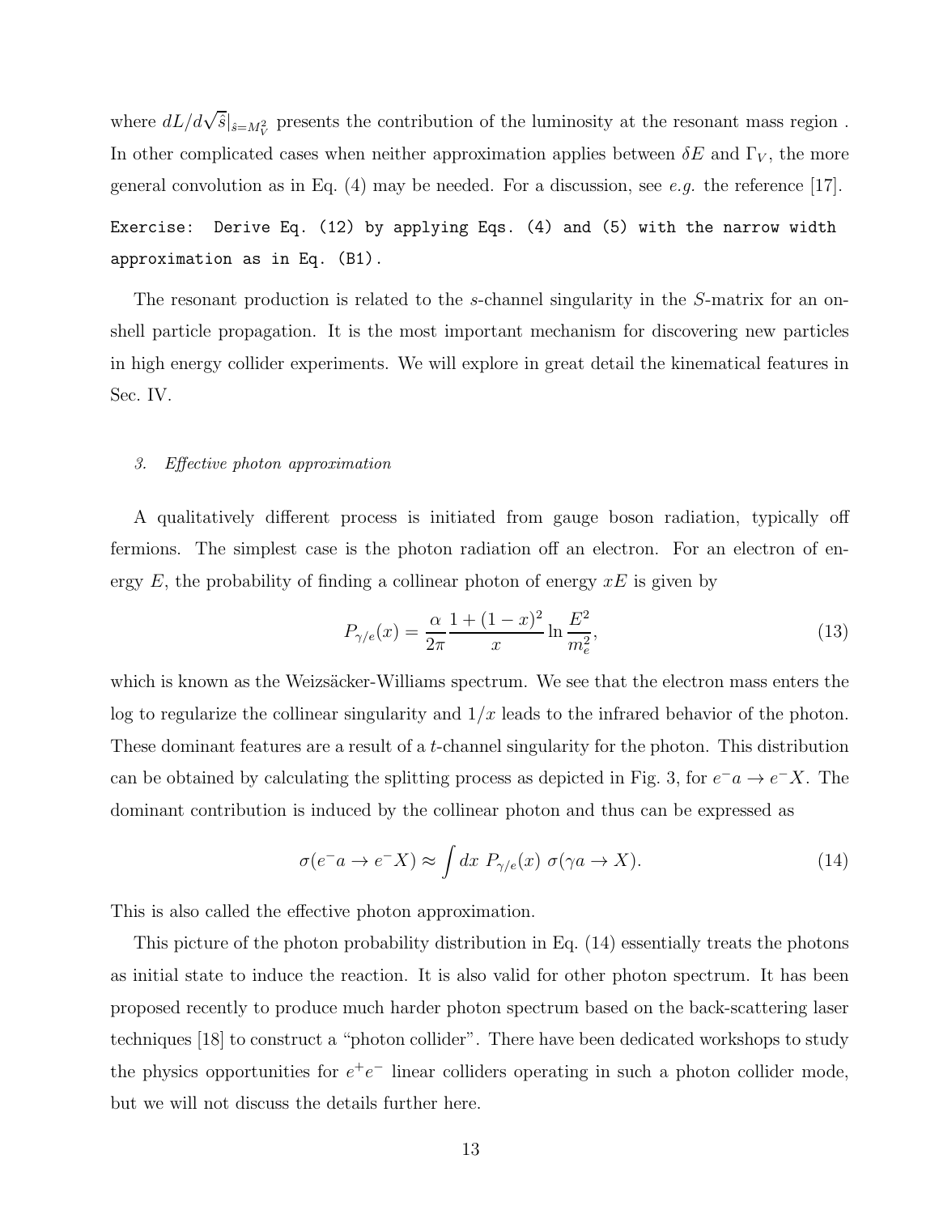where $dL/d\sqrt{\hat{s}}|_{\hat{s}=M_V^2}$ presents the contribution of the luminosity at the resonant mass region . In other complicated cases when neither approximation applies between $\delta E$ and $\Gamma_V$, the more general convolution as in Eq. (4) may be needed. For a discussion, see *e.g.* the reference [17].

`Exercise: Derive Eq. (12) by applying Eqs. (4) and (5) with the narrow width approximation as in Eq. (B1).`

The resonant production is related to the $s$-channel singularity in the $S$-matrix for an on-shell particle propagation. It is the most important mechanism for discovering new particles in high energy collider experiments. We will explore in great detail the kinematical features in Sec. IV.

#### 3. *Effective photon approximation*

A qualitatively different process is initiated from gauge boson radiation, typically off fermions. The simplest case is the photon radiation off an electron. For an electron of energy $E$, the probability of finding a collinear photon of energy $xE$ is given by

$$P_{\gamma/e}(x) = \frac{\alpha}{2\pi} \frac{1+(1-x)^2}{x} \ln \frac{E^2}{m_e^2}, \tag{13}$$

which is known as the Weizsäcker-Williams spectrum. We see that the electron mass enters the log to regularize the collinear singularity and $1/x$ leads to the infrared behavior of the photon. These dominant features are a result of a $t$-channel singularity for the photon. This distribution can be obtained by calculating the splitting process as depicted in Fig. 3, for $e^- a \to e^- X$. The dominant contribution is induced by the collinear photon and thus can be expressed as

$$\sigma(e^- a \to e^- X) \approx \int dx \; P_{\gamma/e}(x) \; \sigma(\gamma a \to X). \tag{14}$$

This is also called the effective photon approximation.

This picture of the photon probability distribution in Eq. (14) essentially treats the photons as initial state to induce the reaction. It is also valid for other photon spectrum. It has been proposed recently to produce much harder photon spectrum based on the back-scattering laser techniques [18] to construct a "photon collider". There have been dedicated workshops to study the physics opportunities for $e^+e^-$ linear colliders operating in such a photon collider mode, but we will not discuss the details further here.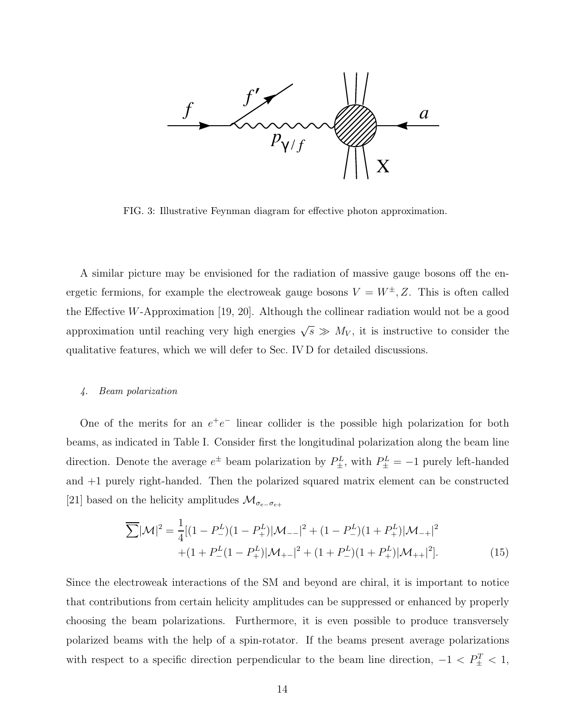FIG. 3: Illustrative Feynman diagram for effective photon approximation.

A similar picture may be envisioned for the radiation of massive gauge bosons off the energetic fermions, for example the electroweak gauge bosons $V = W^{\pm}, Z$. This is often called the Effective $W$-Approximation [19, 20]. Although the collinear radiation would not be a good approximation until reaching very high energies $\sqrt{s} \gg M_V$, it is instructive to consider the qualitative features, which we will defer to Sec. IV D for detailed discussions.

#### *4. Beam polarization*

One of the merits for an $e^+e^-$ linear collider is the possible high polarization for both beams, as indicated in Table I. Consider first the longitudinal polarization along the beam line direction. Denote the average $e^{\pm}$ beam polarization by $P^L_{\pm}$, with $P^L_{\pm} = -1$ purely left-handed and $+1$ purely right-handed. Then the polarized squared matrix element can be constructed [21] based on the helicity amplitudes $\mathcal{M}_{\sigma_{e^-}\sigma_{e^+}}$

$$\overline{\sum}|\mathcal{M}|^2 = \frac{1}{4}[(1-P^L_-)(1-P^L_+)|\mathcal{M}_{--}|^2 + (1-P^L_-)(1+P^L_+)|\mathcal{M}_{-+}|^2 \\ +(1+P^L_-(1-P^L_+)|\mathcal{M}_{+-}|^2 + (1+P^L_-)(1+P^L_+)|\mathcal{M}_{++}|^2]. \tag{15}$$

Since the electroweak interactions of the SM and beyond are chiral, it is important to notice that contributions from certain helicity amplitudes can be suppressed or enhanced by properly choosing the beam polarizations. Furthermore, it is even possible to produce transversely polarized beams with the help of a spin-rotator. If the beams present average polarizations with respect to a specific direction perpendicular to the beam line direction, $-1 < P^T_{\pm} < 1$,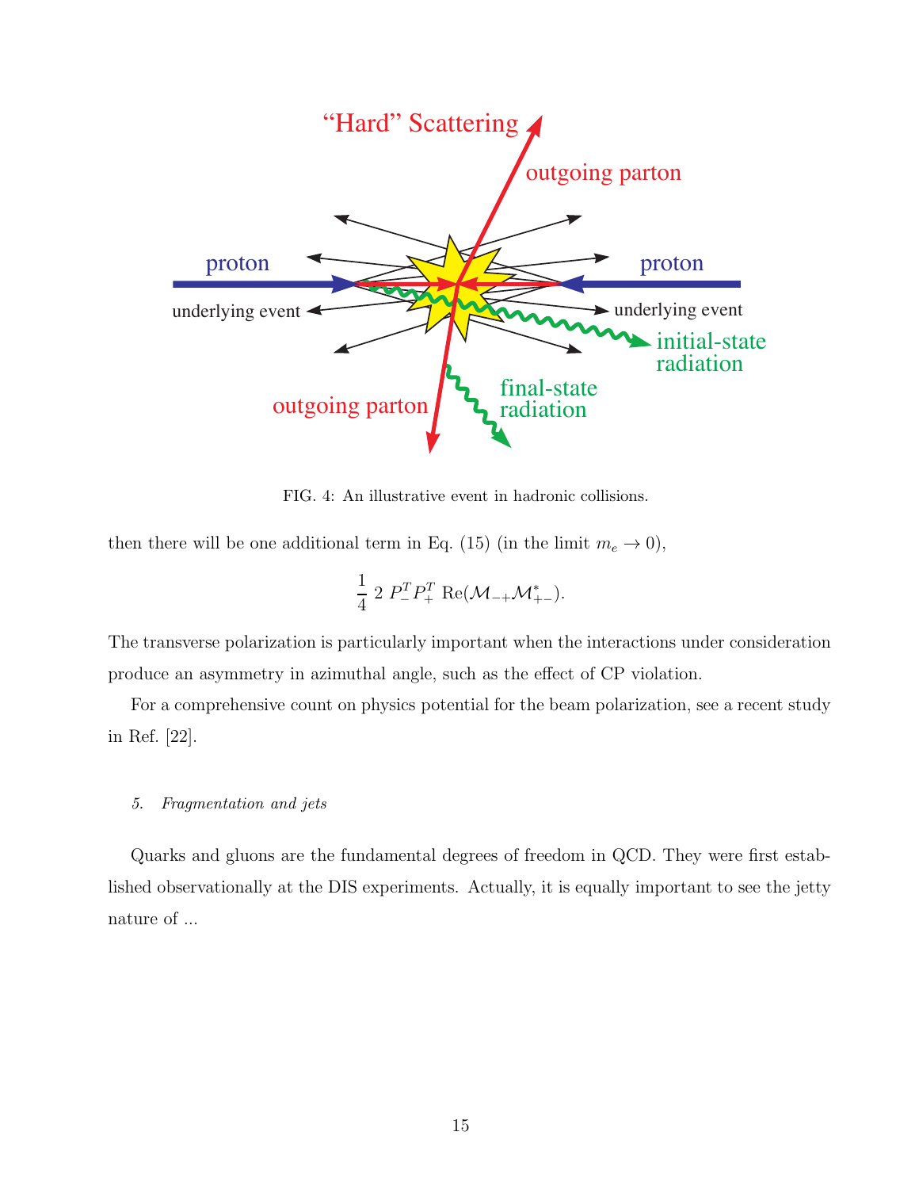FIG. 4: An illustrative event in hadronic collisions.

then there will be one additional term in Eq. (15) (in the limit $m_e \to 0$),

$$\frac{1}{4}\ 2\ P_-^T P_+^T\ \mathrm{Re}(\mathcal{M}_{-+}\mathcal{M}_{+-}^*).$$

The transverse polarization is particularly important when the interactions under consideration produce an asymmetry in azimuthal angle, such as the effect of CP violation.

For a comprehensive count on physics potential for the beam polarization, see a recent study in Ref. [22].

#### *5. Fragmentation and jets*

Quarks and gluons are the fundamental degrees of freedom in QCD. They were first established observationally at the DIS experiments. Actually, it is equally important to see the jetty nature of ...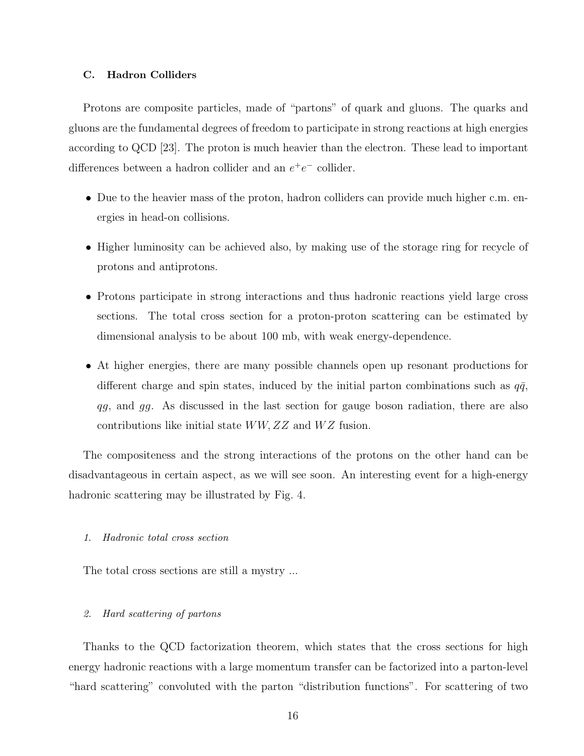### C. Hadron Colliders

Protons are composite particles, made of "partons" of quark and gluons. The quarks and gluons are the fundamental degrees of freedom to participate in strong reactions at high energies according to QCD [23]. The proton is much heavier than the electron. These lead to important differences between a hadron collider and an $e^+e^-$ collider.

- Due to the heavier mass of the proton, hadron colliders can provide much higher c.m. energies in head-on collisions.
- Higher luminosity can be achieved also, by making use of the storage ring for recycle of protons and antiprotons.
- Protons participate in strong interactions and thus hadronic reactions yield large cross sections. The total cross section for a proton-proton scattering can be estimated by dimensional analysis to be about 100 mb, with weak energy-dependence.
- At higher energies, there are many possible channels open up resonant productions for different charge and spin states, induced by the initial parton combinations such as $q\bar{q}$, $qg$, and $gg$. As discussed in the last section for gauge boson radiation, there are also contributions like initial state $WW, ZZ$ and $WZ$ fusion.

The compositeness and the strong interactions of the protons on the other hand can be disadvantageous in certain aspect, as we will see soon. An interesting event for a high-energy hadronic scattering may be illustrated by Fig. 4.

#### *1. Hadronic total cross section*

The total cross sections are still a mystry ...

#### *2. Hard scattering of partons*

Thanks to the QCD factorization theorem, which states that the cross sections for high energy hadronic reactions with a large momentum transfer can be factorized into a parton-level "hard scattering" convoluted with the parton "distribution functions". For scattering of two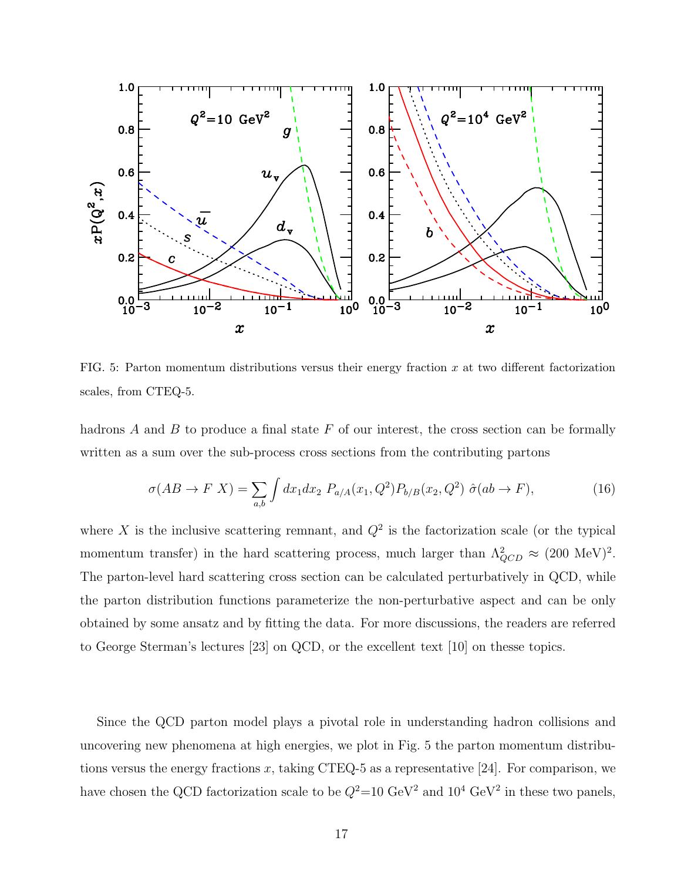FIG. 5: Parton momentum distributions versus their energy fraction $x$ at two different factorization scales, from CTEQ-5.

hadrons $A$ and $B$ to produce a final state $F$ of our interest, the cross section can be formally written as a sum over the sub-process cross sections from the contributing partons

$$\sigma(AB \to F\ X) = \sum_{a,b} \int dx_1 dx_2\ P_{a/A}(x_1, Q^2) P_{b/B}(x_2, Q^2)\ \hat{\sigma}(ab \to F), \tag{16}$$

where $X$ is the inclusive scattering remnant, and $Q^2$ is the factorization scale (or the typical momentum transfer) in the hard scattering process, much larger than $\Lambda_{QCD}^2 \approx (200\ \text{MeV})^2$. The parton-level hard scattering cross section can be calculated perturbatively in QCD, while the parton distribution functions parameterize the non-perturbative aspect and can be only obtained by some ansatz and by fitting the data. For more discussions, the readers are referred to George Sterman's lectures [23] on QCD, or the excellent text [10] on thesse topics.

Since the QCD parton model plays a pivotal role in understanding hadron collisions and uncovering new phenomena at high energies, we plot in Fig. 5 the parton momentum distributions versus the energy fractions $x$, taking CTEQ-5 as a representative [24]. For comparison, we have chosen the QCD factorization scale to be $Q^2$=10 GeV$^2$ and $10^4$ GeV$^2$ in these two panels,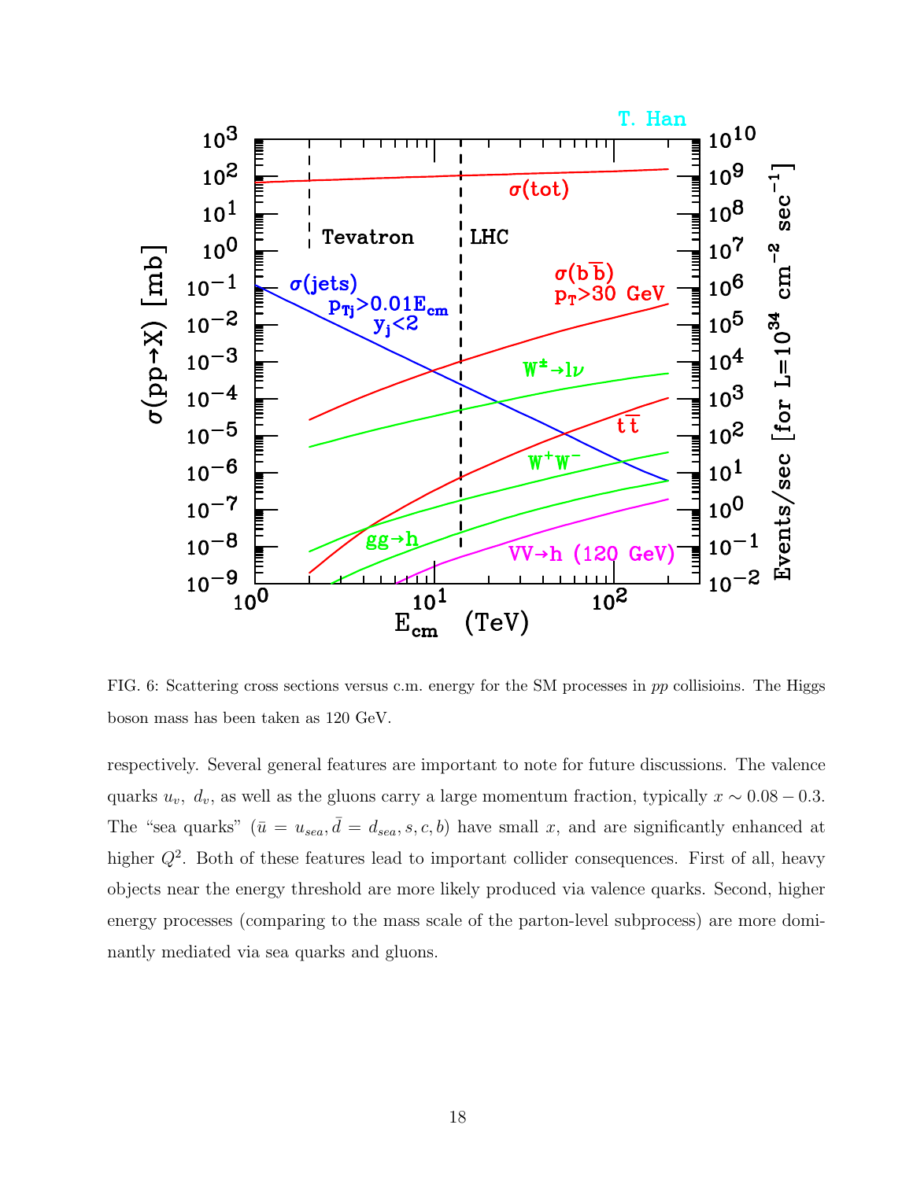FIG. 6: Scattering cross sections versus c.m. energy for the SM processes in $pp$ collisioins. The Higgs boson mass has been taken as 120 GeV.

respectively. Several general features are important to note for future discussions. The valence quarks $u_v$, $d_v$, as well as the gluons carry a large momentum fraction, typically $x \sim 0.08 - 0.3$. The "sea quarks" ($\bar{u} = u_{sea}, \bar{d} = d_{sea}, s, c, b$) have small $x$, and are significantly enhanced at higher $Q^2$. Both of these features lead to important collider consequences. First of all, heavy objects near the energy threshold are more likely produced via valence quarks. Second, higher energy processes (comparing to the mass scale of the parton-level subprocess) are more dominantly mediated via sea quarks and gluons.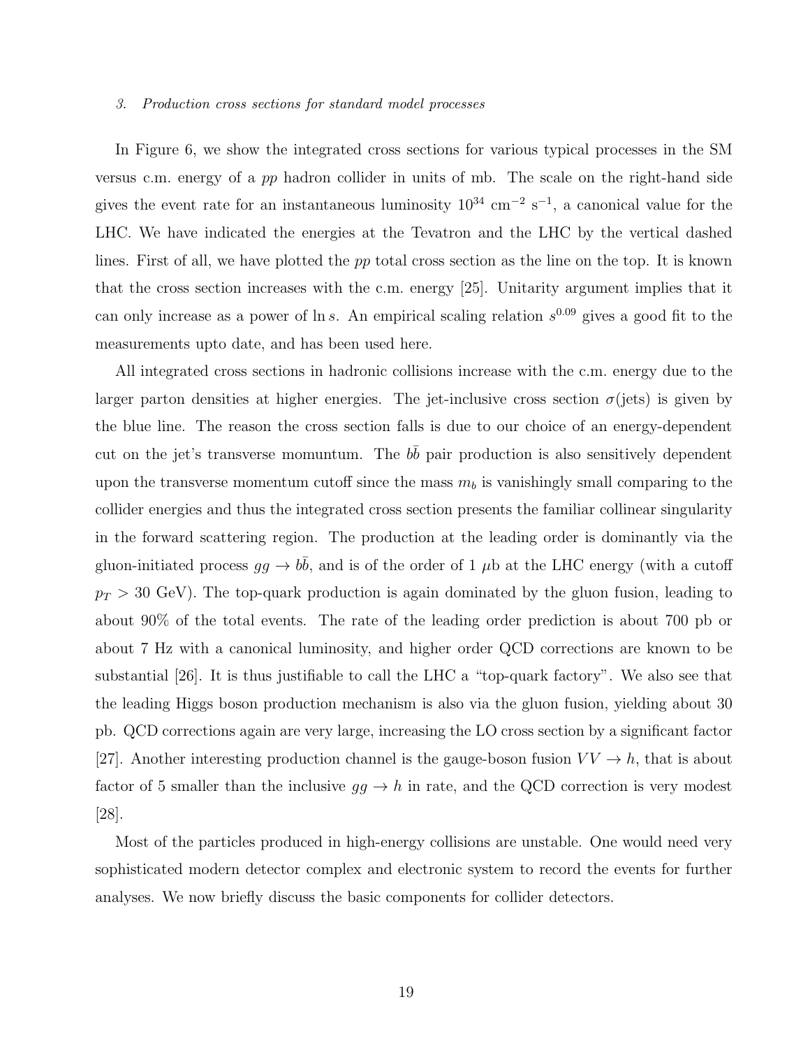### 3. *Production cross sections for standard model processes*

In Figure 6, we show the integrated cross sections for various typical processes in the SM versus c.m. energy of a $pp$ hadron collider in units of mb. The scale on the right-hand side gives the event rate for an instantaneous luminosity $10^{34}$ cm$^{-2}$ s$^{-1}$, a canonical value for the LHC. We have indicated the energies at the Tevatron and the LHC by the vertical dashed lines. First of all, we have plotted the $pp$ total cross section as the line on the top. It is known that the cross section increases with the c.m. energy [25]. Unitarity argument implies that it can only increase as a power of $\ln s$. An empirical scaling relation $s^{0.09}$ gives a good fit to the measurements upto date, and has been used here.

All integrated cross sections in hadronic collisions increase with the c.m. energy due to the larger parton densities at higher energies. The jet-inclusive cross section $\sigma$(jets) is given by the blue line. The reason the cross section falls is due to our choice of an energy-dependent cut on the jet's transverse momuntum. The $b\bar{b}$ pair production is also sensitively dependent upon the transverse momentum cutoff since the mass $m_b$ is vanishingly small comparing to the collider energies and thus the integrated cross section presents the familiar collinear singularity in the forward scattering region. The production at the leading order is dominantly via the gluon-initiated process $gg \to b\bar{b}$, and is of the order of 1 $\mu$b at the LHC energy (with a cutoff $p_T > 30$ GeV). The top-quark production is again dominated by the gluon fusion, leading to about 90% of the total events. The rate of the leading order prediction is about 700 pb or about 7 Hz with a canonical luminosity, and higher order QCD corrections are known to be substantial [26]. It is thus justifiable to call the LHC a "top-quark factory". We also see that the leading Higgs boson production mechanism is also via the gluon fusion, yielding about 30 pb. QCD corrections again are very large, increasing the LO cross section by a significant factor [27]. Another interesting production channel is the gauge-boson fusion $VV \to h$, that is about factor of 5 smaller than the inclusive $gg \to h$ in rate, and the QCD correction is very modest [28].

Most of the particles produced in high-energy collisions are unstable. One would need very sophisticated modern detector complex and electronic system to record the events for further analyses. We now briefly discuss the basic components for collider detectors.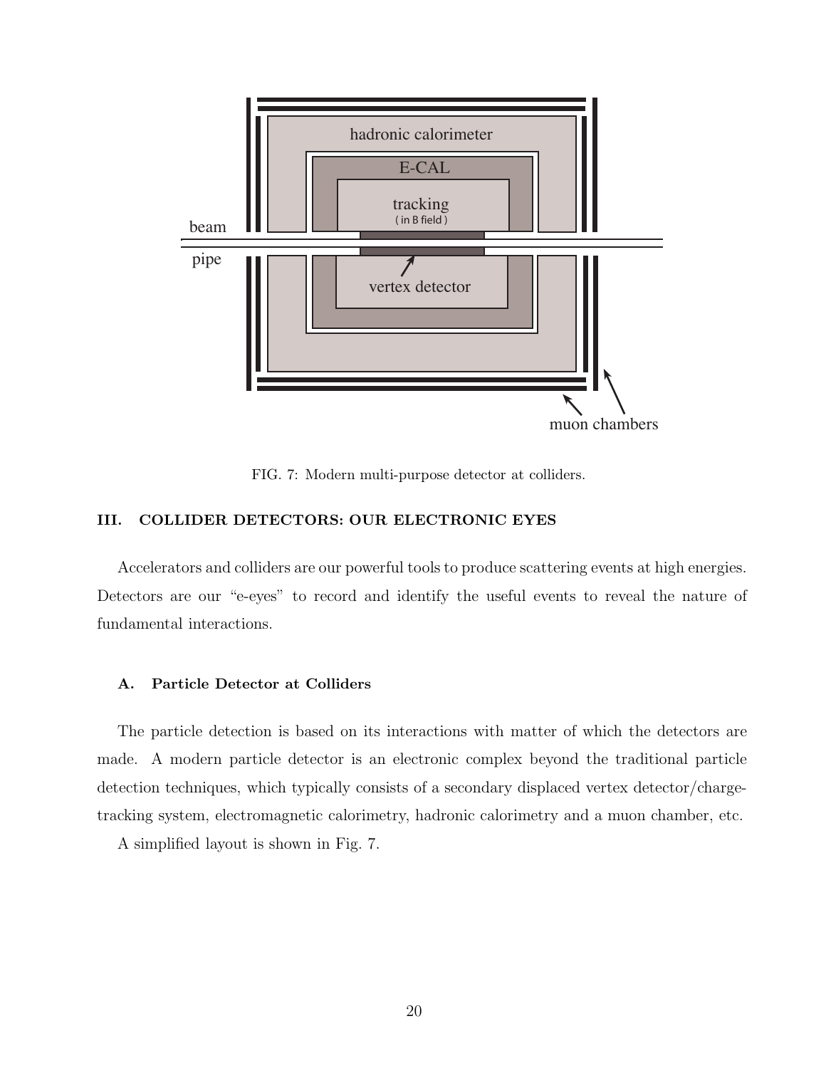FIG. 7: Modern multi-purpose detector at colliders.

## III. COLLIDER DETECTORS: OUR ELECTRONIC EYES

Accelerators and colliders are our powerful tools to produce scattering events at high energies. Detectors are our "e-eyes" to record and identify the useful events to reveal the nature of fundamental interactions.

### A. Particle Detector at Colliders

The particle detection is based on its interactions with matter of which the detectors are made. A modern particle detector is an electronic complex beyond the traditional particle detection techniques, which typically consists of a secondary displaced vertex detector/charge-tracking system, electromagnetic calorimetry, hadronic calorimetry and a muon chamber, etc. A simplified layout is shown in Fig. 7.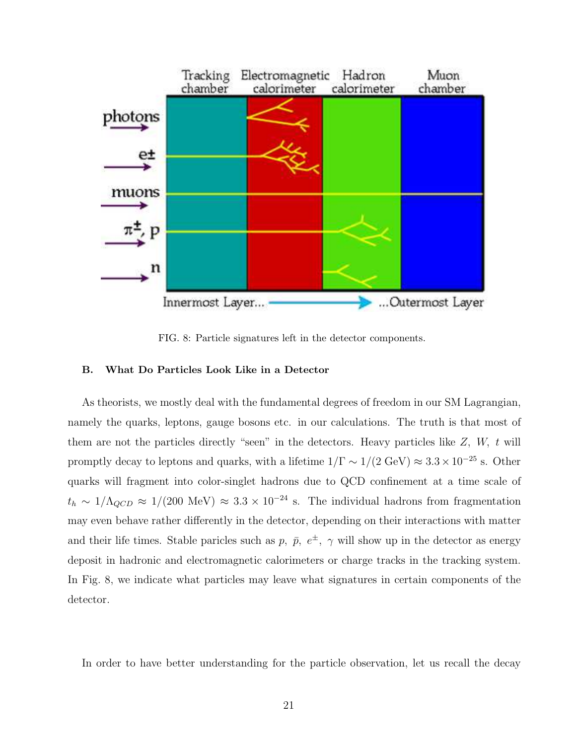FIG. 8: Particle signatures left in the detector components.

### B. What Do Particles Look Like in a Detector

As theorists, we mostly deal with the fundamental degrees of freedom in our SM Lagrangian, namely the quarks, leptons, gauge bosons etc. in our calculations. The truth is that most of them are not the particles directly "seen" in the detectors. Heavy particles like $Z$, $W$, $t$ will promptly decay to leptons and quarks, with a lifetime $1/\Gamma \sim 1/(2\ \text{GeV}) \approx 3.3 \times 10^{-25}$ s. Other quarks will fragment into color-singlet hadrons due to QCD confinement at a time scale of $t_h \sim 1/\Lambda_{QCD} \approx 1/(200\ \text{MeV}) \approx 3.3 \times 10^{-24}$ s. The individual hadrons from fragmentation may even behave rather differently in the detector, depending on their interactions with matter and their life times. Stable paricles such as $p$, $\bar{p}$, $e^{\pm}$, $\gamma$ will show up in the detector as energy deposit in hadronic and electromagnetic calorimeters or charge tracks in the tracking system. In Fig. 8, we indicate what particles may leave what signatures in certain components of the detector.

In order to have better understanding for the particle observation, let us recall the decay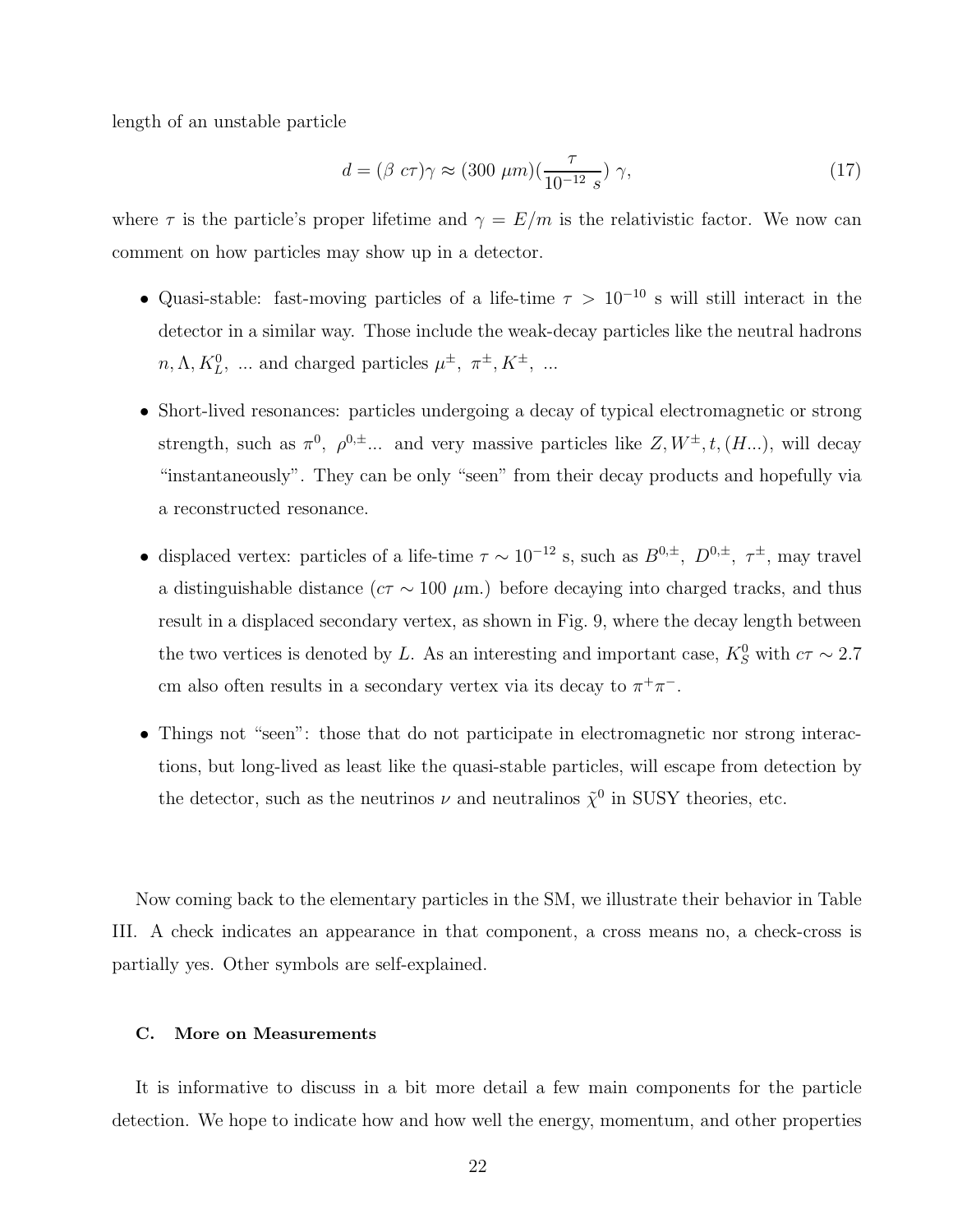length of an unstable particle

$$d = (\beta\ c\tau)\gamma \approx (300\ \mu m)(\frac{\tau}{10^{-12}\ s})\ \gamma, \tag{17}$$

where $\tau$ is the particle's proper lifetime and $\gamma = E/m$ is the relativistic factor. We now can comment on how particles may show up in a detector.

- Quasi-stable: fast-moving particles of a life-time $\tau > 10^{-10}$ s will still interact in the detector in a similar way. Those include the weak-decay particles like the neutral hadrons $n, \Lambda, K_L^0,$ ... and charged particles $\mu^\pm,\ \pi^\pm, K^\pm,$ ...

- Short-lived resonances: particles undergoing a decay of typical electromagnetic or strong strength, such as $\pi^0,\ \rho^{0,\pm}$... and very massive particles like $Z, W^\pm, t, (H...)$, will decay "instantaneously". They can be only "seen" from their decay products and hopefully via a reconstructed resonance.

- displaced vertex: particles of a life-time $\tau \sim 10^{-12}$ s, such as $B^{0,\pm},\ D^{0,\pm},\ \tau^\pm$, may travel a distinguishable distance ($c\tau \sim 100\ \mu$m.) before decaying into charged tracks, and thus result in a displaced secondary vertex, as shown in Fig. 9, where the decay length between the two vertices is denoted by $L$. As an interesting and important case, $K_S^0$ with $c\tau \sim 2.7$ cm also often results in a secondary vertex via its decay to $\pi^+\pi^-$.

- Things not "seen": those that do not participate in electromagnetic nor strong interactions, but long-lived as least like the quasi-stable particles, will escape from detection by the detector, such as the neutrinos $\nu$ and neutralinos $\tilde{\chi}^0$ in SUSY theories, etc.

Now coming back to the elementary particles in the SM, we illustrate their behavior in Table III. A check indicates an appearance in that component, a cross means no, a check-cross is partially yes. Other symbols are self-explained.

### C. More on Measurements

It is informative to discuss in a bit more detail a few main components for the particle detection. We hope to indicate how and how well the energy, momentum, and other properties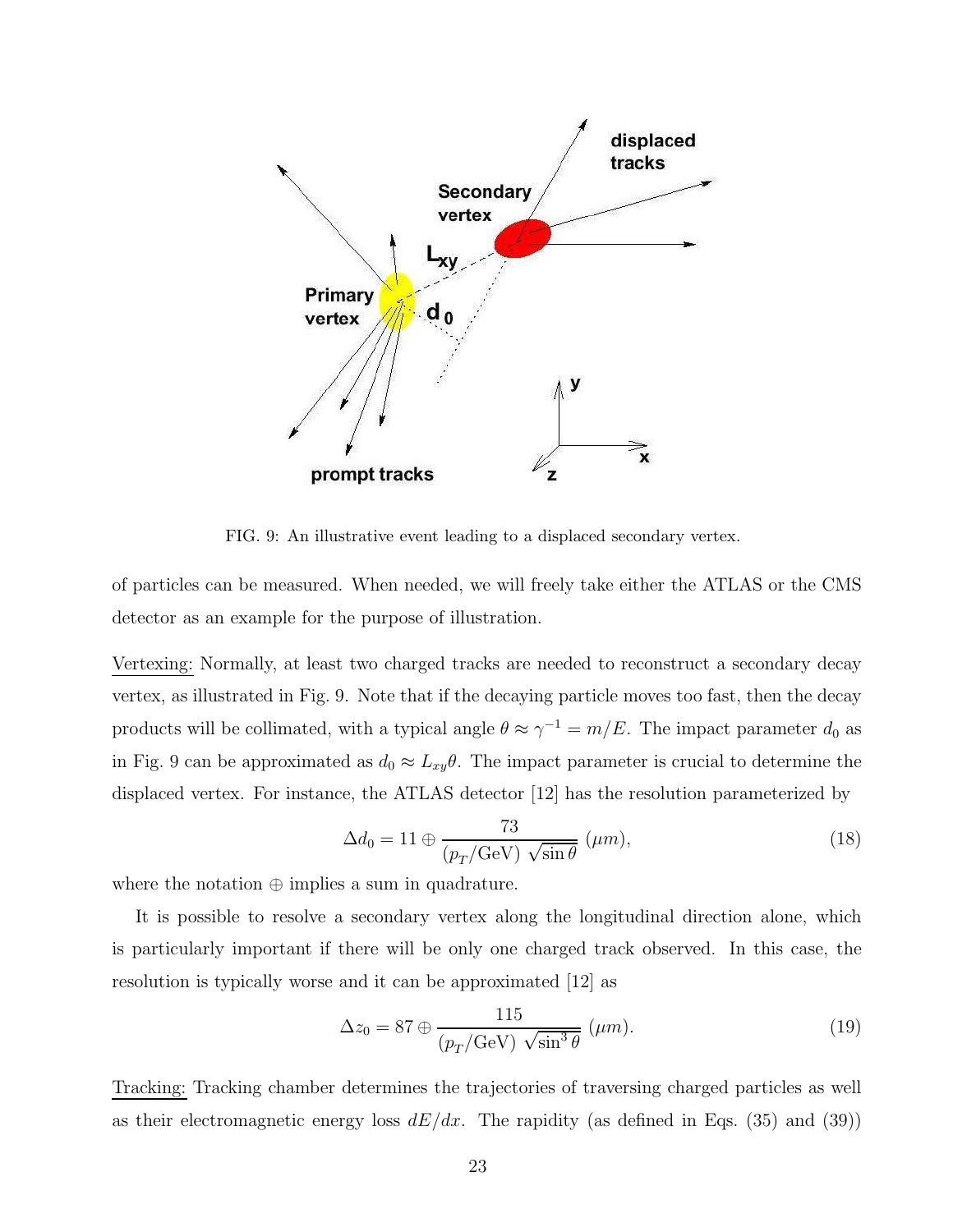FIG. 9: An illustrative event leading to a displaced secondary vertex.

of particles can be measured. When needed, we will freely take either the ATLAS or the CMS detector as an example for the purpose of illustration.

Vertexing: Normally, at least two charged tracks are needed to reconstruct a secondary decay vertex, as illustrated in Fig. 9. Note that if the decaying particle moves too fast, then the decay products will be collimated, with a typical angle $\theta \approx \gamma^{-1} = m/E$. The impact parameter $d_0$ as in Fig. 9 can be approximated as $d_0 \approx L_{xy}\theta$. The impact parameter is crucial to determine the displaced vertex. For instance, the ATLAS detector [12] has the resolution parameterized by

$$\Delta d_0 = 11 \oplus \frac{73}{(p_T/\text{GeV})\ \sqrt{\sin\theta}}\ (\mu m), \tag{18}$$

where the notation $\oplus$ implies a sum in quadrature.

It is possible to resolve a secondary vertex along the longitudinal direction alone, which is particularly important if there will be only one charged track observed. In this case, the resolution is typically worse and it can be approximated [12] as

$$\Delta z_0 = 87 \oplus \frac{115}{(p_T/\text{GeV})\ \sqrt{\sin^3\theta}}\ (\mu m). \tag{19}$$

Tracking: Tracking chamber determines the trajectories of traversing charged particles as well as their electromagnetic energy loss $dE/dx$. The rapidity (as defined in Eqs. (35) and (39))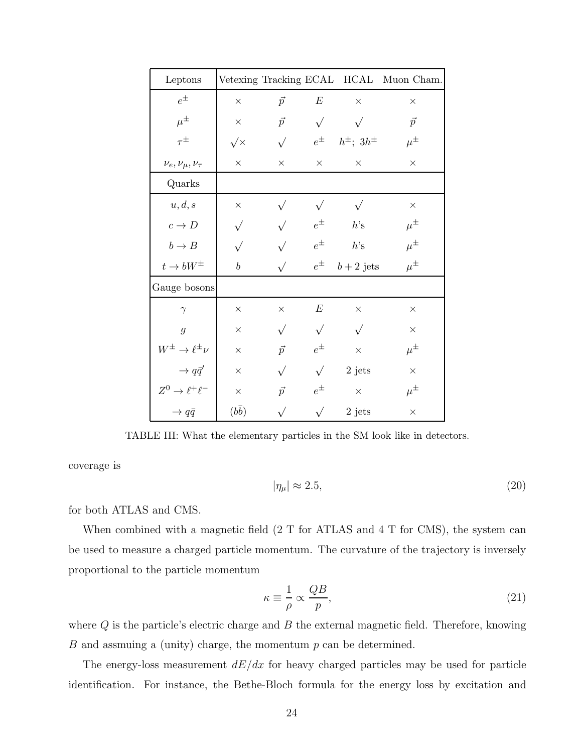| Leptons | Vetexing | Tracking | ECAL | HCAL | Muon Cham. |
|---|---|---|---|---|---|
| $e^\pm$ | $\times$ | $\vec{p}$ | $E$ | $\times$ | $\times$ |
| $\mu^\pm$ | $\times$ | $\vec{p}$ | $\surd$ | $\surd$ | $\vec{p}$ |
| $\tau^\pm$ | $\surd\times$ | $\surd$ | $e^\pm$ | $h^\pm;\ 3h^\pm$ | $\mu^\pm$ |
| $\nu_e, \nu_\mu, \nu_\tau$ | $\times$ | $\times$ | $\times$ | $\times$ | $\times$ |
| Quarks | | | | | |
| $u, d, s$ | $\times$ | $\surd$ | $\surd$ | $\surd$ | $\times$ |
| $c \to D$ | $\surd$ | $\surd$ | $e^\pm$ | $h$'s | $\mu^\pm$ |
| $b \to B$ | $\surd$ | $\surd$ | $e^\pm$ | $h$'s | $\mu^\pm$ |
| $t \to bW^\pm$ | $b$ | $\surd$ | $e^\pm$ | $b + 2$ jets | $\mu^\pm$ |
| Gauge bosons | | | | | |
| $\gamma$ | $\times$ | $\times$ | $E$ | $\times$ | $\times$ |
| $g$ | $\times$ | $\surd$ | $\surd$ | $\surd$ | $\times$ |
| $W^\pm \to \ell^\pm \nu$ | $\times$ | $\vec{p}$ | $e^\pm$ | $\times$ | $\mu^\pm$ |
| $\to q\bar{q}'$ | $\times$ | $\surd$ | $\surd$ | 2 jets | $\times$ |
| $Z^0 \to \ell^+\ell^-$ | $\times$ | $\vec{p}$ | $e^\pm$ | $\times$ | $\mu^\pm$ |
| $\to q\bar{q}$ | $(b\bar{b})$ | $\surd$ | $\surd$ | 2 jets | $\times$ |

TABLE III: What the elementary particles in the SM look like in detectors.

coverage is

$$|\eta_\mu| \approx 2.5, \tag{20}$$

for both ATLAS and CMS.

When combined with a magnetic field (2 T for ATLAS and 4 T for CMS), the system can be used to measure a charged particle momentum. The curvature of the trajectory is inversely proportional to the particle momentum

$$\kappa \equiv \frac{1}{\rho} \propto \frac{QB}{p}, \tag{21}$$

where $Q$ is the particle's electric charge and $B$ the external magnetic field. Therefore, knowing $B$ and assmuing a (unity) charge, the momentum $p$ can be determined.

The energy-loss measurement $dE/dx$ for heavy charged particles may be used for particle identification. For instance, the Bethe-Bloch formula for the energy loss by excitation and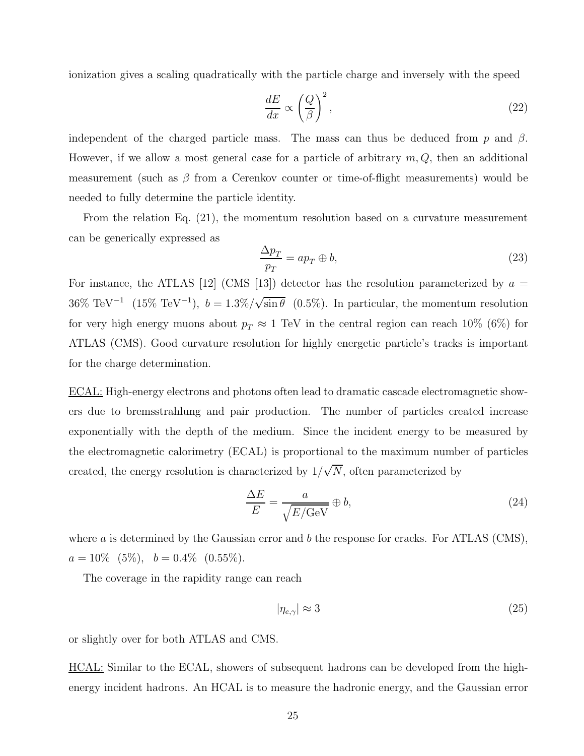ionization gives a scaling quadratically with the particle charge and inversely with the speed

$$\frac{dE}{dx} \propto \left(\frac{Q}{\beta}\right)^2, \tag{22}$$

independent of the charged particle mass. The mass can thus be deduced from $p$ and $\beta$. However, if we allow a most general case for a particle of arbitrary $m, Q$, then an additional measurement (such as $\beta$ from a Cerenkov counter or time-of-flight measurements) would be needed to fully determine the particle identity.

From the relation Eq. (21), the momentum resolution based on a curvature measurement can be generically expressed as

$$\frac{\Delta p_T}{p_T} = a p_T \oplus b, \tag{23}$$

For instance, the ATLAS [12] (CMS [13]) detector has the resolution parameterized by $a = 36\%\ \text{TeV}^{-1}$ $(15\%\ \text{TeV}^{-1})$, $b = 1.3\%/\sqrt{\sin\theta}$ $(0.5\%)$. In particular, the momentum resolution for very high energy muons about $p_T \approx 1$ TeV in the central region can reach 10% (6%) for ATLAS (CMS). Good curvature resolution for highly energetic particle's tracks is important for the charge determination.

ECAL: High-energy electrons and photons often lead to dramatic cascade electromagnetic showers due to bremsstrahlung and pair production. The number of particles created increase exponentially with the depth of the medium. Since the incident energy to be measured by the electromagnetic calorimetry (ECAL) is proportional to the maximum number of particles created, the energy resolution is characterized by $1/\sqrt{N}$, often parameterized by

$$\frac{\Delta E}{E} = \frac{a}{\sqrt{E/\text{GeV}}} \oplus b, \tag{24}$$

where $a$ is determined by the Gaussian error and $b$ the response for cracks. For ATLAS (CMS), $a = 10\%$ $(5\%)$, $b = 0.4\%$ $(0.55\%)$.

The coverage in the rapidity range can reach

$$|\eta_{e,\gamma}| \approx 3 \tag{25}$$

or slightly over for both ATLAS and CMS.

HCAL: Similar to the ECAL, showers of subsequent hadrons can be developed from the high-energy incident hadrons. An HCAL is to measure the hadronic energy, and the Gaussian error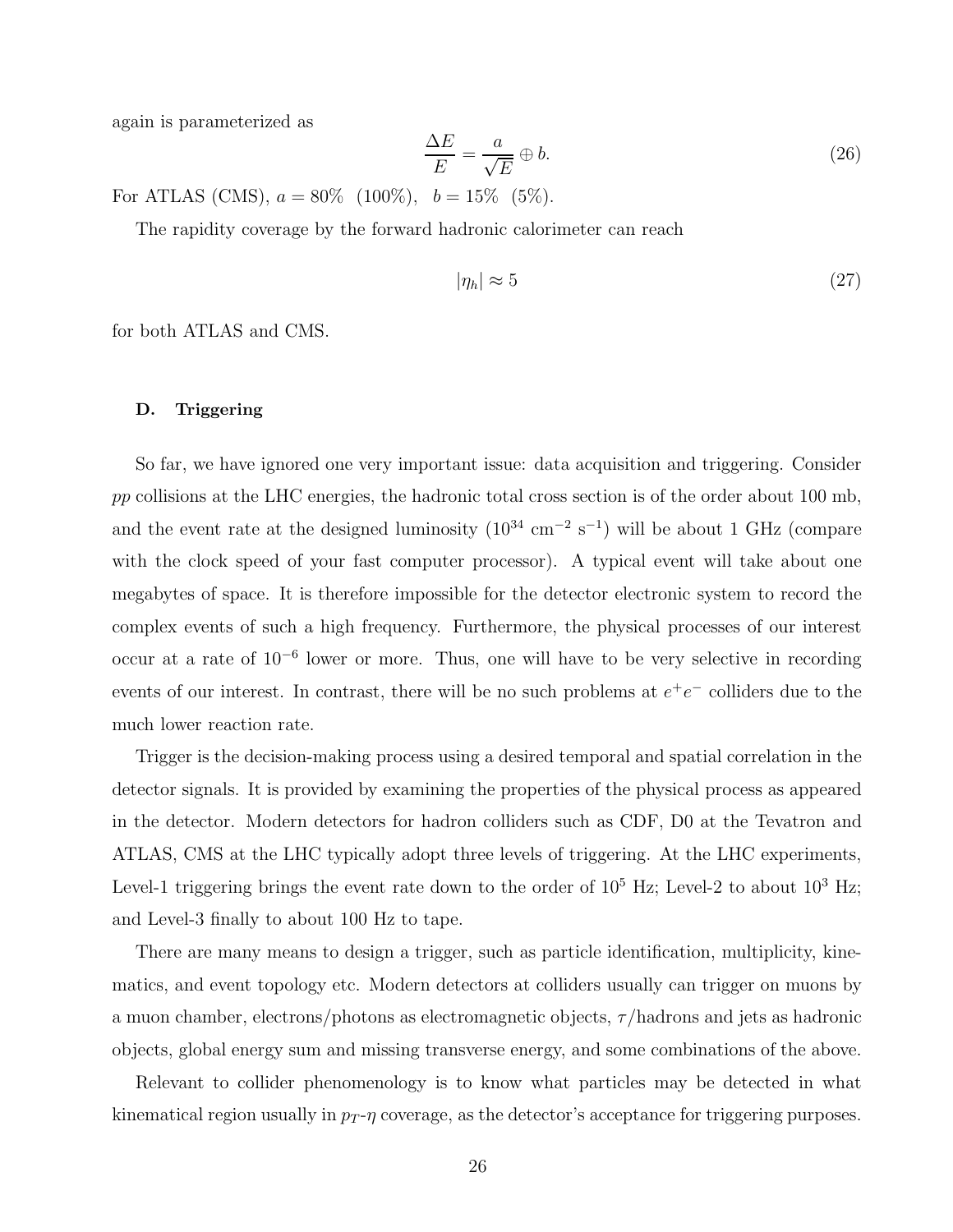again is parameterized as

$$\frac{\Delta E}{E} = \frac{a}{\sqrt{E}} \oplus b. \tag{26}$$

For ATLAS (CMS), $a = 80\%$ $(100\%)$, $b = 15\%$ $(5\%)$.

The rapidity coverage by the forward hadronic calorimeter can reach

$$|\eta_h| \approx 5 \tag{27}$$

for both ATLAS and CMS.

### D. Triggering

So far, we have ignored one very important issue: data acquisition and triggering. Consider $pp$ collisions at the LHC energies, the hadronic total cross section is of the order about 100 mb, and the event rate at the designed luminosity ($10^{34}$ cm$^{-2}$ s$^{-1}$) will be about 1 GHz (compare with the clock speed of your fast computer processor). A typical event will take about one megabytes of space. It is therefore impossible for the detector electronic system to record the complex events of such a high frequency. Furthermore, the physical processes of our interest occur at a rate of $10^{-6}$ lower or more. Thus, one will have to be very selective in recording events of our interest. In contrast, there will be no such problems at $e^+e^-$ colliders due to the much lower reaction rate.

Trigger is the decision-making process using a desired temporal and spatial correlation in the detector signals. It is provided by examining the properties of the physical process as appeared in the detector. Modern detectors for hadron colliders such as CDF, D0 at the Tevatron and ATLAS, CMS at the LHC typically adopt three levels of triggering. At the LHC experiments, Level-1 triggering brings the event rate down to the order of $10^5$ Hz; Level-2 to about $10^3$ Hz; and Level-3 finally to about 100 Hz to tape.

There are many means to design a trigger, such as particle identification, multiplicity, kinematics, and event topology etc. Modern detectors at colliders usually can trigger on muons by a muon chamber, electrons/photons as electromagnetic objects, $\tau$/hadrons and jets as hadronic objects, global energy sum and missing transverse energy, and some combinations of the above.

Relevant to collider phenomenology is to know what particles may be detected in what kinematical region usually in $p_T$-$\eta$ coverage, as the detector's acceptance for triggering purposes.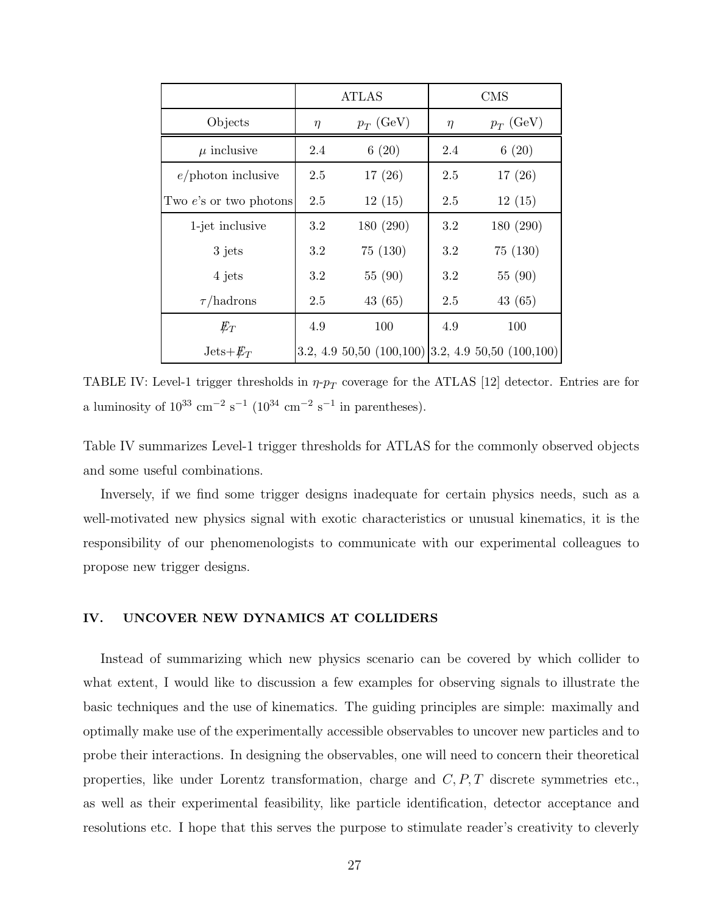| | ATLAS | | CMS | |
|---|---|---|---|---|
| Objects | $\eta$ | $p_T$ (GeV) | $\eta$ | $p_T$ (GeV) |
| $\mu$ inclusive | 2.4 | 6 (20) | 2.4 | 6 (20) |
| $e$/photon inclusive | 2.5 | 17 (26) | 2.5 | 17 (26) |
| Two $e$'s or two photons | 2.5 | 12 (15) | 2.5 | 12 (15) |
| 1-jet inclusive | 3.2 | 180 (290) | 3.2 | 180 (290) |
| 3 jets | 3.2 | 75 (130) | 3.2 | 75 (130) |
| 4 jets | 3.2 | 55 (90) | 3.2 | 55 (90) |
| $\tau$/hadrons | 2.5 | 43 (65) | 2.5 | 43 (65) |
| $\not\!\!E_T$ | 4.9 | 100 | 4.9 | 100 |
| Jets+$\not\!\!E_T$ | 3.2, 4.9 | 50,50 (100,100) | 3.2, 4.9 | 50,50 (100,100) |

TABLE IV: Level-1 trigger thresholds in $\eta$-$p_T$ coverage for the ATLAS [12] detector. Entries are for a luminosity of $10^{33}$ cm$^{-2}$ s$^{-1}$ ($10^{34}$ cm$^{-2}$ s$^{-1}$ in parentheses).

Table IV summarizes Level-1 trigger thresholds for ATLAS for the commonly observed objects and some useful combinations.

Inversely, if we find some trigger designs inadequate for certain physics needs, such as a well-motivated new physics signal with exotic characteristics or unusual kinematics, it is the responsibility of our phenomenologists to communicate with our experimental colleagues to propose new trigger designs.

## IV. UNCOVER NEW DYNAMICS AT COLLIDERS

Instead of summarizing which new physics scenario can be covered by which collider to what extent, I would like to discussion a few examples for observing signals to illustrate the basic techniques and the use of kinematics. The guiding principles are simple: maximally and optimally make use of the experimentally accessible observables to uncover new particles and to probe their interactions. In designing the observables, one will need to concern their theoretical properties, like under Lorentz transformation, charge and $C, P, T$ discrete symmetries etc., as well as their experimental feasibility, like particle identification, detector acceptance and resolutions etc. I hope that this serves the purpose to stimulate reader's creativity to cleverly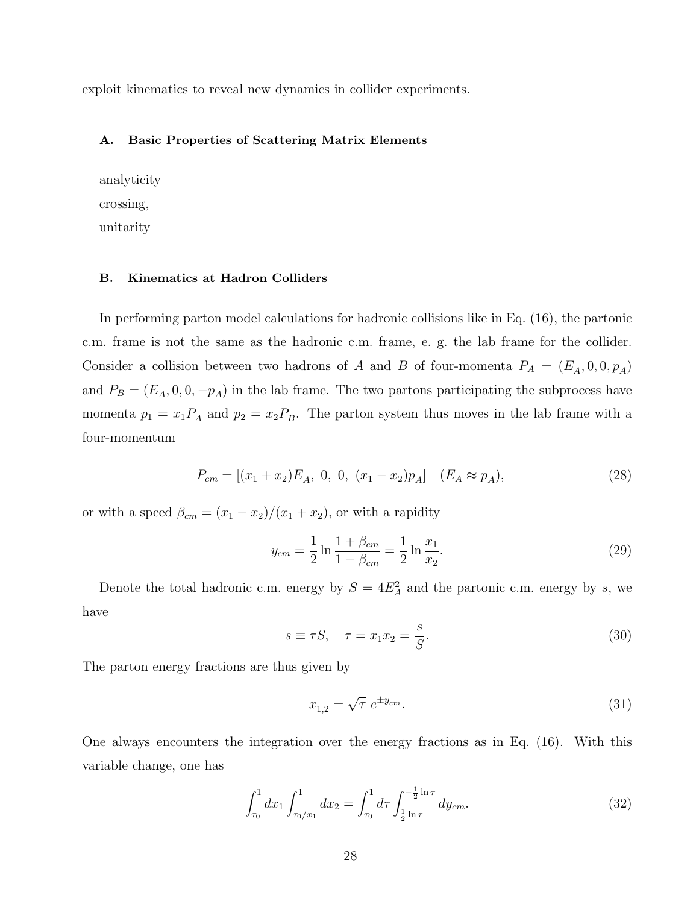exploit kinematics to reveal new dynamics in collider experiments.

### A. Basic Properties of Scattering Matrix Elements

analyticity

crossing,

unitarity

### B. Kinematics at Hadron Colliders

In performing parton model calculations for hadronic collisions like in Eq. (16), the partonic c.m. frame is not the same as the hadronic c.m. frame, e. g. the lab frame for the collider. Consider a collision between two hadrons of $A$ and $B$ of four-momenta $P_A = (E_A, 0, 0, p_A)$ and $P_B = (E_A, 0, 0, -p_A)$ in the lab frame. The two partons participating the subprocess have momenta $p_1 = x_1 P_A$ and $p_2 = x_2 P_B$. The parton system thus moves in the lab frame with a four-momentum

$$P_{cm} = [(x_1 + x_2)E_A,\ 0,\ 0,\ (x_1 - x_2)p_A] \quad (E_A \approx p_A), \tag{28}$$

or with a speed $\beta_{cm} = (x_1 - x_2)/(x_1 + x_2)$, or with a rapidity

$$y_{cm} = \frac{1}{2}\ln\frac{1+\beta_{cm}}{1-\beta_{cm}} = \frac{1}{2}\ln\frac{x_1}{x_2}. \tag{29}$$

Denote the total hadronic c.m. energy by $S = 4E_A^2$ and the partonic c.m. energy by $s$, we have

$$s \equiv \tau S, \quad \tau = x_1 x_2 = \frac{s}{S}. \tag{30}$$

The parton energy fractions are thus given by

$$x_{1,2} = \sqrt{\tau}\ e^{\pm y_{cm}}. \tag{31}$$

One always encounters the integration over the energy fractions as in Eq. (16). With this variable change, one has

$$\int_{\tau_0}^{1} dx_1 \int_{\tau_0/x_1}^{1} dx_2 = \int_{\tau_0}^{1} d\tau \int_{\frac{1}{2}\ln\tau}^{-\frac{1}{2}\ln\tau} dy_{cm}. \tag{32}$$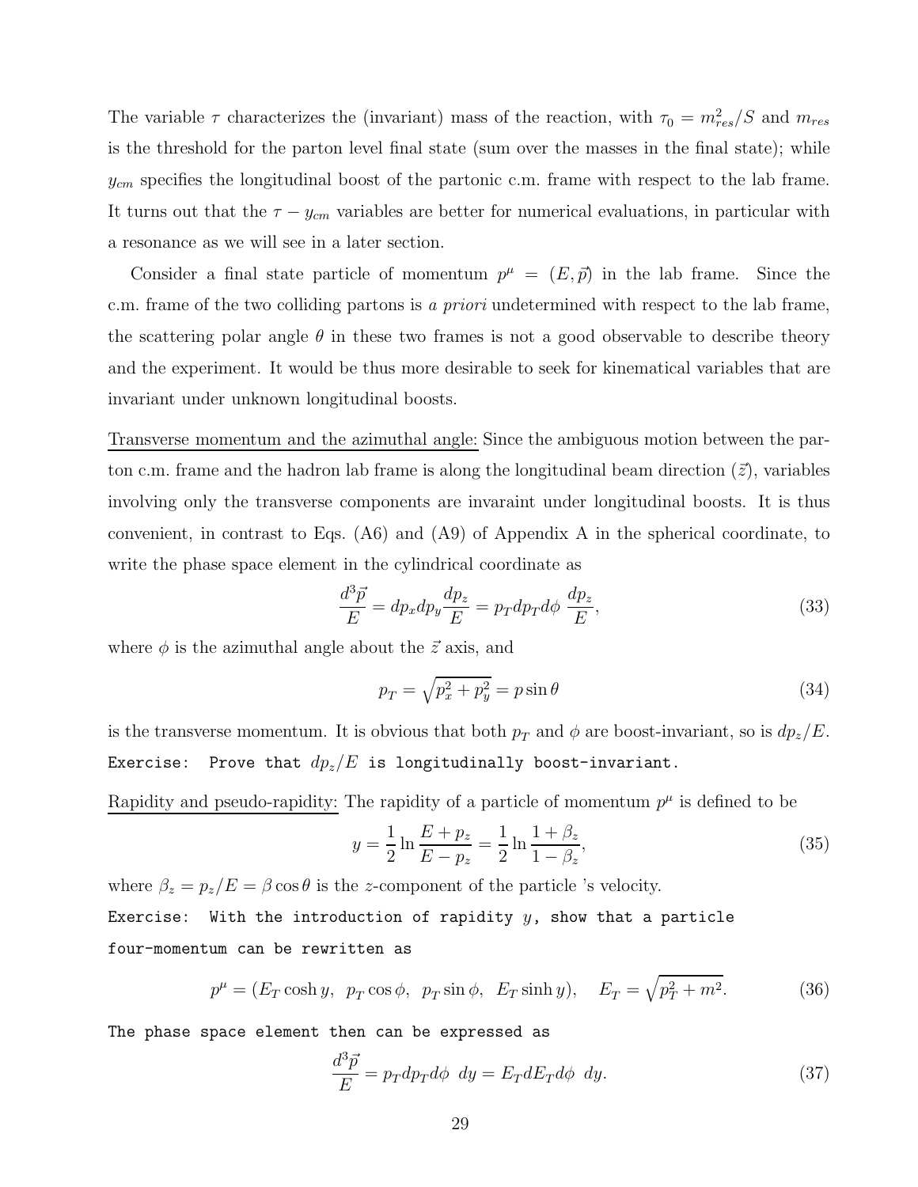The variable $\tau$ characterizes the (invariant) mass of the reaction, with $\tau_0 = m_{res}^2/S$ and $m_{res}$ is the threshold for the parton level final state (sum over the masses in the final state); while $y_{cm}$ specifies the longitudinal boost of the partonic c.m. frame with respect to the lab frame. It turns out that the $\tau - y_{cm}$ variables are better for numerical evaluations, in particular with a resonance as we will see in a later section.

Consider a final state particle of momentum $p^\mu = (E, \vec{p})$ in the lab frame. Since the c.m. frame of the two colliding partons is *a priori* undetermined with respect to the lab frame, the scattering polar angle $\theta$ in these two frames is not a good observable to describe theory and the experiment. It would be thus more desirable to seek for kinematical variables that are invariant under unknown longitudinal boosts.

<u>Transverse momentum and the azimuthal angle:</u> Since the ambiguous motion between the parton c.m. frame and the hadron lab frame is along the longitudinal beam direction ($\vec{z}$), variables involving only the transverse components are invaraint under longitudinal boosts. It is thus convenient, in contrast to Eqs. (A6) and (A9) of Appendix A in the spherical coordinate, to write the phase space element in the cylindrical coordinate as

$$\frac{d^3\vec{p}}{E} = dp_x dp_y \frac{dp_z}{E} = p_T dp_T d\phi \ \frac{dp_z}{E}, \tag{33}$$

where $\phi$ is the azimuthal angle about the $\vec{z}$ axis, and

$$p_T = \sqrt{p_x^2 + p_y^2} = p \sin\theta \tag{34}$$

is the transverse momentum. It is obvious that both $p_T$ and $\phi$ are boost-invariant, so is $dp_z/E$.

`Exercise: Prove that` $dp_z/E$ `is longitudinally boost-invariant.`

<u>Rapidity and pseudo-rapidity:</u> The rapidity of a particle of momentum $p^\mu$ is defined to be

$$y = \frac{1}{2} \ln \frac{E + p_z}{E - p_z} = \frac{1}{2} \ln \frac{1 + \beta_z}{1 - \beta_z}, \tag{35}$$

where $\beta_z = p_z/E = \beta \cos\theta$ is the $z$-component of the particle 's velocity.

`Exercise: With the introduction of rapidity` $y$`, show that a particle four-momentum can be rewritten as`

$$p^\mu = (E_T \cosh y, \ \ p_T \cos\phi, \ \ p_T \sin\phi, \ \ E_T \sinh y), \quad E_T = \sqrt{p_T^2 + m^2}. \tag{36}$$

`The phase space element then can be expressed as`

$$\frac{d^3\vec{p}}{E} = p_T dp_T d\phi \ \ dy = E_T dE_T d\phi \ \ dy. \tag{37}$$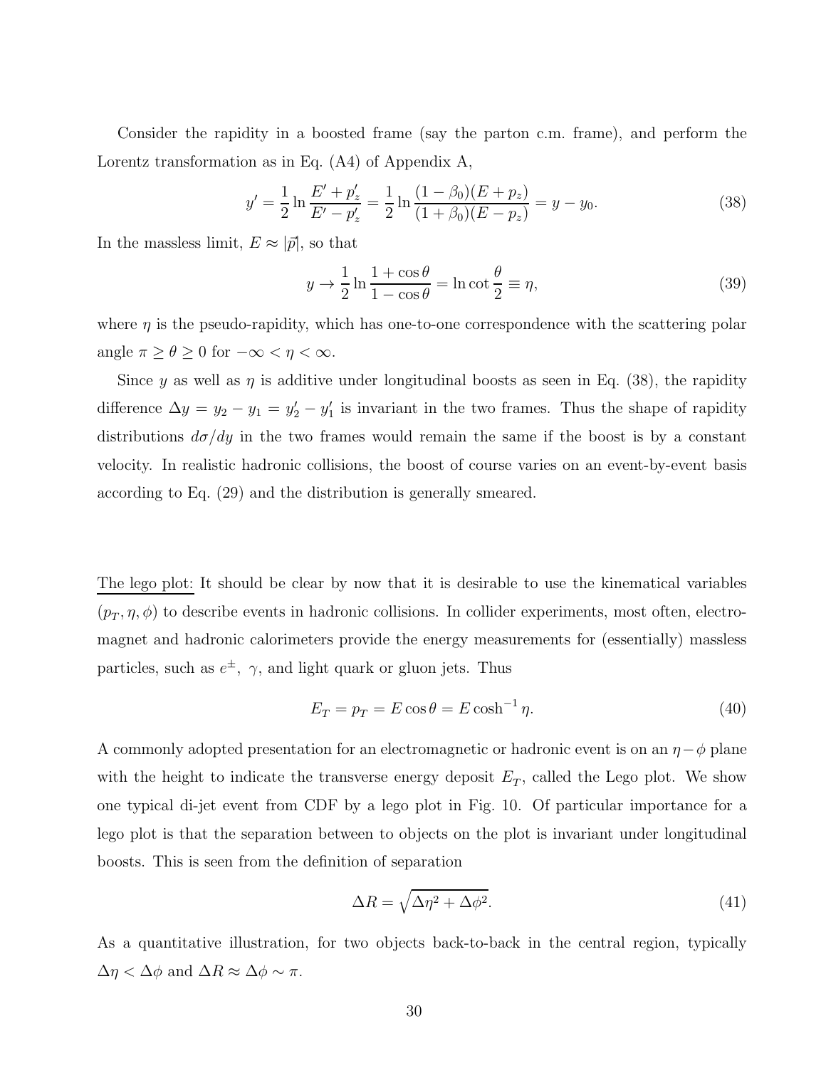Consider the rapidity in a boosted frame (say the parton c.m. frame), and perform the Lorentz transformation as in Eq. (A4) of Appendix A,

$$y' = \frac{1}{2}\ln\frac{E' + p_z'}{E' - p_z'} = \frac{1}{2}\ln\frac{(1-\beta_0)(E+p_z)}{(1+\beta_0)(E-p_z)} = y - y_0. \tag{38}$$

In the massless limit, $E \approx |\vec{p}|$, so that

$$y \to \frac{1}{2}\ln\frac{1+\cos\theta}{1-\cos\theta} = \ln\cot\frac{\theta}{2} \equiv \eta, \tag{39}$$

where $\eta$ is the pseudo-rapidity, which has one-to-one correspondence with the scattering polar angle $\pi \geq \theta \geq 0$ for $-\infty < \eta < \infty$.

Since $y$ as well as $\eta$ is additive under longitudinal boosts as seen in Eq. (38), the rapidity difference $\Delta y = y_2 - y_1 = y_2' - y_1'$ is invariant in the two frames. Thus the shape of rapidity distributions $d\sigma/dy$ in the two frames would remain the same if the boost is by a constant velocity. In realistic hadronic collisions, the boost of course varies on an event-by-event basis according to Eq. (29) and the distribution is generally smeared.

<u>The lego plot:</u> It should be clear by now that it is desirable to use the kinematical variables $(p_T, \eta, \phi)$ to describe events in hadronic collisions. In collider experiments, most often, electromagnet and hadronic calorimeters provide the energy measurements for (essentially) massless particles, such as $e^\pm$, $\gamma$, and light quark or gluon jets. Thus

$$E_T = p_T = E\cos\theta = E\cosh^{-1}\eta. \tag{40}$$

A commonly adopted presentation for an electromagnetic or hadronic event is on an $\eta - \phi$ plane with the height to indicate the transverse energy deposit $E_T$, called the Lego plot. We show one typical di-jet event from CDF by a lego plot in Fig. 10. Of particular importance for a lego plot is that the separation between to objects on the plot is invariant under longitudinal boosts. This is seen from the definition of separation

$$\Delta R = \sqrt{\Delta\eta^2 + \Delta\phi^2}. \tag{41}$$

As a quantitative illustration, for two objects back-to-back in the central region, typically $\Delta\eta < \Delta\phi$ and $\Delta R \approx \Delta\phi \sim \pi$.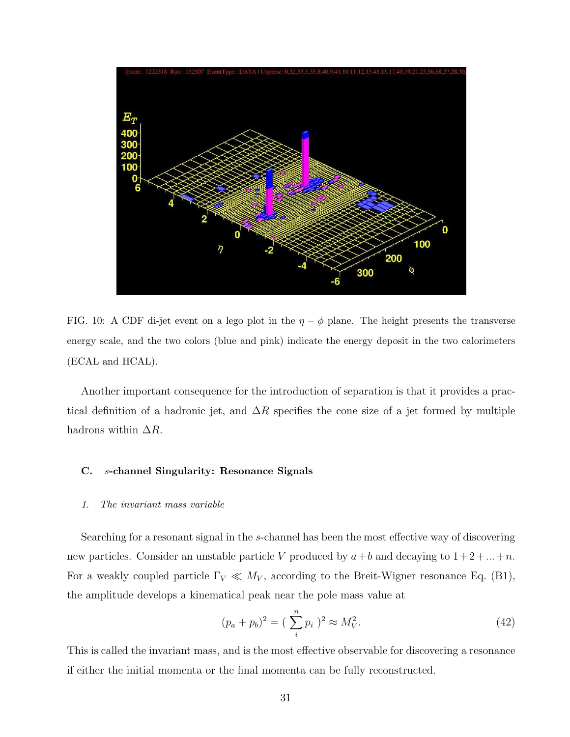FIG. 10: A CDF di-jet event on a lego plot in the $\eta - \phi$ plane. The height presents the transverse energy scale, and the two colors (blue and pink) indicate the energy deposit in the two calorimeters (ECAL and HCAL).

Another important consequence for the introduction of separation is that it provides a practical definition of a hadronic jet, and $\Delta R$ specifies the cone size of a jet formed by multiple hadrons within $\Delta R$.

### C. $s$-channel Singularity: Resonance Signals

#### 1. *The invariant mass variable*

Searching for a resonant signal in the $s$-channel has been the most effective way of discovering new particles. Consider an unstable particle $V$ produced by $a+b$ and decaying to $1+2+...+n$. For a weakly coupled particle $\Gamma_V \ll M_V$, according to the Breit-Wigner resonance Eq. (B1), the amplitude develops a kinematical peak near the pole mass value at

$$(p_a + p_b)^2 = (\sum_i^n p_i)^2 \approx M_V^2. \tag{42}$$

This is called the invariant mass, and is the most effective observable for discovering a resonance if either the initial momenta or the final momenta can be fully reconstructed.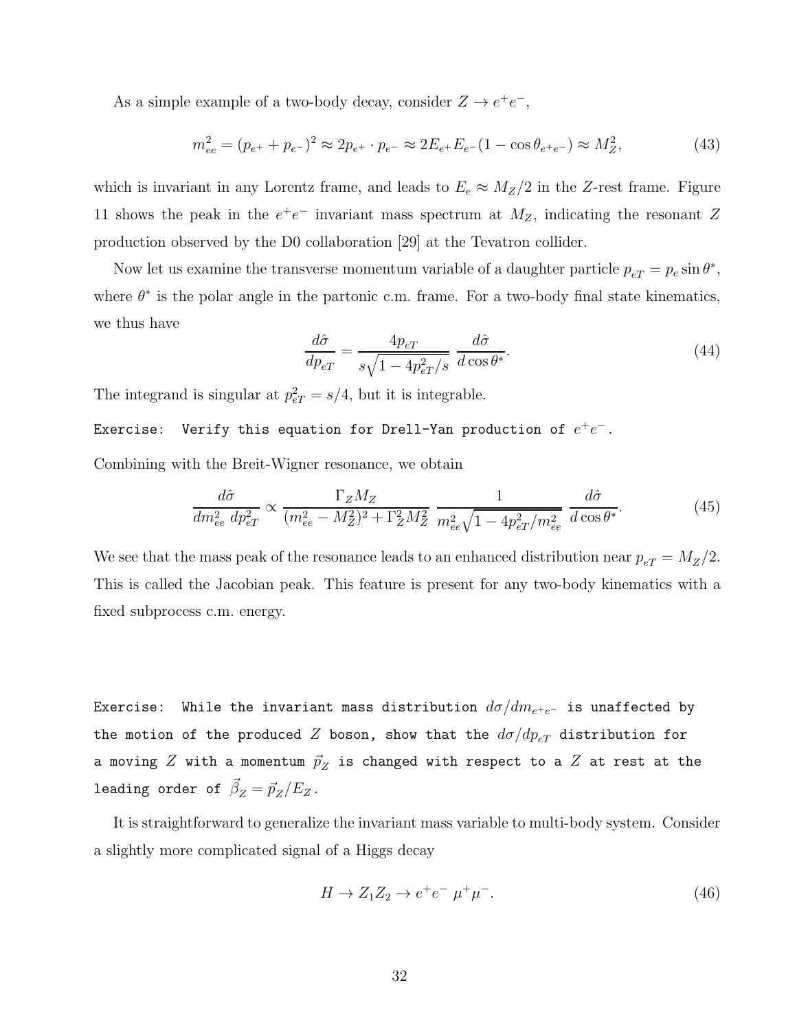As a simple example of a two-body decay, consider $Z \to e^+e^-$,

$$m_{ee}^2 = (p_{e^+} + p_{e^-})^2 \approx 2p_{e^+} \cdot p_{e^-} \approx 2E_{e^+}E_{e^-}(1 - \cos\theta_{e^+e^-}) \approx M_Z^2, \tag{43}$$

which is invariant in any Lorentz frame, and leads to $E_e \approx M_Z/2$ in the $Z$-rest frame. Figure 11 shows the peak in the $e^+e^-$ invariant mass spectrum at $M_Z$, indicating the resonant $Z$ production observed by the D0 collaboration [29] at the Tevatron collider.

Now let us examine the transverse momentum variable of a daughter particle $p_{eT} = p_e \sin\theta^*$, where $\theta^*$ is the polar angle in the partonic c.m. frame. For a two-body final state kinematics, we thus have

$$\frac{d\hat{\sigma}}{dp_{eT}} = \frac{4p_{eT}}{s\sqrt{1 - 4p_{eT}^2/s}} \; \frac{d\hat{\sigma}}{d\cos\theta^*}. \tag{44}$$

The integrand is singular at $p_{eT}^2 = s/4$, but it is integrable.

`Exercise:  Verify this equation for Drell-Yan production of` $e^+e^-$.

Combining with the Breit-Wigner resonance, we obtain

$$\frac{d\hat{\sigma}}{dm_{ee}^2 \; dp_{eT}^2} \propto \frac{\Gamma_Z M_Z}{(m_{ee}^2 - M_Z^2)^2 + \Gamma_Z^2 M_Z^2} \; \frac{1}{m_{ee}^2\sqrt{1 - 4p_{eT}^2/m_{ee}^2}} \; \frac{d\hat{\sigma}}{d\cos\theta^*}. \tag{45}$$

We see that the mass peak of the resonance leads to an enhanced distribution near $p_{eT} = M_Z/2$. This is called the Jacobian peak. This feature is present for any two-body kinematics with a fixed subprocess c.m. energy.

`Exercise:  While the invariant mass distribution` $d\sigma/dm_{e^+e^-}$ `is unaffected by the motion of the produced` $Z$ `boson, show that the` $d\sigma/dp_{eT}$ `distribution for a moving` $Z$ `with a momentum` $\vec{p}_Z$ `is changed with respect to a` $Z$ `at rest at the leading order of` $\vec{\beta}_Z = \vec{p}_Z/E_Z$.

It is straightforward to generalize the invariant mass variable to multi-body system. Consider a slightly more complicated signal of a Higgs decay

$$H \to Z_1 Z_2 \to e^+e^- \; \mu^+\mu^-. \tag{46}$$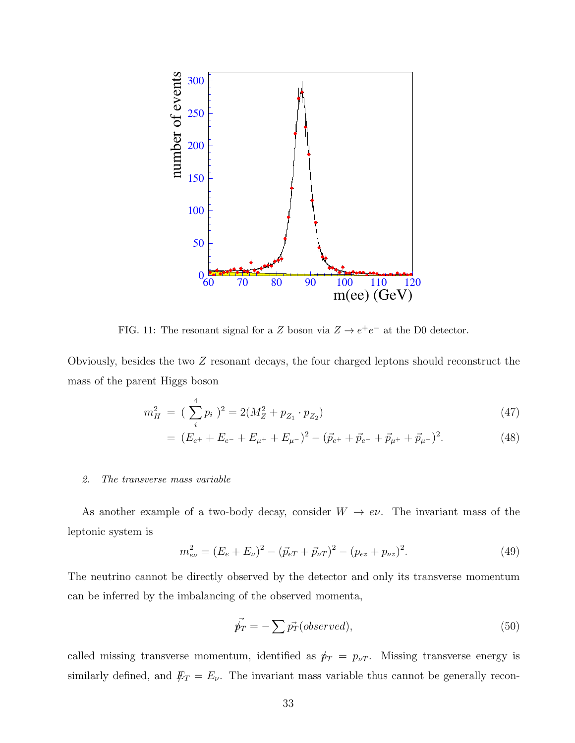FIG. 11: The resonant signal for a $Z$ boson via $Z \to e^+e^-$ at the D0 detector.

Obviously, besides the two $Z$ resonant decays, the four charged leptons should reconstruct the mass of the parent Higgs boson

$$
\begin{aligned}
m_H^2 \;&=\; \Big( \sum_i^4 p_i \Big)^2 = 2(M_Z^2 + p_{Z_1} \cdot p_{Z_2}) &(47)\\
&=\; (E_{e^+} + E_{e^-} + E_{\mu^+} + E_{\mu^-})^2 - (\vec{p}_{e^+} + \vec{p}_{e^-} + \vec{p}_{\mu^+} + \vec{p}_{\mu^-})^2. &(48)
\end{aligned}
$$

### *2. The transverse mass variable*

As another example of a two-body decay, consider $W \to e\nu$. The invariant mass of the leptonic system is

$$
m_{e\nu}^2 = (E_e + E_\nu)^2 - (\vec{p}_{eT} + \vec{p}_{\nu T})^2 - (p_{ez} + p_{\nu z})^2. \tag{49}
$$

The neutrino cannot be directly observed by the detector and only its transverse momentum can be inferred by the imbalancing of the observed momenta,

$$
\vec{\not{p}}_T = -\sum \vec{p_T}(observed), \tag{50}
$$

called missing transverse momentum, identified as $\not{p}_T = p_{\nu T}$. Missing transverse energy is similarly defined, and $\not{E}_T = E_\nu$. The invariant mass variable thus cannot be generally recon-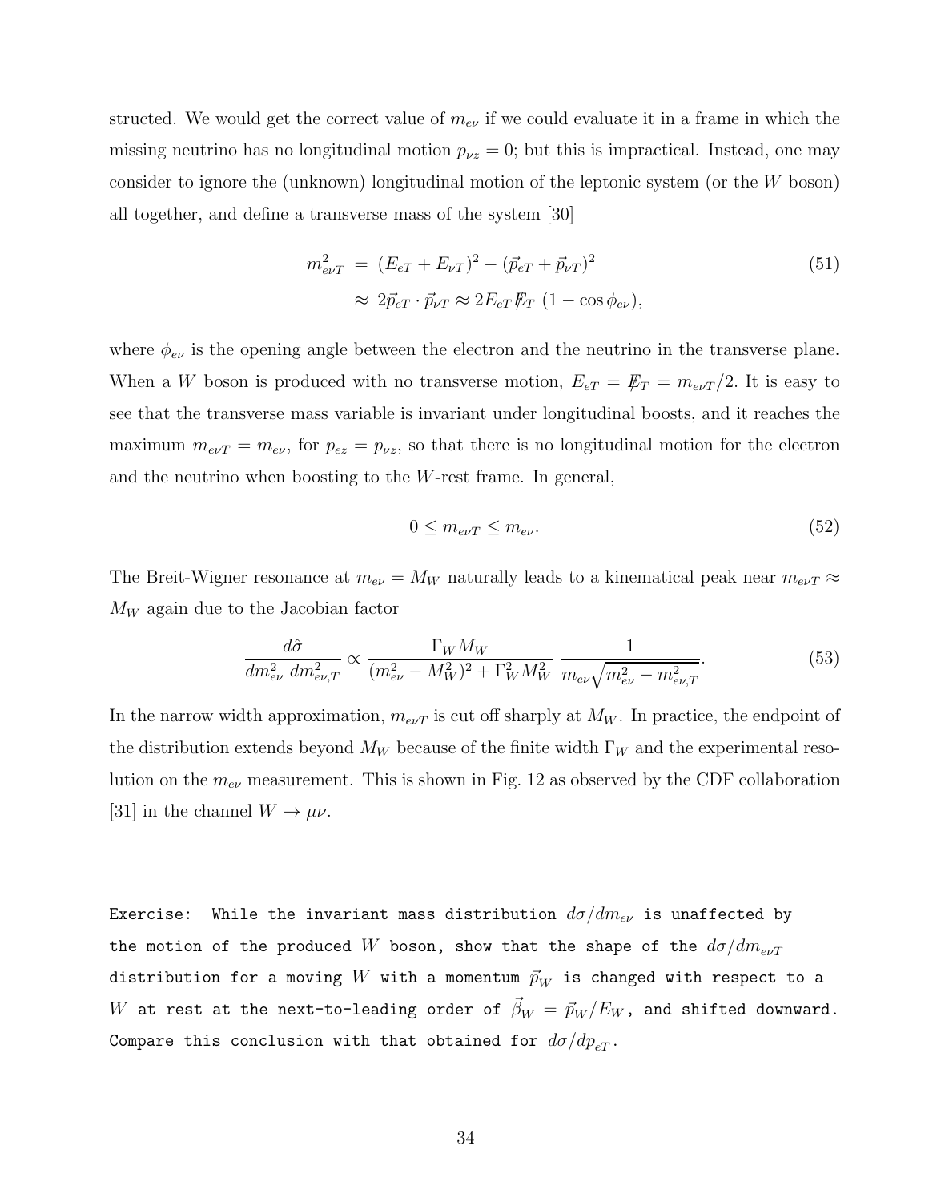structed. We would get the correct value of $m_{e\nu}$ if we could evaluate it in a frame in which the missing neutrino has no longitudinal motion $p_{\nu z} = 0$; but this is impractical. Instead, one may consider to ignore the (unknown) longitudinal motion of the leptonic system (or the $W$ boson) all together, and define a transverse mass of the system [30]

$$
\begin{aligned}
m_{e\nu T}^2 &= (E_{eT} + E_{\nu T})^2 - (\vec{p}_{eT} + \vec{p}_{\nu T})^2 \\
&\approx 2\vec{p}_{eT} \cdot \vec{p}_{\nu T} \approx 2E_{eT} \not{E}_T \; (1 - \cos\phi_{e\nu}),
\end{aligned}
\tag{51}
$$

where $\phi_{e\nu}$ is the opening angle between the electron and the neutrino in the transverse plane. When a $W$ boson is produced with no transverse motion, $E_{eT} = \not{E}_T = m_{e\nu T}/2$. It is easy to see that the transverse mass variable is invariant under longitudinal boosts, and it reaches the maximum $m_{e\nu T} = m_{e\nu}$, for $p_{ez} = p_{\nu z}$, so that there is no longitudinal motion for the electron and the neutrino when boosting to the $W$-rest frame. In general,

$$
0 \le m_{e\nu T} \le m_{e\nu}. \tag{52}
$$

The Breit-Wigner resonance at $m_{e\nu} = M_W$ naturally leads to a kinematical peak near $m_{e\nu T} \approx M_W$ again due to the Jacobian factor

$$
\frac{d\hat{\sigma}}{dm_{e\nu}^2 \; dm_{e\nu,T}^2} \propto \frac{\Gamma_W M_W}{(m_{e\nu}^2 - M_W^2)^2 + \Gamma_W^2 M_W^2} \; \frac{1}{m_{e\nu}\sqrt{m_{e\nu}^2 - m_{e\nu,T}^2}}. \tag{53}
$$

In the narrow width approximation, $m_{e\nu T}$ is cut off sharply at $M_W$. In practice, the endpoint of the distribution extends beyond $M_W$ because of the finite width $\Gamma_W$ and the experimental resolution on the $m_{e\nu}$ measurement. This is shown in Fig. 12 as observed by the CDF collaboration [31] in the channel $W \to \mu\nu$.

```
Exercise: While the invariant mass distribution dσ/dm_eν is unaffected by
the motion of the produced W boson, show that the shape of the dσ/dm_eνT
distribution for a moving W with a momentum p_W is changed with respect to a
W at rest at the next-to-leading order of β_W = p_W/E_W, and shifted downward.
Compare this conclusion with that obtained for dσ/dp_eT.
```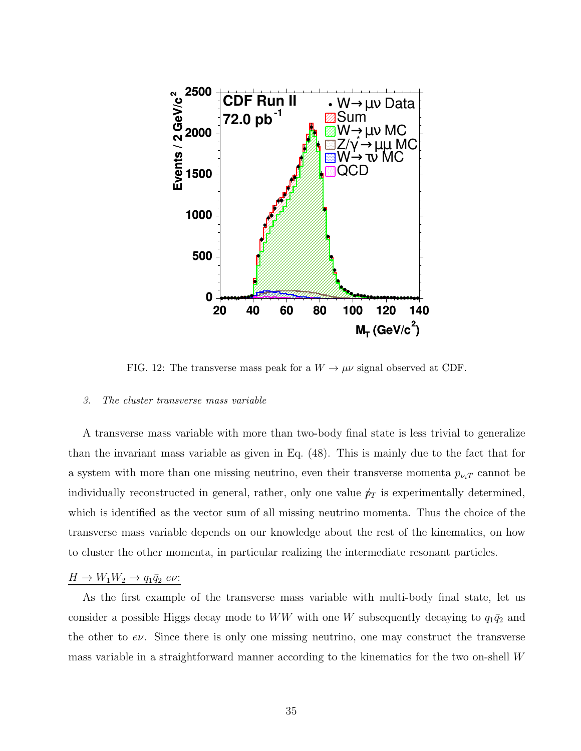FIG. 12: The transverse mass peak for a $W \to \mu\nu$ signal observed at CDF.

#### 3. *The cluster transverse mass variable*

A transverse mass variable with more than two-body final state is less trivial to generalize than the invariant mass variable as given in Eq. (48). This is mainly due to the fact that for a system with more than one missing neutrino, even their transverse momenta $p_{\nu_i T}$ cannot be individually reconstructed in general, rather, only one value $\not{p}_T$ is experimentally determined, which is identified as the vector sum of all missing neutrino momenta. Thus the choice of the transverse mass variable depends on our knowledge about the rest of the kinematics, on how to cluster the other momenta, in particular realizing the intermediate resonant particles.

$H \to W_1 W_2 \to q_1 \bar{q}_2 \; e\nu$:

As the first example of the transverse mass variable with multi-body final state, let us consider a possible Higgs decay mode to $WW$ with one $W$ subsequently decaying to $q_1\bar{q}_2$ and the other to $e\nu$. Since there is only one missing neutrino, one may construct the transverse mass variable in a straightforward manner according to the kinematics for the two on-shell $W$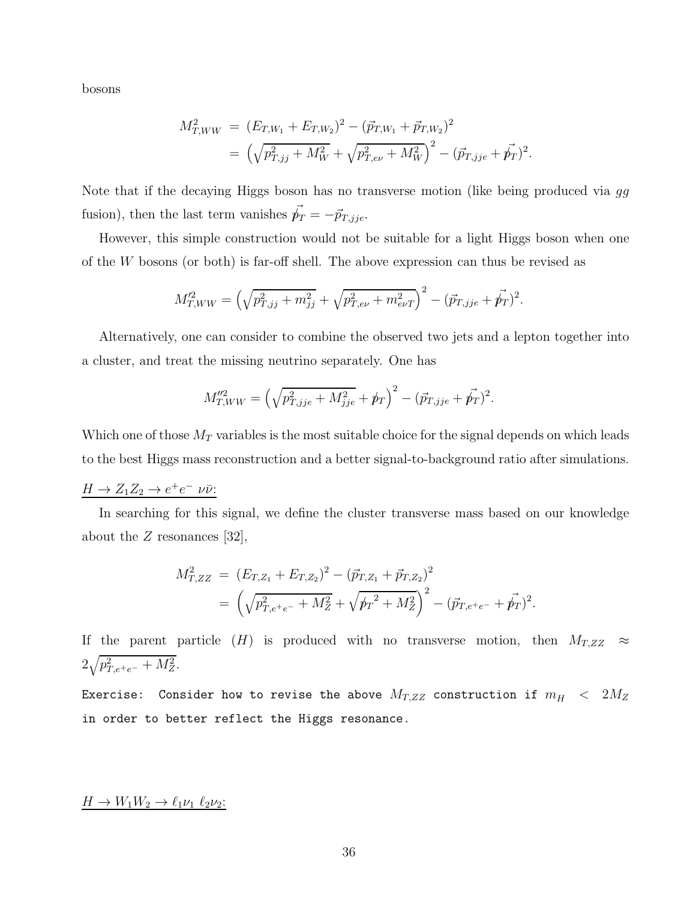bosons

$$
\begin{aligned}
M_{T,WW}^2 &= (E_{T,W_1} + E_{T,W_2})^2 - (\vec{p}_{T,W_1} + \vec{p}_{T,W_2})^2 \\
&= \left(\sqrt{p_{T,jj}^2 + M_W^2} + \sqrt{p_{T,e\nu}^2 + M_W^2}\right)^2 - (\vec{p}_{T,jje} + \vec{\not{p}}_T)^2.
\end{aligned}
$$

Note that if the decaying Higgs boson has no transverse motion (like being produced via $gg$ fusion), then the last term vanishes $\vec{\not{p}}_T = -\vec{p}_{T,jje}$.

However, this simple construction would not be suitable for a light Higgs boson when one of the $W$ bosons (or both) is far-off shell. The above expression can thus be revised as

$$
M_{T,WW}'^2 = \left(\sqrt{p_{T,jj}^2 + m_{jj}^2} + \sqrt{p_{T,e\nu}^2 + m_{e\nu T}^2}\right)^2 - (\vec{p}_{T,jje} + \vec{\not{p}}_T)^2.
$$

Alternatively, one can consider to combine the observed two jets and a lepton together into a cluster, and treat the missing neutrino separately. One has

$$
M_{T,WW}''^2 = \left(\sqrt{p_{T,jje}^2 + M_{jje}^2} + \not{p}_T\right)^2 - (\vec{p}_{T,jje} + \vec{\not{p}}_T)^2.
$$

Which one of those $M_T$ variables is the most suitable choice for the signal depends on which leads to the best Higgs mass reconstruction and a better signal-to-background ratio after simulations.

<u>$H \to Z_1 Z_2 \to e^+e^-\ \nu\bar{\nu}$:</u>

In searching for this signal, we define the cluster transverse mass based on our knowledge about the $Z$ resonances [32],

$$
\begin{aligned}
M_{T,ZZ}^2 &= (E_{T,Z_1} + E_{T,Z_2})^2 - (\vec{p}_{T,Z_1} + \vec{p}_{T,Z_2})^2 \\
&= \left(\sqrt{p_{T,e^+e^-}^2 + M_Z^2} + \sqrt{\not{p}_T{}^2 + M_Z^2}\right)^2 - (\vec{p}_{T,e^+e^-} + \vec{\not{p}}_T)^2.
\end{aligned}
$$

If the parent particle ($H$) is produced with no transverse motion, then $M_{T,ZZ} \approx 2\sqrt{p_{T,e^+e^-}^2 + M_Z^2}$.

`Exercise:` Consider how to revise the above $M_{T,ZZ}$ construction if $m_H < 2M_Z$ in order to better reflect the Higgs resonance.

<u>$H \to W_1 W_2 \to \ell_1\nu_1\ \ell_2\nu_2$:</u>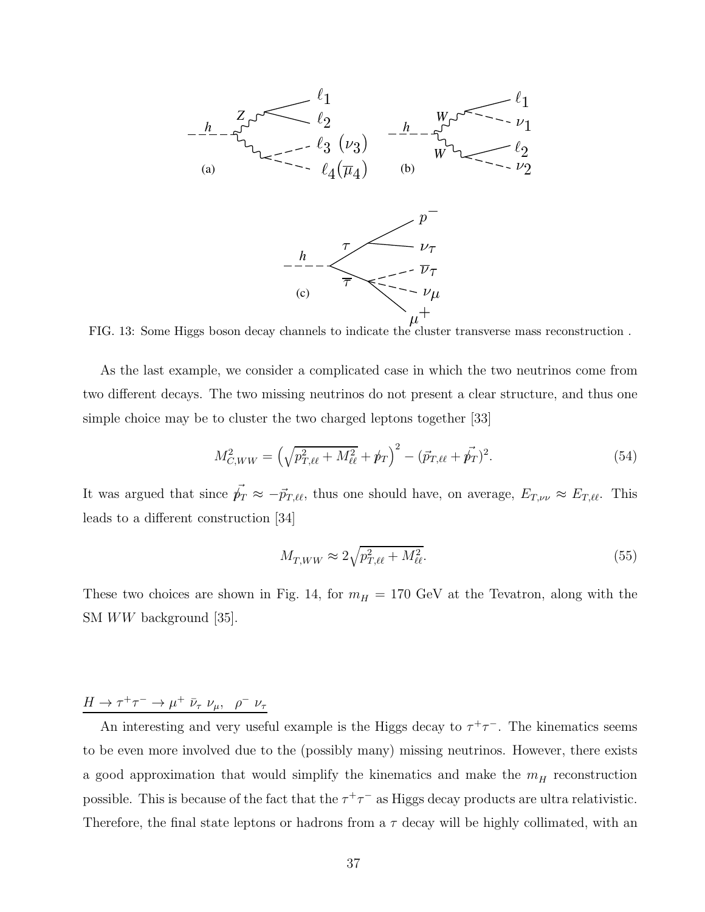FIG. 13: Some Higgs boson decay channels to indicate the cluster transverse mass reconstruction .

As the last example, we consider a complicated case in which the two neutrinos come from two different decays. The two missing neutrinos do not present a clear structure, and thus one simple choice may be to cluster the two charged leptons together [33]

$$M_{C,WW}^2 = \left(\sqrt{p_{T,\ell\ell}^2 + M_{\ell\ell}^2} + \not{p}_T\right)^2 - (\vec{p}_{T,\ell\ell} + \vec{\not{p}}_T)^2. \tag{54}$$

It was argued that since $\vec{\not{p}}_T \approx -\vec{p}_{T,\ell\ell}$, thus one should have, on average, $E_{T,\nu\nu} \approx E_{T,\ell\ell}$. This leads to a different construction [34]

$$M_{T,WW} \approx 2\sqrt{p_{T,\ell\ell}^2 + M_{\ell\ell}^2}. \tag{55}$$

These two choices are shown in Fig. 14, for $m_H = 170$ GeV at the Tevatron, along with the SM $WW$ background [35].

$H \to \tau^+\tau^- \to \mu^+ \; \bar{\nu}_\tau \; \nu_\mu, \;\; \rho^- \; \nu_\tau$

An interesting and very useful example is the Higgs decay to $\tau^+\tau^-$. The kinematics seems to be even more involved due to the (possibly many) missing neutrinos. However, there exists a good approximation that would simplify the kinematics and make the $m_H$ reconstruction possible. This is because of the fact that the $\tau^+\tau^-$ as Higgs decay products are ultra relativistic. Therefore, the final state leptons or hadrons from a $\tau$ decay will be highly collimated, with an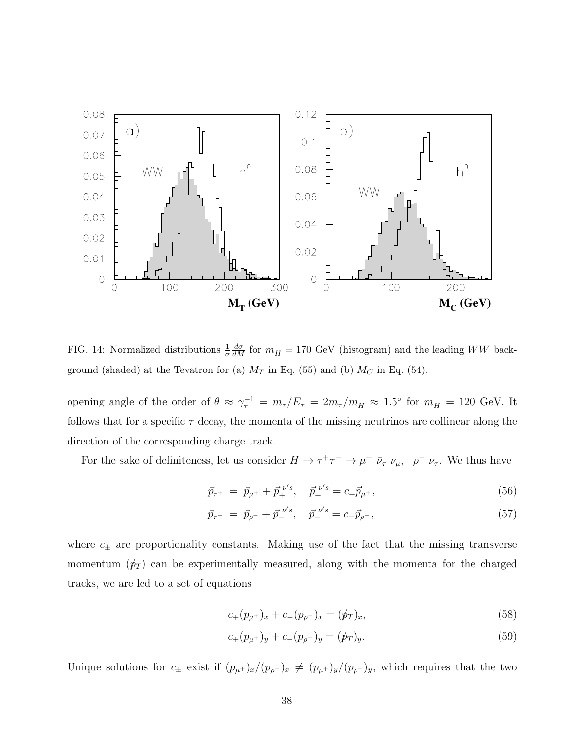FIG. 14: Normalized distributions $\frac{1}{\sigma}\frac{d\sigma}{dM}$ for $m_H = 170$ GeV (histogram) and the leading $WW$ background (shaded) at the Tevatron for (a) $M_T$ in Eq. (55) and (b) $M_C$ in Eq. (54).

opening angle of the order of $\theta \approx \gamma_\tau^{-1} = m_\tau/E_\tau = 2m_\tau/m_H \approx 1.5^\circ$ for $m_H = 120$ GeV. It follows that for a specific $\tau$ decay, the momenta of the missing neutrinos are collinear along the direction of the corresponding charge track.

For the sake of definiteness, let us consider $H \to \tau^+\tau^- \to \mu^+ \, \bar{\nu}_\tau \, \nu_\mu, \;\; \rho^- \, \nu_\tau$. We thus have

$$\vec{p}_{\tau^+} = \vec{p}_{\mu^+} + \vec{p}_+^{\;\nu' s}, \quad \vec{p}_+^{\;\nu' s} = c_+ \vec{p}_{\mu^+}, \tag{56}$$

$$\vec{p}_{\tau^-} = \vec{p}_{\rho^-} + \vec{p}_-^{\;\nu' s}, \quad \vec{p}_-^{\;\nu' s} = c_- \vec{p}_{\rho^-}, \tag{57}$$

where $c_\pm$ are proportionality constants. Making use of the fact that the missing transverse momentum ($\not{p}_T$) can be experimentally measured, along with the momenta for the charged tracks, we are led to a set of equations

$$c_+ (p_{\mu^+})_x + c_- (p_{\rho^-})_x = (\not{p}_T)_x, \tag{58}$$

$$c_+ (p_{\mu^+})_y + c_- (p_{\rho^-})_y = (\not{p}_T)_y. \tag{59}$$

Unique solutions for $c_\pm$ exist if $(p_{\mu^+})_x/(p_{\rho^-})_x \neq (p_{\mu^+})_y/(p_{\rho^-})_y$, which requires that the two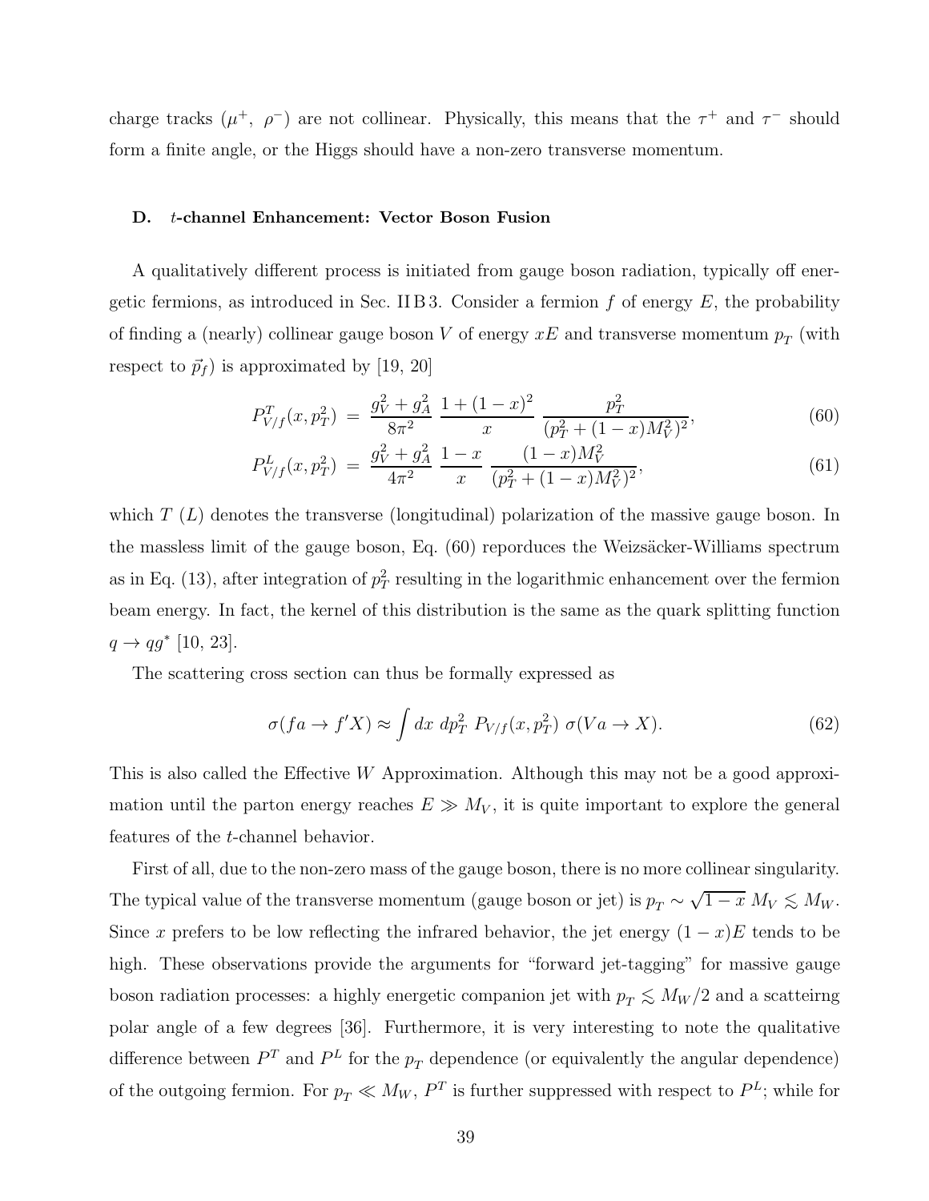charge tracks ($\mu^+$, $\rho^-$) are not collinear. Physically, this means that the $\tau^+$ and $\tau^-$ should form a finite angle, or the Higgs should have a non-zero transverse momentum.

#### D. $t$-channel Enhancement: Vector Boson Fusion

A qualitatively different process is initiated from gauge boson radiation, typically off energetic fermions, as introduced in Sec. II B 3. Consider a fermion $f$ of energy $E$, the probability of finding a (nearly) collinear gauge boson $V$ of energy $xE$ and transverse momentum $p_T$ (with respect to $\vec{p}_f$) is approximated by [19, 20]

$$P^T_{V/f}(x, p_T^2) \;=\; \frac{g_V^2 + g_A^2}{8\pi^2}\;\frac{1+(1-x)^2}{x}\;\frac{p_T^2}{(p_T^2+(1-x)M_V^2)^2}, \tag{60}$$

$$P^L_{V/f}(x, p_T^2) \;=\; \frac{g_V^2 + g_A^2}{4\pi^2}\;\frac{1-x}{x}\;\frac{(1-x)M_V^2}{(p_T^2+(1-x)M_V^2)^2}, \tag{61}$$

which $T$ ($L$) denotes the transverse (longitudinal) polarization of the massive gauge boson. In the massless limit of the gauge boson, Eq. (60) reporduces the Weizsäcker-Williams spectrum as in Eq. (13), after integration of $p_T^2$ resulting in the logarithmic enhancement over the fermion beam energy. In fact, the kernel of this distribution is the same as the quark splitting function $q \to qg^*$ [10, 23].

The scattering cross section can thus be formally expressed as

$$\sigma(fa \to f'X) \approx \int dx\; dp_T^2\; P_{V/f}(x, p_T^2)\; \sigma(Va \to X). \tag{62}$$

This is also called the Effective $W$ Approximation. Although this may not be a good approximation until the parton energy reaches $E \gg M_V$, it is quite important to explore the general features of the $t$-channel behavior.

First of all, due to the non-zero mass of the gauge boson, there is no more collinear singularity. The typical value of the transverse momentum (gauge boson or jet) is $p_T \sim \sqrt{1-x}\; M_V \lesssim M_W$. Since $x$ prefers to be low reflecting the infrared behavior, the jet energy $(1-x)E$ tends to be high. These observations provide the arguments for "forward jet-tagging" for massive gauge boson radiation processes: a highly energetic companion jet with $p_T \lesssim M_W/2$ and a scatteirng polar angle of a few degrees [36]. Furthermore, it is very interesting to note the qualitative difference between $P^T$ and $P^L$ for the $p_T$ dependence (or equivalently the angular dependence) of the outgoing fermion. For $p_T \ll M_W$, $P^T$ is further suppressed with respect to $P^L$; while for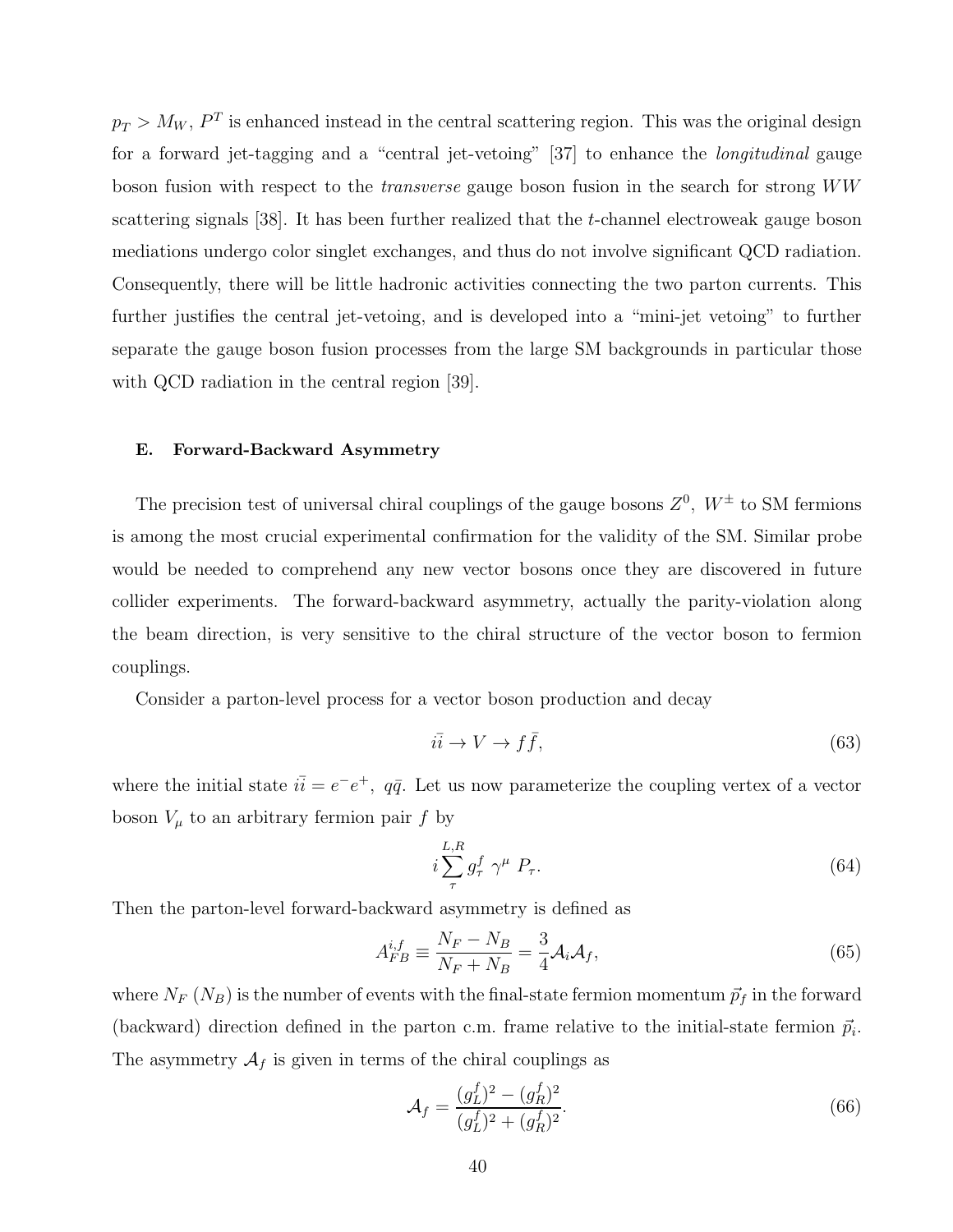$p_T > M_W$, $P^T$ is enhanced instead in the central scattering region. This was the original design for a forward jet-tagging and a "central jet-vetoing" [37] to enhance the *longitudinal* gauge boson fusion with respect to the *transverse* gauge boson fusion in the search for strong $WW$ scattering signals [38]. It has been further realized that the $t$-channel electroweak gauge boson mediations undergo color singlet exchanges, and thus do not involve significant QCD radiation. Consequently, there will be little hadronic activities connecting the two parton currents. This further justifies the central jet-vetoing, and is developed into a "mini-jet vetoing" to further separate the gauge boson fusion processes from the large SM backgrounds in particular those with QCD radiation in the central region [39].

### E. Forward-Backward Asymmetry

The precision test of universal chiral couplings of the gauge bosons $Z^0,\ W^\pm$ to SM fermions is among the most crucial experimental confirmation for the validity of the SM. Similar probe would be needed to comprehend any new vector bosons once they are discovered in future collider experiments. The forward-backward asymmetry, actually the parity-violation along the beam direction, is very sensitive to the chiral structure of the vector boson to fermion couplings.

Consider a parton-level process for a vector boson production and decay

$$i\bar{i} \to V \to f\bar{f}, \tag{63}$$

where the initial state $i\bar{i} = e^- e^+,\ q\bar{q}$. Let us now parameterize the coupling vertex of a vector boson $V_\mu$ to an arbitrary fermion pair $f$ by

$$i \sum_{\tau}^{L,R} g_\tau^f \ \gamma^\mu \ P_\tau. \tag{64}$$

Then the parton-level forward-backward asymmetry is defined as

$$A_{FB}^{i,f} \equiv \frac{N_F - N_B}{N_F + N_B} = \frac{3}{4} \mathcal{A}_i \mathcal{A}_f, \tag{65}$$

where $N_F$ ($N_B$) is the number of events with the final-state fermion momentum $\vec{p}_f$ in the forward (backward) direction defined in the parton c.m. frame relative to the initial-state fermion $\vec{p}_i$. The asymmetry $\mathcal{A}_f$ is given in terms of the chiral couplings as

$$\mathcal{A}_f = \frac{(g_L^f)^2 - (g_R^f)^2}{(g_L^f)^2 + (g_R^f)^2}. \tag{66}$$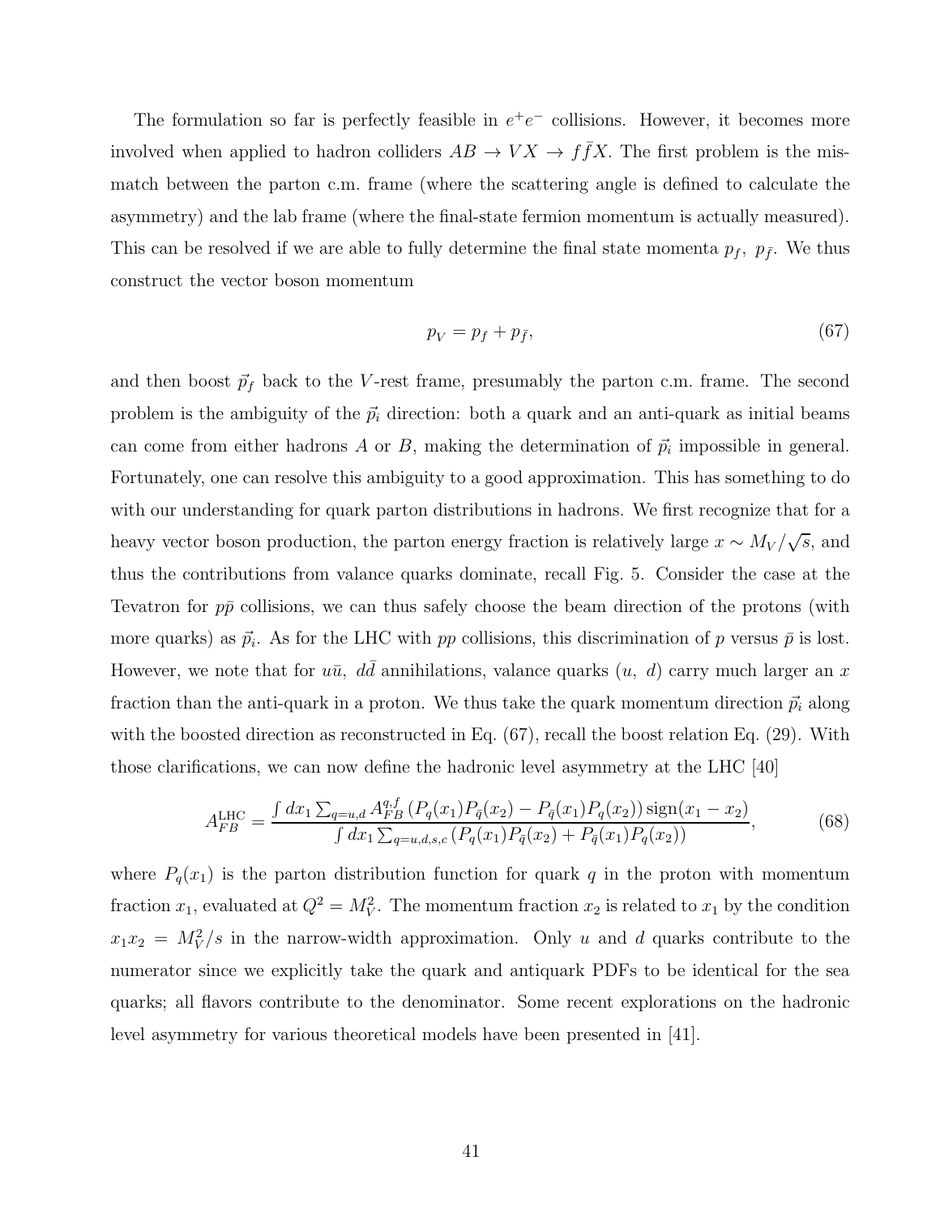The formulation so far is perfectly feasible in $e^+e^-$ collisions. However, it becomes more involved when applied to hadron colliders $AB \to VX \to f\bar{f}X$. The first problem is the mismatch between the parton c.m. frame (where the scattering angle is defined to calculate the asymmetry) and the lab frame (where the final-state fermion momentum is actually measured). This can be resolved if we are able to fully determine the final state momenta $p_f,\ p_{\bar{f}}$. We thus construct the vector boson momentum

$$p_V = p_f + p_{\bar{f}}, \tag{67}$$

and then boost $\vec{p}_f$ back to the $V$-rest frame, presumably the parton c.m. frame. The second problem is the ambiguity of the $\vec{p}_i$ direction: both a quark and an anti-quark as initial beams can come from either hadrons $A$ or $B$, making the determination of $\vec{p}_i$ impossible in general. Fortunately, one can resolve this ambiguity to a good approximation. This has something to do with our understanding for quark parton distributions in hadrons. We first recognize that for a heavy vector boson production, the parton energy fraction is relatively large $x \sim M_V/\sqrt{s}$, and thus the contributions from valance quarks dominate, recall Fig. 5. Consider the case at the Tevatron for $p\bar{p}$ collisions, we can thus safely choose the beam direction of the protons (with more quarks) as $\vec{p}_i$. As for the LHC with $pp$ collisions, this discrimination of $p$ versus $\bar{p}$ is lost. However, we note that for $u\bar{u},\ d\bar{d}$ annihilations, valance quarks ($u,\ d$) carry much larger an $x$ fraction than the anti-quark in a proton. We thus take the quark momentum direction $\vec{p}_i$ along with the boosted direction as reconstructed in Eq. (67), recall the boost relation Eq. (29). With those clarifications, we can now define the hadronic level asymmetry at the LHC [40]

$$A_{FB}^{\rm LHC} = \frac{\int dx_1 \sum_{q=u,d} A_{FB}^{q,f}\left(P_q(x_1)P_{\bar{q}}(x_2) - P_{\bar{q}}(x_1)P_q(x_2)\right) \mathrm{sign}(x_1 - x_2)}{\int dx_1 \sum_{q=u,d,s,c}\left(P_q(x_1)P_{\bar{q}}(x_2) + P_{\bar{q}}(x_1)P_q(x_2)\right)}, \tag{68}$$

where $P_q(x_1)$ is the parton distribution function for quark $q$ in the proton with momentum fraction $x_1$, evaluated at $Q^2 = M_V^2$. The momentum fraction $x_2$ is related to $x_1$ by the condition $x_1 x_2 = M_V^2/s$ in the narrow-width approximation. Only $u$ and $d$ quarks contribute to the numerator since we explicitly take the quark and antiquark PDFs to be identical for the sea quarks; all flavors contribute to the denominator. Some recent explorations on the hadronic level asymmetry for various theoretical models have been presented in [41].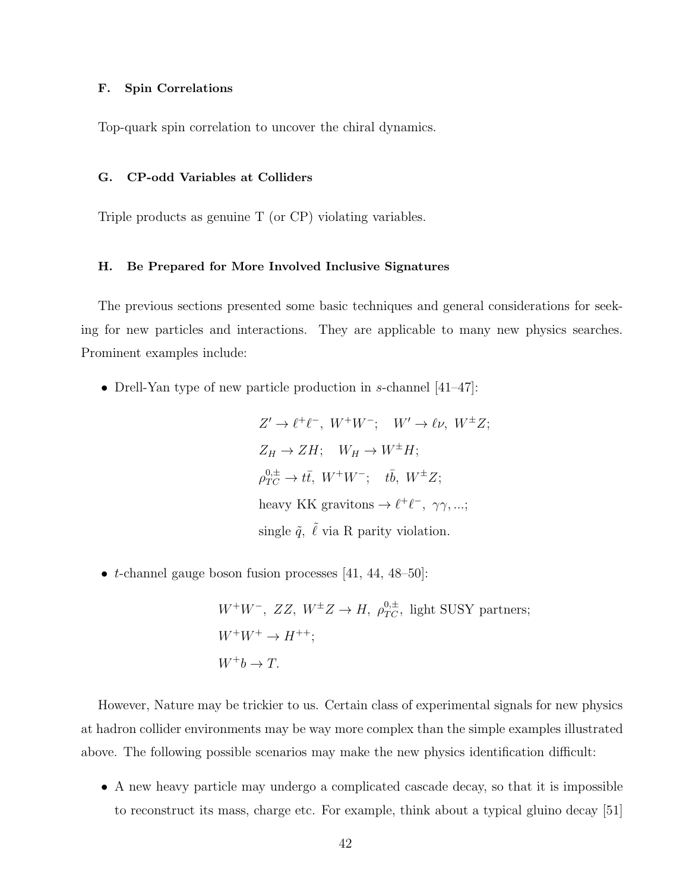### F. Spin Correlations

Top-quark spin correlation to uncover the chiral dynamics.

### G. CP-odd Variables at Colliders

Triple products as genuine T (or CP) violating variables.

### H. Be Prepared for More Involved Inclusive Signatures

The previous sections presented some basic techniques and general considerations for seeking for new particles and interactions. They are applicable to many new physics searches. Prominent examples include:

- Drell-Yan type of new particle production in $s$-channel [41–47]:

$$
\begin{aligned}
&Z' \to \ell^+\ell^-,\ W^+W^-; \quad W' \to \ell\nu,\ W^\pm Z; \\
&Z_H \to ZH; \quad W_H \to W^\pm H; \\
&\rho_{TC}^{0,\pm} \to t\bar{t},\ W^+W^-; \quad t\bar{b},\ W^\pm Z; \\
&\text{heavy KK gravitons} \to \ell^+\ell^-,\ \gamma\gamma, ...; \\
&\text{single } \tilde{q},\ \tilde{\ell} \text{ via R parity violation.}
\end{aligned}
$$

- $t$-channel gauge boson fusion processes [41, 44, 48–50]:

$$
\begin{aligned}
&W^+W^-,\ ZZ,\ W^\pm Z \to H,\ \rho_{TC}^{0,\pm},\ \text{light SUSY partners;} \\
&W^+W^+ \to H^{++}; \\
&W^+b \to T.
\end{aligned}
$$

However, Nature may be trickier to us. Certain class of experimental signals for new physics at hadron collider environments may be way more complex than the simple examples illustrated above. The following possible scenarios may make the new physics identification difficult:

- A new heavy particle may undergo a complicated cascade decay, so that it is impossible to reconstruct its mass, charge etc. For example, think about a typical gluino decay [51]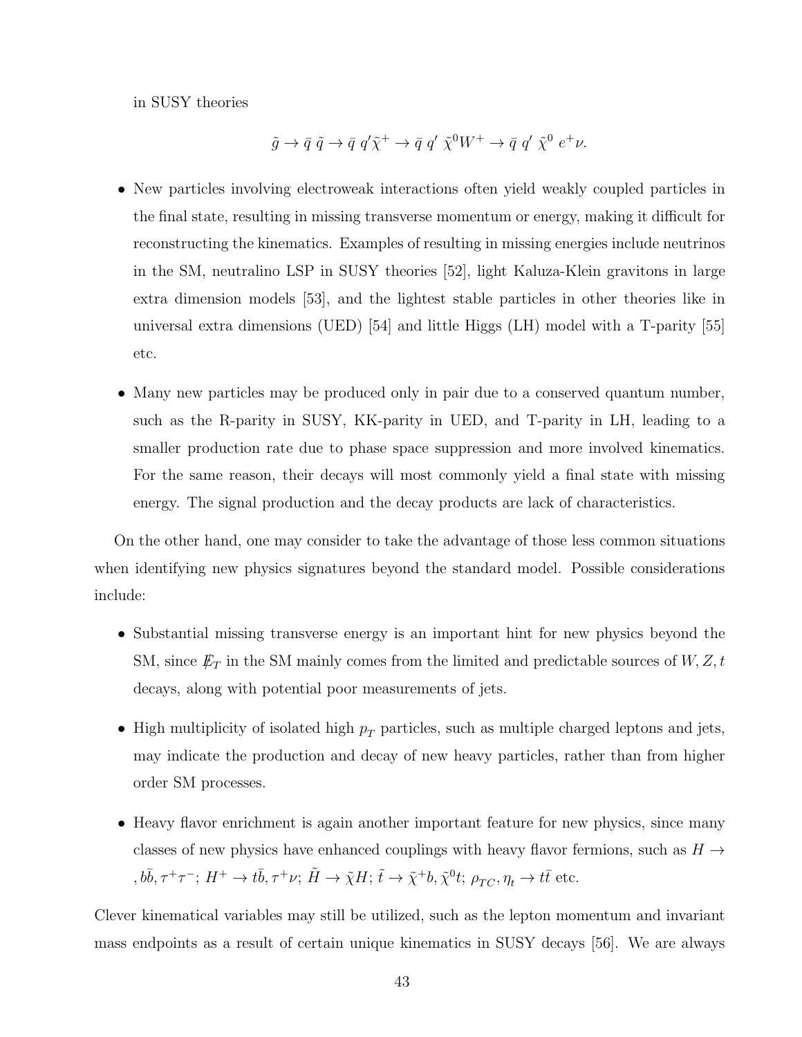in SUSY theories

$$\tilde{g} \to \bar{q}\ \tilde{q} \to \bar{q}\ q'\tilde{\chi}^+ \to \bar{q}\ q'\ \tilde{\chi}^0 W^+ \to \bar{q}\ q'\ \tilde{\chi}^0\ e^+\nu.$$

- New particles involving electroweak interactions often yield weakly coupled particles in the final state, resulting in missing transverse momentum or energy, making it difficult for reconstructing the kinematics. Examples of resulting in missing energies include neutrinos in the SM, neutralino LSP in SUSY theories [52], light Kaluza-Klein gravitons in large extra dimension models [53], and the lightest stable particles in other theories like in universal extra dimensions (UED) [54] and little Higgs (LH) model with a T-parity [55] etc.

- Many new particles may be produced only in pair due to a conserved quantum number, such as the R-parity in SUSY, KK-parity in UED, and T-parity in LH, leading to a smaller production rate due to phase space suppression and more involved kinematics. For the same reason, their decays will most commonly yield a final state with missing energy. The signal production and the decay products are lack of characteristics.

On the other hand, one may consider to take the advantage of those less common situations when identifying new physics signatures beyond the standard model. Possible considerations include:

- Substantial missing transverse energy is an important hint for new physics beyond the SM, since $\not{E}_T$ in the SM mainly comes from the limited and predictable sources of $W, Z, t$ decays, along with potential poor measurements of jets.

- High multiplicity of isolated high $p_T$ particles, such as multiple charged leptons and jets, may indicate the production and decay of new heavy particles, rather than from higher order SM processes.

- Heavy flavor enrichment is again another important feature for new physics, since many classes of new physics have enhanced couplings with heavy flavor fermions, such as $H \to, b\bar{b}, \tau^+\tau^-$; $H^+ \to t\bar{b}, \tau^+\nu$; $\tilde{H} \to \tilde{\chi}H$; $\tilde{t} \to \tilde{\chi}^+ b, \tilde{\chi}^0 t$; $\rho_{TC}, \eta_t \to t\bar{t}$ etc.

Clever kinematical variables may still be utilized, such as the lepton momentum and invariant mass endpoints as a result of certain unique kinematics in SUSY decays [56]. We are always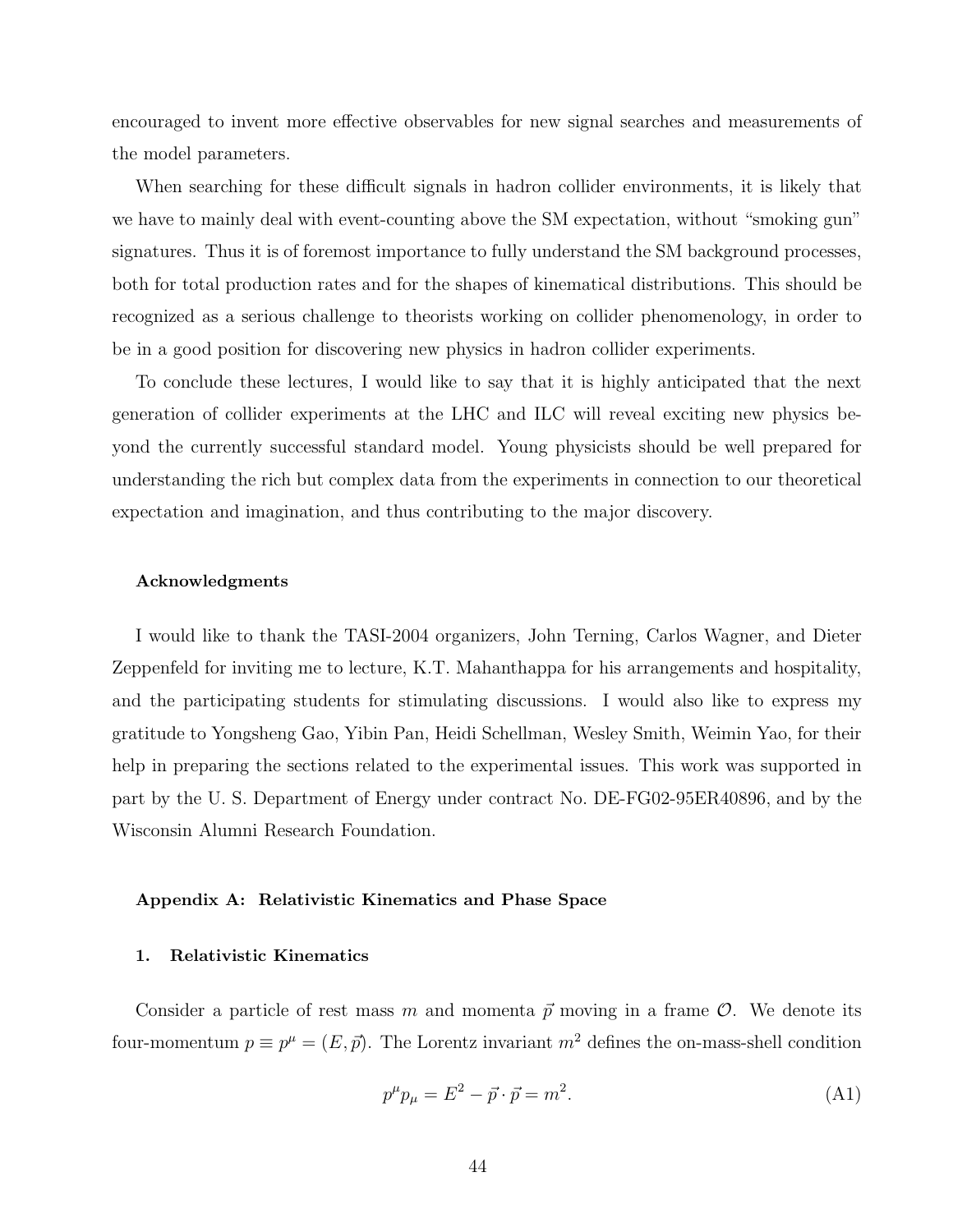encouraged to invent more effective observables for new signal searches and measurements of the model parameters.

When searching for these difficult signals in hadron collider environments, it is likely that we have to mainly deal with event-counting above the SM expectation, without "smoking gun" signatures. Thus it is of foremost importance to fully understand the SM background processes, both for total production rates and for the shapes of kinematical distributions. This should be recognized as a serious challenge to theorists working on collider phenomenology, in order to be in a good position for discovering new physics in hadron collider experiments.

To conclude these lectures, I would like to say that it is highly anticipated that the next generation of collider experiments at the LHC and ILC will reveal exciting new physics beyond the currently successful standard model. Young physicists should be well prepared for understanding the rich but complex data from the experiments in connection to our theoretical expectation and imagination, and thus contributing to the major discovery.

### Acknowledgments

I would like to thank the TASI-2004 organizers, John Terning, Carlos Wagner, and Dieter Zeppenfeld for inviting me to lecture, K.T. Mahanthappa for his arrangements and hospitality, and the participating students for stimulating discussions. I would also like to express my gratitude to Yongsheng Gao, Yibin Pan, Heidi Schellman, Wesley Smith, Weimin Yao, for their help in preparing the sections related to the experimental issues. This work was supported in part by the U. S. Department of Energy under contract No. DE-FG02-95ER40896, and by the Wisconsin Alumni Research Foundation.

## Appendix A: Relativistic Kinematics and Phase Space

### 1. Relativistic Kinematics

Consider a particle of rest mass $m$ and momenta $\vec{p}$ moving in a frame $\mathcal{O}$. We denote its four-momentum $p \equiv p^\mu = (E, \vec{p})$. The Lorentz invariant $m^2$ defines the on-mass-shell condition

$$p^\mu p_\mu = E^2 - \vec{p} \cdot \vec{p} = m^2. \tag{A1}$$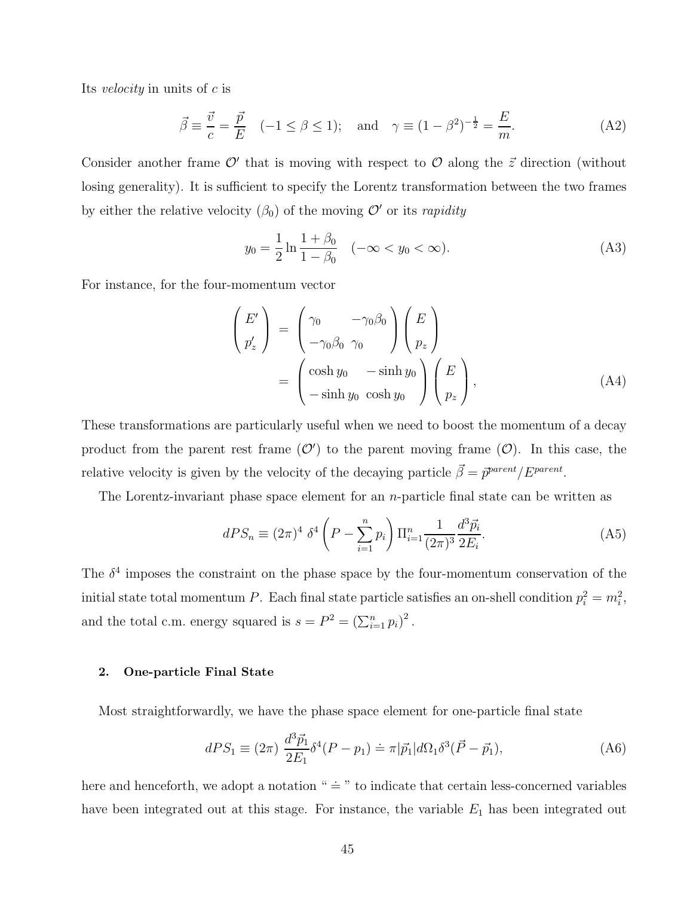Its *velocity* in units of $c$ is

$$\vec{\beta} \equiv \frac{\vec{v}}{c} = \frac{\vec{p}}{E} \quad (-1 \leq \beta \leq 1); \quad \text{and} \quad \gamma \equiv (1-\beta^2)^{-\frac{1}{2}} = \frac{E}{m}. \tag{A2}$$

Consider another frame $\mathcal{O}'$ that is moving with respect to $\mathcal{O}$ along the $\vec{z}$ direction (without losing generality). It is sufficient to specify the Lorentz transformation between the two frames by either the relative velocity ($\beta_0$) of the moving $\mathcal{O}'$ or its *rapidity*

$$y_0 = \frac{1}{2} \ln \frac{1+\beta_0}{1-\beta_0} \quad (-\infty < y_0 < \infty). \tag{A3}$$

For instance, for the four-momentum vector

$$\begin{aligned} \begin{pmatrix} E' \\ p_z' \end{pmatrix} &= \begin{pmatrix} \gamma_0 & -\gamma_0\beta_0 \\ -\gamma_0\beta_0 & \gamma_0 \end{pmatrix} \begin{pmatrix} E \\ p_z \end{pmatrix} \\ &= \begin{pmatrix} \cosh y_0 & -\sinh y_0 \\ -\sinh y_0 & \cosh y_0 \end{pmatrix} \begin{pmatrix} E \\ p_z \end{pmatrix}, \end{aligned} \tag{A4}$$

These transformations are particularly useful when we need to boost the momentum of a decay product from the parent rest frame ($\mathcal{O}'$) to the parent moving frame ($\mathcal{O}$). In this case, the relative velocity is given by the velocity of the decaying particle $\vec{\beta} = \vec{p}^{parent}/E^{parent}$.

The Lorentz-invariant phase space element for an $n$-particle final state can be written as

$$dPS_n \equiv (2\pi)^4 \; \delta^4 \left( P - \sum_{i=1}^{n} p_i \right) \Pi_{i=1}^{n} \frac{1}{(2\pi)^3} \frac{d^3\vec{p}_i}{2E_i}. \tag{A5}$$

The $\delta^4$ imposes the constraint on the phase space by the four-momentum conservation of the initial state total momentum $P$. Each final state particle satisfies an on-shell condition $p_i^2 = m_i^2$, and the total c.m. energy squared is $s = P^2 = \left(\sum_{i=1}^{n} p_i\right)^2$.

### 2. One-particle Final State

Most straightforwardly, we have the phase space element for one-particle final state

$$dPS_1 \equiv (2\pi) \; \frac{d^3\vec{p}_1}{2E_1} \delta^4(P - p_1) \doteq \pi |\vec{p}_1| d\Omega_1 \delta^3(\vec{P} - \vec{p}_1), \tag{A6}$$

here and henceforth, we adopt a notation " $\doteq$ " to indicate that certain less-concerned variables have been integrated out at this stage. For instance, the variable $E_1$ has been integrated out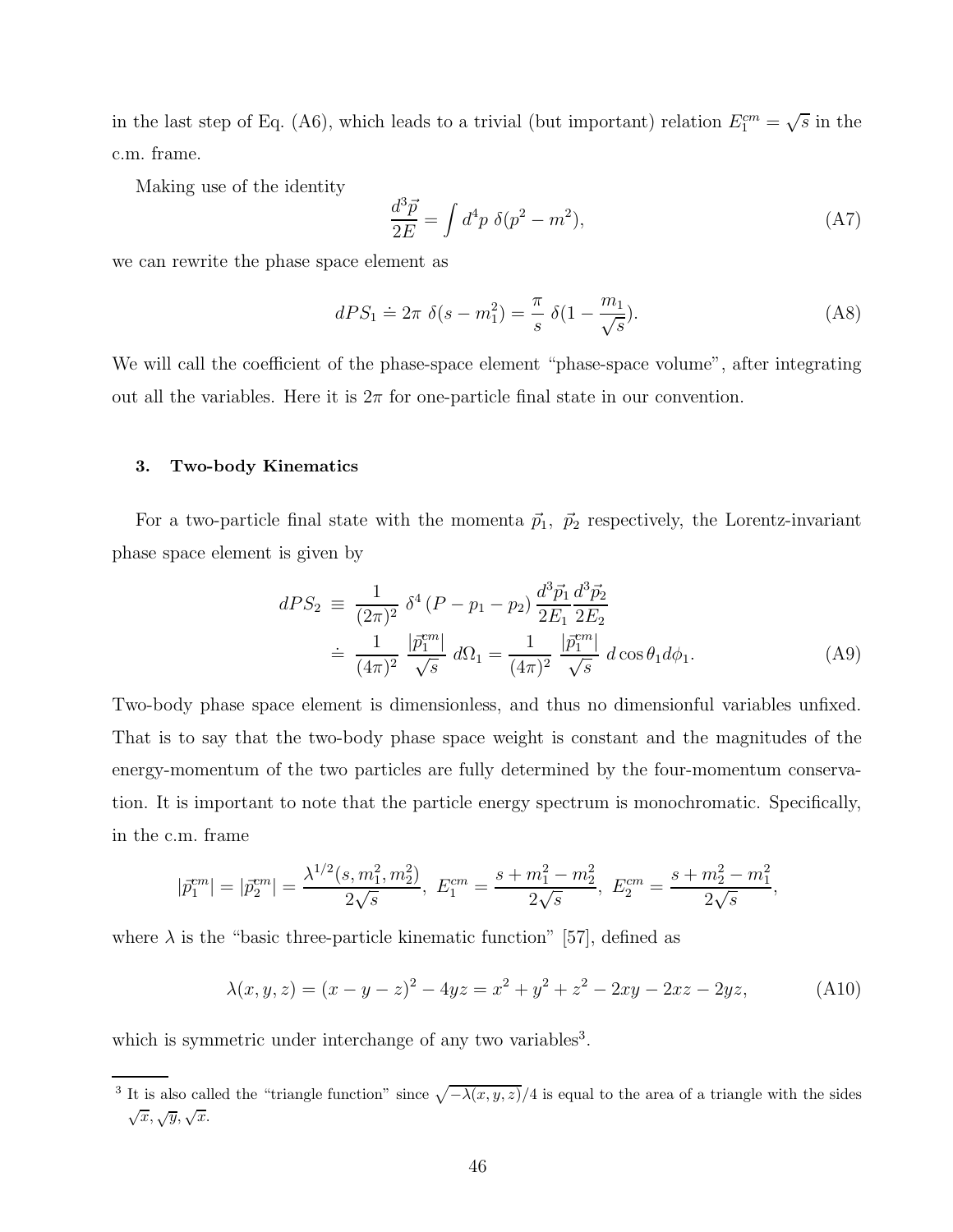in the last step of Eq. (A6), which leads to a trivial (but important) relation $E_1^{cm} = \sqrt{s}$ in the c.m. frame.

Making use of the identity

$$\frac{d^3\vec{p}}{2E} = \int d^4p \; \delta(p^2 - m^2), \tag{A7}$$

we can rewrite the phase space element as

$$dPS_1 \doteq 2\pi \; \delta(s - m_1^2) = \frac{\pi}{s} \; \delta(1 - \frac{m_1}{\sqrt{s}}). \tag{A8}$$

We will call the coefficient of the phase-space element "phase-space volume", after integrating out all the variables. Here it is $2\pi$ for one-particle final state in our convention.

### 3. Two-body Kinematics

For a two-particle final state with the momenta $\vec{p}_1, \; \vec{p}_2$ respectively, the Lorentz-invariant phase space element is given by

$$\begin{aligned} dPS_2 \; &\equiv \; \frac{1}{(2\pi)^2} \; \delta^4 \left(P - p_1 - p_2\right) \frac{d^3\vec{p}_1}{2E_1} \frac{d^3\vec{p}_2}{2E_2} \\ &\doteq \; \frac{1}{(4\pi)^2} \; \frac{|\vec{p}_1^{cm}|}{\sqrt{s}} \; d\Omega_1 = \frac{1}{(4\pi)^2} \; \frac{|\vec{p}_1^{cm}|}{\sqrt{s}} \; d\cos\theta_1 d\phi_1. \end{aligned} \tag{A9}$$

Two-body phase space element is dimensionless, and thus no dimensionful variables unfixed. That is to say that the two-body phase space weight is constant and the magnitudes of the energy-momentum of the two particles are fully determined by the four-momentum conservation. It is important to note that the particle energy spectrum is monochromatic. Specifically, in the c.m. frame

$$|\vec{p}_1^{cm}| = |\vec{p}_2^{cm}| = \frac{\lambda^{1/2}(s, m_1^2, m_2^2)}{2\sqrt{s}}, \;\; E_1^{cm} = \frac{s + m_1^2 - m_2^2}{2\sqrt{s}}, \;\; E_2^{cm} = \frac{s + m_2^2 - m_1^2}{2\sqrt{s}},$$

where $\lambda$ is the "basic three-particle kinematic function" [57], defined as

$$\lambda(x, y, z) = (x - y - z)^2 - 4yz = x^2 + y^2 + z^2 - 2xy - 2xz - 2yz, \tag{A10}$$

which is symmetric under interchange of any two variables[3].

[3] It is also called the "triangle function" since $\sqrt{-\lambda(x, y, z)}/4$ is equal to the area of a triangle with the sides $\sqrt{x}, \sqrt{y}, \sqrt{x}$.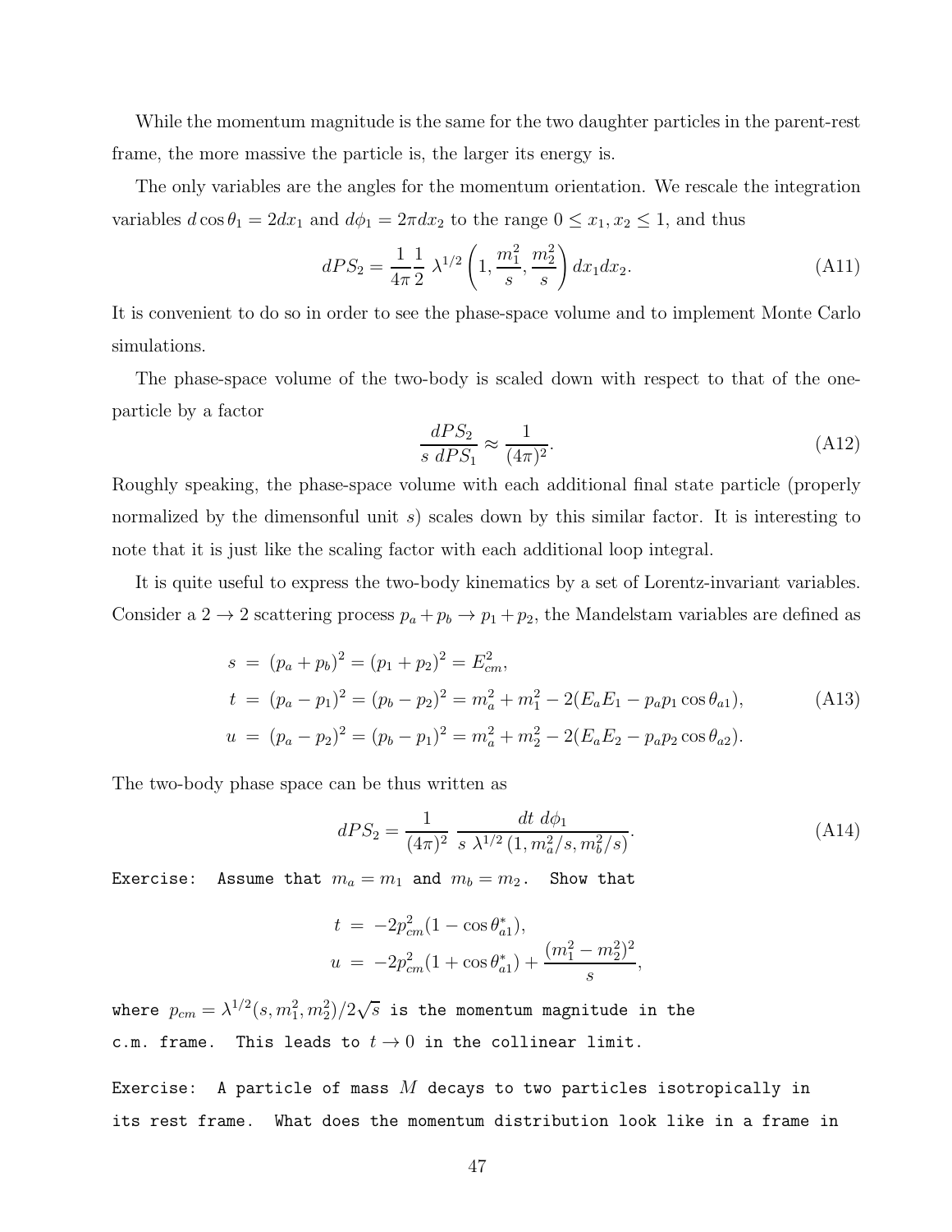While the momentum magnitude is the same for the two daughter particles in the parent-rest frame, the more massive the particle is, the larger its energy is.

The only variables are the angles for the momentum orientation. We rescale the integration variables $d\cos\theta_1 = 2dx_1$ and $d\phi_1 = 2\pi dx_2$ to the range $0 \le x_1, x_2 \le 1$, and thus

$$dPS_2 = \frac{1}{4\pi}\frac{1}{2}\ \lambda^{1/2}\left(1, \frac{m_1^2}{s}, \frac{m_2^2}{s}\right) dx_1 dx_2. \tag{A11}$$

It is convenient to do so in order to see the phase-space volume and to implement Monte Carlo simulations.

The phase-space volume of the two-body is scaled down with respect to that of the one-particle by a factor

$$\frac{dPS_2}{s\ dPS_1} \approx \frac{1}{(4\pi)^2}. \tag{A12}$$

Roughly speaking, the phase-space volume with each additional final state particle (properly normalized by the dimensonful unit $s$) scales down by this similar factor. It is interesting to note that it is just like the scaling factor with each additional loop integral.

It is quite useful to express the two-body kinematics by a set of Lorentz-invariant variables. Consider a $2 \to 2$ scattering process $p_a + p_b \to p_1 + p_2$, the Mandelstam variables are defined as

$$\begin{aligned} s &= (p_a + p_b)^2 = (p_1 + p_2)^2 = E_{cm}^2, \\ t &= (p_a - p_1)^2 = (p_b - p_2)^2 = m_a^2 + m_1^2 - 2(E_a E_1 - p_a p_1 \cos\theta_{a1}), \\ u &= (p_a - p_2)^2 = (p_b - p_1)^2 = m_a^2 + m_2^2 - 2(E_a E_2 - p_a p_2 \cos\theta_{a2}). \end{aligned} \tag{A13}$$

The two-body phase space can be thus written as

$$dPS_2 = \frac{1}{(4\pi)^2}\ \frac{dt\ d\phi_1}{s\ \lambda^{1/2}\left(1, m_a^2/s, m_b^2/s\right)}. \tag{A14}$$

```
Exercise:  Assume that m_a = m_1 and m_b = m_2.  Show that
```

$$\begin{aligned} t &= -2p_{cm}^2(1 - \cos\theta_{a1}^*), \\ u &= -2p_{cm}^2(1 + \cos\theta_{a1}^*) + \frac{(m_1^2 - m_2^2)^2}{s}, \end{aligned}$$

```
where p_cm = λ^{1/2}(s, m_1^2, m_2^2)/2√s is the momentum magnitude in the
c.m. frame.  This leads to t → 0 in the collinear limit.
```

```
Exercise:  A particle of mass M decays to two particles isotropically in
its rest frame.  What does the momentum distribution look like in a frame in
```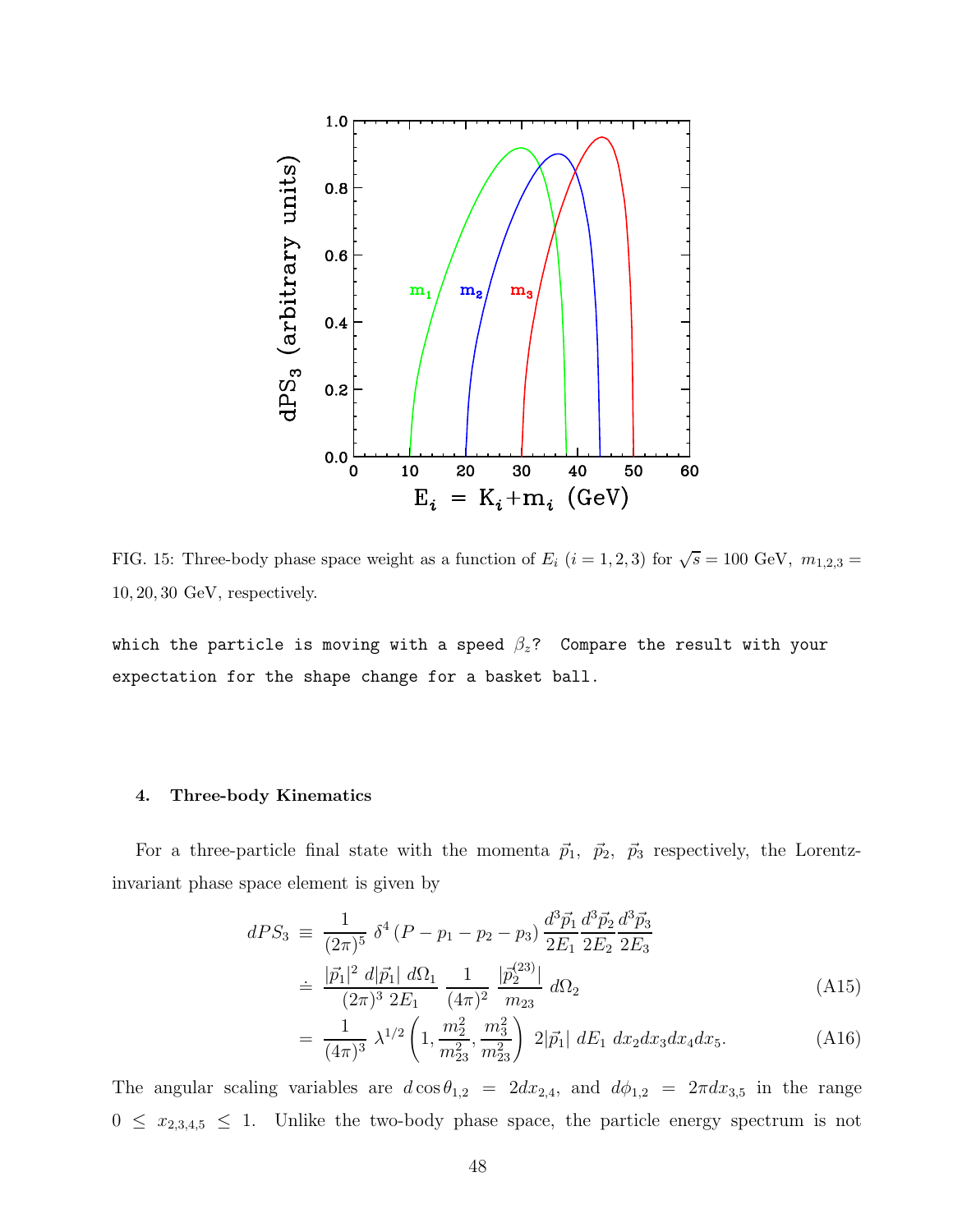FIG. 15: Three-body phase space weight as a function of $E_i$ $(i = 1, 2, 3)$ for $\sqrt{s} = 100$ GeV, $m_{1,2,3} = 10, 20, 30$ GeV, respectively.

```
which the particle is moving with a speed βz?  Compare the result with your
expectation for the shape change for a basket ball.
```

#### 4. Three-body Kinematics

For a three-particle final state with the momenta $\vec{p}_1$, $\vec{p}_2$, $\vec{p}_3$ respectively, the Lorentz-invariant phase space element is given by

$$dPS_3 \equiv \frac{1}{(2\pi)^5}\,\delta^4\left(P - p_1 - p_2 - p_3\right)\frac{d^3\vec{p}_1}{2E_1}\frac{d^3\vec{p}_2}{2E_2}\frac{d^3\vec{p}_3}{2E_3}$$

$$\doteq \frac{|\vec{p}_1|^2\; d|\vec{p}_1|\; d\Omega_1}{(2\pi)^3\; 2E_1}\;\frac{1}{(4\pi)^2}\;\frac{|\vec{p}_2^{\,(23)}|}{m_{23}}\;d\Omega_2 \tag{A15}$$

$$= \frac{1}{(4\pi)^3}\;\lambda^{1/2}\left(1, \frac{m_2^2}{m_{23}^2}, \frac{m_3^2}{m_{23}^2}\right)\;2|\vec{p}_1|\;dE_1\;dx_2 dx_3 dx_4 dx_5. \tag{A16}$$

The angular scaling variables are $d\cos\theta_{1,2} = 2dx_{2,4}$, and $d\phi_{1,2} = 2\pi dx_{3,5}$ in the range $0 \le x_{2,3,4,5} \le 1$. Unlike the two-body phase space, the particle energy spectrum is not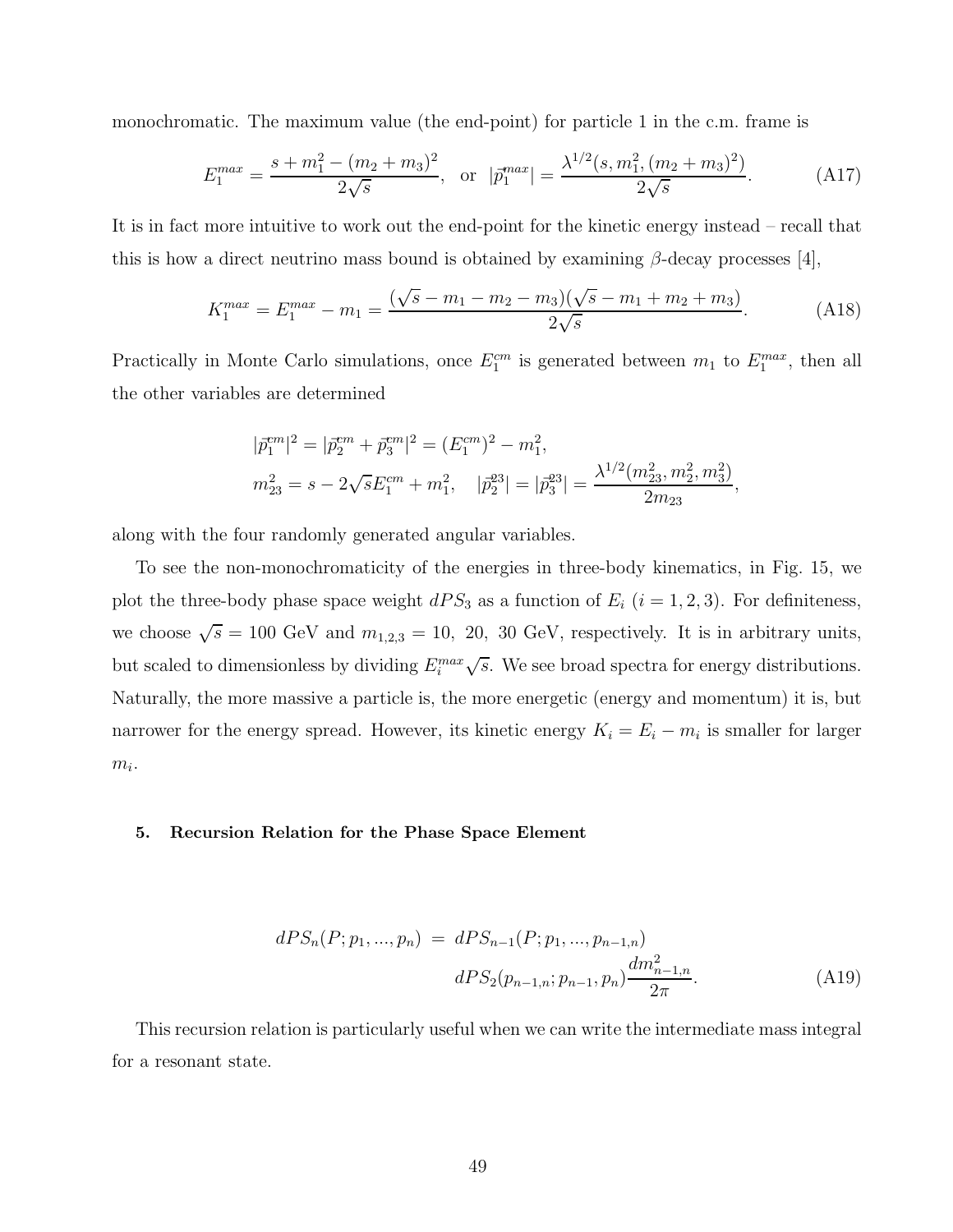monochromatic. The maximum value (the end-point) for particle 1 in the c.m. frame is

$$E_1^{max} = \frac{s + m_1^2 - (m_2 + m_3)^2}{2\sqrt{s}}, \quad \text{or} \quad |\vec{p}_1^{max}| = \frac{\lambda^{1/2}(s, m_1^2, (m_2 + m_3)^2)}{2\sqrt{s}}. \tag{A17}$$

It is in fact more intuitive to work out the end-point for the kinetic energy instead – recall that this is how a direct neutrino mass bound is obtained by examining $\beta$-decay processes [4],

$$K_1^{max} = E_1^{max} - m_1 = \frac{(\sqrt{s} - m_1 - m_2 - m_3)(\sqrt{s} - m_1 + m_2 + m_3)}{2\sqrt{s}}. \tag{A18}$$

Practically in Monte Carlo simulations, once $E_1^{cm}$ is generated between $m_1$ to $E_1^{max}$, then all the other variables are determined

$$|\vec{p}_1^{cm}|^2 = |\vec{p}_2^{cm} + \vec{p}_3^{cm}|^2 = (E_1^{cm})^2 - m_1^2,$$
$$m_{23}^2 = s - 2\sqrt{s}E_1^{cm} + m_1^2, \quad |\vec{p}_2^{23}| = |\vec{p}_3^{23}| = \frac{\lambda^{1/2}(m_{23}^2, m_2^2, m_3^2)}{2m_{23}},$$

along with the four randomly generated angular variables.

To see the non-monochromaticity of the energies in three-body kinematics, in Fig. 15, we plot the three-body phase space weight $dPS_3$ as a function of $E_i$ ($i = 1, 2, 3$). For definiteness, we choose $\sqrt{s} = 100$ GeV and $m_{1,2,3} = 10,\ 20,\ 30$ GeV, respectively. It is in arbitrary units, but scaled to dimensionless by dividing $E_i^{max}\sqrt{s}$. We see broad spectra for energy distributions. Naturally, the more massive a particle is, the more energetic (energy and momentum) it is, but narrower for the energy spread. However, its kinetic energy $K_i = E_i - m_i$ is smaller for larger $m_i$.

### 5. Recursion Relation for the Phase Space Element

$$dPS_n(P; p_1, ..., p_n) = dPS_{n-1}(P; p_1, ..., p_{n-1,n}) \, dPS_2(p_{n-1,n}; p_{n-1}, p_n)\frac{dm_{n-1,n}^2}{2\pi}. \tag{A19}$$

This recursion relation is particularly useful when we can write the intermediate mass integral for a resonant state.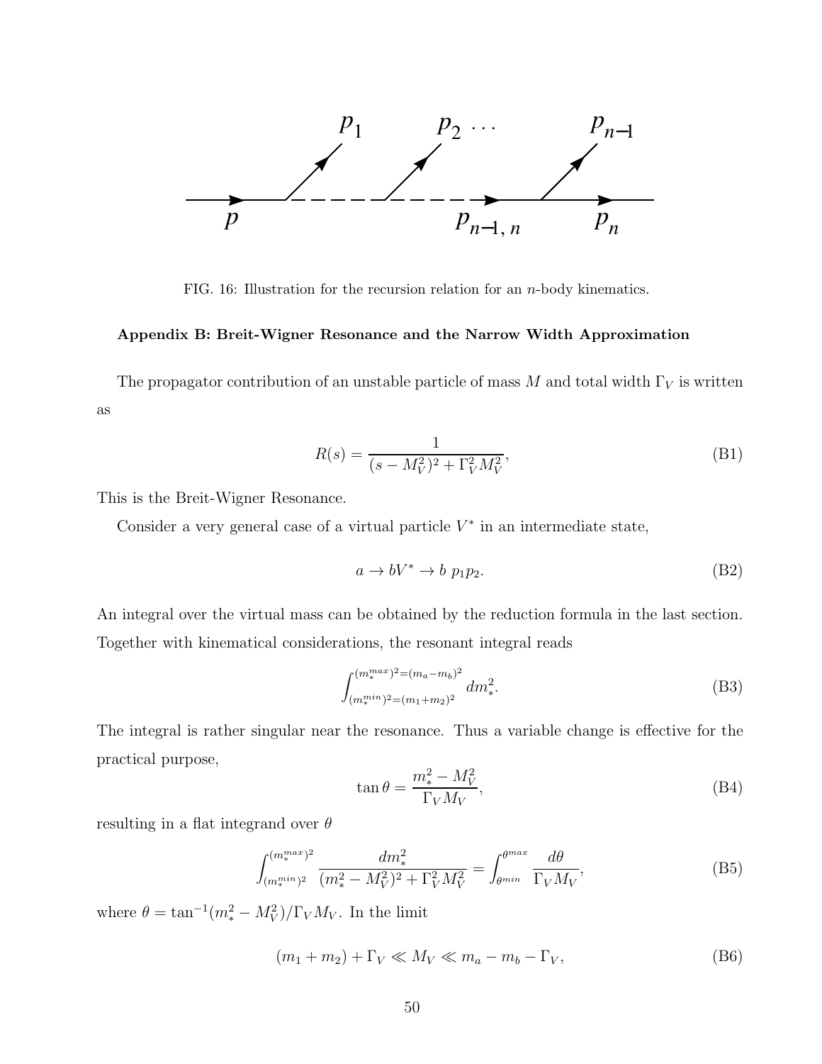FIG. 16: Illustration for the recursion relation for an $n$-body kinematics.

### Appendix B: Breit-Wigner Resonance and the Narrow Width Approximation

The propagator contribution of an unstable particle of mass $M$ and total width $\Gamma_V$ is written as

$$R(s) = \frac{1}{(s - M_V^2)^2 + \Gamma_V^2 M_V^2}, \tag{B1}$$

This is the Breit-Wigner Resonance.

Consider a very general case of a virtual particle $V^*$ in an intermediate state,

$$a \to bV^* \to b\ p_1 p_2. \tag{B2}$$

An integral over the virtual mass can be obtained by the reduction formula in the last section. Together with kinematical considerations, the resonant integral reads

$$\int_{(m_*^{min})^2=(m_1+m_2)^2}^{(m_*^{max})^2=(m_a-m_b)^2} dm_*^2. \tag{B3}$$

The integral is rather singular near the resonance. Thus a variable change is effective for the practical purpose,

$$\tan\theta = \frac{m_*^2 - M_V^2}{\Gamma_V M_V}, \tag{B4}$$

resulting in a flat integrand over $\theta$

$$\int_{(m_*^{min})^2}^{(m_*^{max})^2} \frac{dm_*^2}{(m_*^2 - M_V^2)^2 + \Gamma_V^2 M_V^2} = \int_{\theta^{min}}^{\theta^{max}} \frac{d\theta}{\Gamma_V M_V}, \tag{B5}$$

where $\theta = \tan^{-1}(m_*^2 - M_V^2)/\Gamma_V M_V$. In the limit

$$(m_1 + m_2) + \Gamma_V \ll M_V \ll m_a - m_b - \Gamma_V, \tag{B6}$$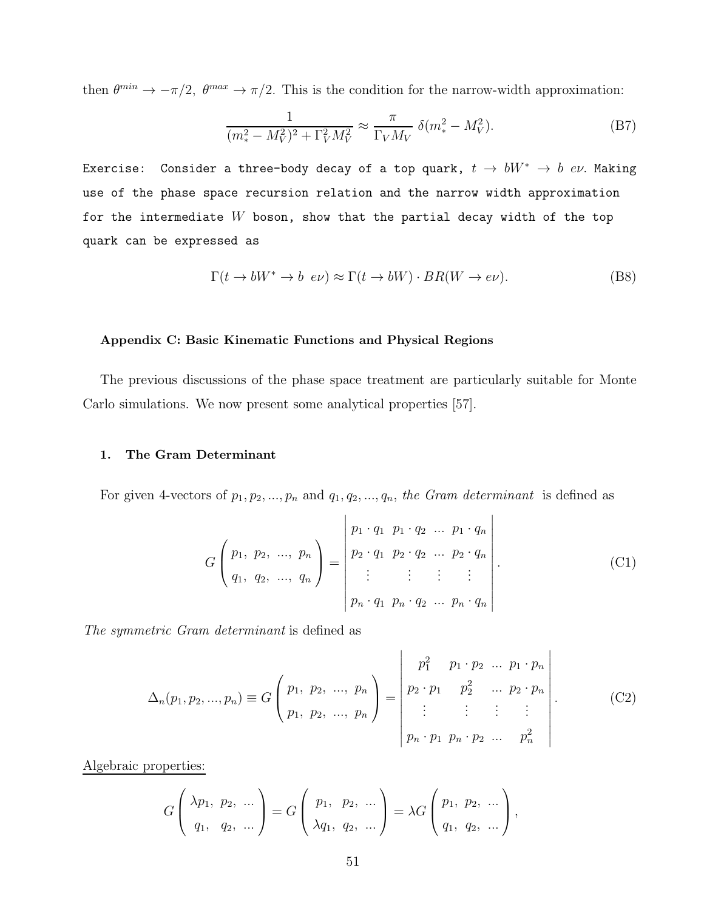then $\theta^{min} \to -\pi/2$, $\theta^{max} \to \pi/2$. This is the condition for the narrow-width approximation:

$$\frac{1}{(m_*^2 - M_V^2)^2 + \Gamma_V^2 M_V^2} \approx \frac{\pi}{\Gamma_V M_V}\ \delta(m_*^2 - M_V^2). \tag{B7}$$

`Exercise:` Consider a three-body decay of a top quark, $t \to bW^* \to b\ e\nu$. Making use of the phase space recursion relation and the narrow width approximation for the intermediate $W$ boson, show that the partial decay width of the top quark can be expressed as

$$\Gamma(t \to bW^* \to b\ e\nu) \approx \Gamma(t \to bW) \cdot BR(W \to e\nu). \tag{B8}$$

### Appendix C: Basic Kinematic Functions and Physical Regions

The previous discussions of the phase space treatment are particularly suitable for Monte Carlo simulations. We now present some analytical properties [57].

#### 1. The Gram Determinant

For given 4-vectors of $p_1, p_2, ..., p_n$ and $q_1, q_2, ..., q_n$, *the Gram determinant* is defined as

$$G\begin{pmatrix} p_1,\ p_2,\ ...,\ p_n \\ q_1,\ q_2,\ ...,\ q_n \end{pmatrix} = \begin{vmatrix} p_1 \cdot q_1 & p_1 \cdot q_2 & ... & p_1 \cdot q_n \\ p_2 \cdot q_1 & p_2 \cdot q_2 & ... & p_2 \cdot q_n \\ \vdots & \vdots & \vdots & \vdots \\ p_n \cdot q_1 & p_n \cdot q_2 & ... & p_n \cdot q_n \end{vmatrix}. \tag{C1}$$

*The symmetric Gram determinant* is defined as

$$\Delta_n(p_1, p_2, ..., p_n) \equiv G\begin{pmatrix} p_1,\ p_2,\ ...,\ p_n \\ p_1,\ p_2,\ ...,\ p_n \end{pmatrix} = \begin{vmatrix} p_1^2 & p_1 \cdot p_2 & ... & p_1 \cdot p_n \\ p_2 \cdot p_1 & p_2^2 & ... & p_2 \cdot p_n \\ \vdots & \vdots & \vdots & \vdots \\ p_n \cdot p_1 & p_n \cdot p_2 & ... & p_n^2 \end{vmatrix}. \tag{C2}$$

Algebraic properties:

$$G\begin{pmatrix} \lambda p_1,\ p_2,\ ... \\ q_1,\ \ q_2,\ ... \end{pmatrix} = G\begin{pmatrix} p_1,\ \ p_2,\ ... \\ \lambda q_1,\ q_2,\ ... \end{pmatrix} = \lambda G\begin{pmatrix} p_1,\ p_2,\ ... \\ q_1,\ q_2,\ ... \end{pmatrix},$$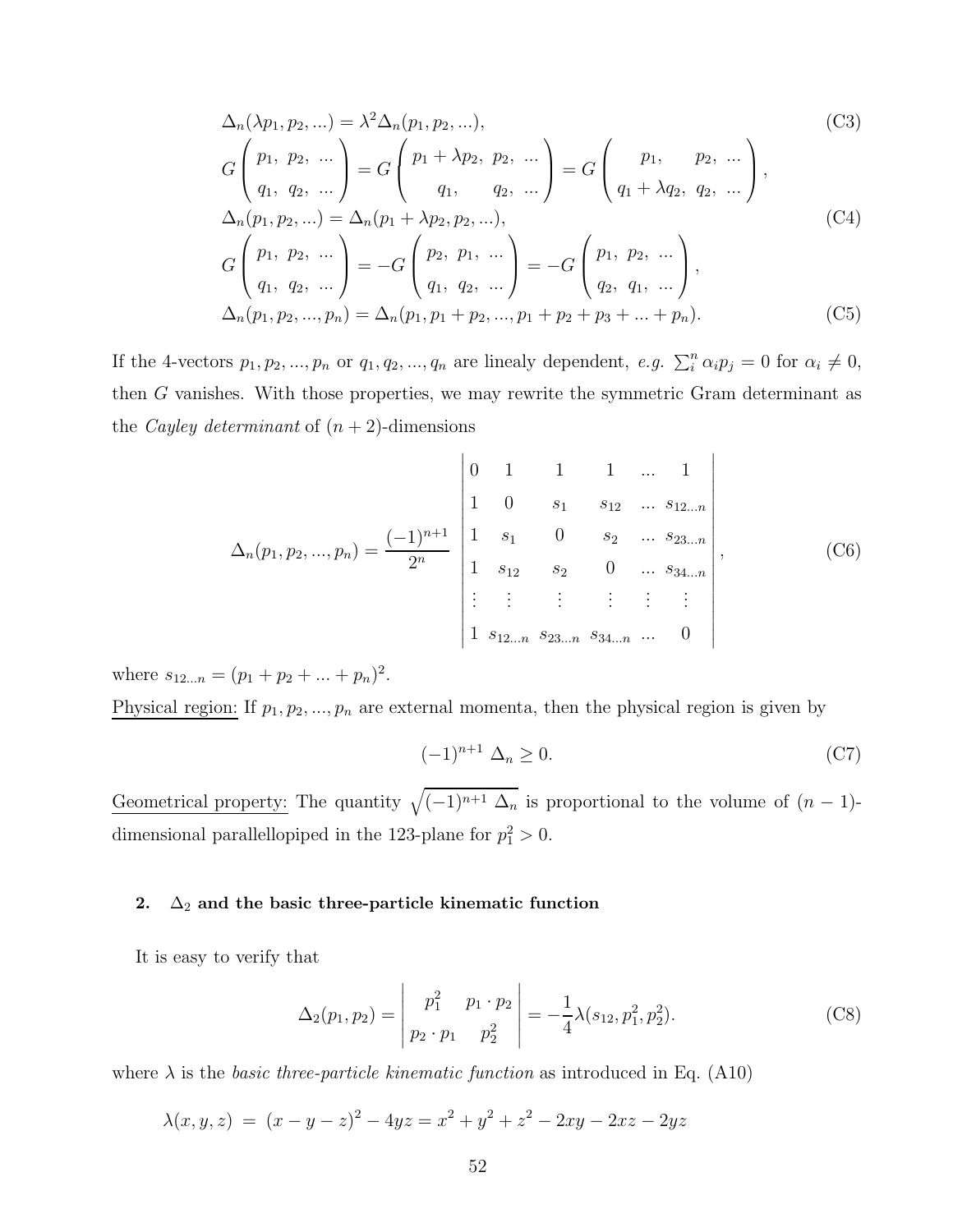$$\Delta_n(\lambda p_1, p_2, ...) = \lambda^2 \Delta_n(p_1, p_2, ...), \tag{C3}$$

$$G\begin{pmatrix} p_1, \; p_2, \; ... \\ q_1, \; q_2, \; ... \end{pmatrix} = G\begin{pmatrix} p_1 + \lambda p_2, \; p_2, \; ... \\ q_1, \quad\quad q_2, \; ... \end{pmatrix} = G\begin{pmatrix} p_1, \quad\quad p_2, \; ... \\ q_1 + \lambda q_2, \; q_2, \; ... \end{pmatrix},$$

$$\Delta_n(p_1, p_2, ...) = \Delta_n(p_1 + \lambda p_2, p_2, ...), \tag{C4}$$

$$G\begin{pmatrix} p_1, \; p_2, \; ... \\ q_1, \; q_2, \; ... \end{pmatrix} = -G\begin{pmatrix} p_2, \; p_1, \; ... \\ q_1, \; q_2, \; ... \end{pmatrix} = -G\begin{pmatrix} p_1, \; p_2, \; ... \\ q_2, \; q_1, \; ... \end{pmatrix},$$

$$\Delta_n(p_1, p_2, ..., p_n) = \Delta_n(p_1, p_1 + p_2, ..., p_1 + p_2 + p_3 + ... + p_n). \tag{C5}$$

If the 4-vectors $p_1, p_2, ..., p_n$ or $q_1, q_2, ..., q_n$ are linealy dependent, *e.g.* $\sum_i^n \alpha_i p_j = 0$ for $\alpha_i \neq 0$, then $G$ vanishes. With those properties, we may rewrite the symmetric Gram determinant as the *Cayley determinant* of $(n+2)$-dimensions

$$\Delta_n(p_1, p_2, ..., p_n) = \frac{(-1)^{n+1}}{2^n} \begin{vmatrix} 0 & 1 & 1 & 1 & ... & 1 \\ 1 & 0 & s_1 & s_{12} & ... & s_{12...n} \\ 1 & s_1 & 0 & s_2 & ... & s_{23...n} \\ 1 & s_{12} & s_2 & 0 & ... & s_{34...n} \\ \vdots & \vdots & \vdots & \vdots & \vdots & \vdots \\ 1 & s_{12...n} & s_{23...n} & s_{34...n} & ... & 0 \end{vmatrix}, \tag{C6}$$

where $s_{12...n} = (p_1 + p_2 + ... + p_n)^2$.

Physical region: If $p_1, p_2, ..., p_n$ are external momenta, then the physical region is given by

$$(-1)^{n+1} \; \Delta_n \geq 0. \tag{C7}$$

Geometrical property: The quantity $\sqrt{(-1)^{n+1} \; \Delta_n}$ is proportional to the volume of $(n-1)$-dimensional parallellopiped in the 123-plane for $p_1^2 > 0$.

### 2. $\Delta_2$ and the basic three-particle kinematic function

It is easy to verify that

$$\Delta_2(p_1, p_2) = \begin{vmatrix} p_1^2 & p_1 \cdot p_2 \\ p_2 \cdot p_1 & p_2^2 \end{vmatrix} = -\frac{1}{4}\lambda(s_{12}, p_1^2, p_2^2). \tag{C8}$$

where $\lambda$ is the *basic three-particle kinematic function* as introduced in Eq. (A10)

$$\lambda(x, y, z) \; = \; (x - y - z)^2 - 4yz = x^2 + y^2 + z^2 - 2xy - 2xz - 2yz$$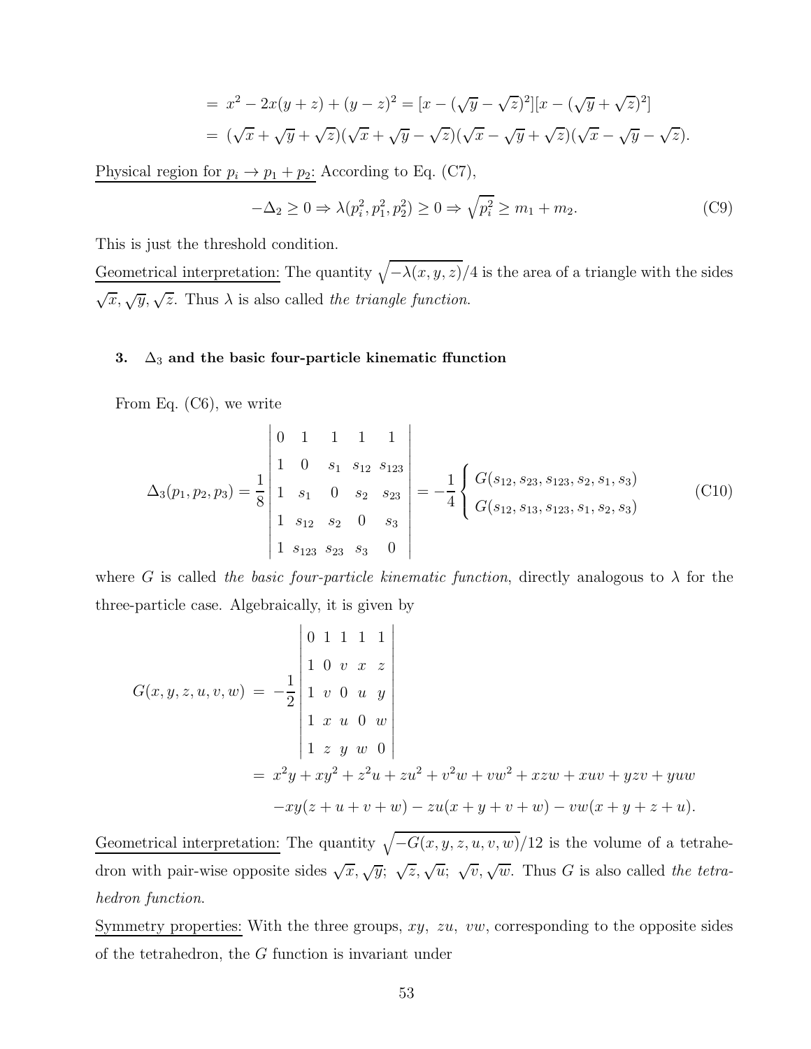$$= x^2 - 2x(y+z) + (y-z)^2 = [x - (\sqrt{y} - \sqrt{z})^2][x - (\sqrt{y} + \sqrt{z})^2]$$

$$= (\sqrt{x} + \sqrt{y} + \sqrt{z})(\sqrt{x} + \sqrt{y} - \sqrt{z})(\sqrt{x} - \sqrt{y} + \sqrt{z})(\sqrt{x} - \sqrt{y} - \sqrt{z}).$$

Physical region for $p_i \to p_1 + p_2$: According to Eq. (C7),

$$-\Delta_2 \geq 0 \Rightarrow \lambda(p_i^2, p_1^2, p_2^2) \geq 0 \Rightarrow \sqrt{p_i^2} \geq m_1 + m_2. \tag{C9}$$

This is just the threshold condition.

Geometrical interpretation: The quantity $\sqrt{-\lambda(x,y,z)}/4$ is the area of a triangle with the sides $\sqrt{x}, \sqrt{y}, \sqrt{z}$. Thus $\lambda$ is also called *the triangle function*.

### 3. $\Delta_3$ and the basic four-particle kinematic ffunction

From Eq. (C6), we write

$$\Delta_3(p_1, p_2, p_3) = \frac{1}{8} \begin{vmatrix} 0 & 1 & 1 & 1 & 1 \\ 1 & 0 & s_1 & s_{12} & s_{123} \\ 1 & s_1 & 0 & s_2 & s_{23} \\ 1 & s_{12} & s_2 & 0 & s_3 \\ 1 & s_{123} & s_{23} & s_3 & 0 \end{vmatrix} = -\frac{1}{4} \begin{cases} G(s_{12}, s_{23}, s_{123}, s_2, s_1, s_3) \\ G(s_{12}, s_{13}, s_{123}, s_1, s_2, s_3) \end{cases} \tag{C10}$$

where $G$ is called *the basic four-particle kinematic function*, directly analogous to $\lambda$ for the three-particle case. Algebraically, it is given by

$$\begin{aligned} G(x,y,z,u,v,w) &= -\frac{1}{2} \begin{vmatrix} 0 & 1 & 1 & 1 & 1 \\ 1 & 0 & v & x & z \\ 1 & v & 0 & u & y \\ 1 & x & u & 0 & w \\ 1 & z & y & w & 0 \end{vmatrix} \\ &= x^2y + xy^2 + z^2u + zu^2 + v^2w + vw^2 + xzw + xuv + yzv + yuw \\ &\quad - xy(z+u+v+w) - zu(x+y+v+w) - vw(x+y+z+u). \end{aligned}$$

Geometrical interpretation: The quantity $\sqrt{-G(x,y,z,u,v,w)}/12$ is the volume of a tetrahedron with pair-wise opposite sides $\sqrt{x}, \sqrt{y}$; $\sqrt{z}, \sqrt{u}$; $\sqrt{v}, \sqrt{w}$. Thus $G$ is also called *the tetrahedron function*.

Symmetry properties: With the three groups, $xy,\ zu,\ vw$, corresponding to the opposite sides of the tetrahedron, the $G$ function is invariant under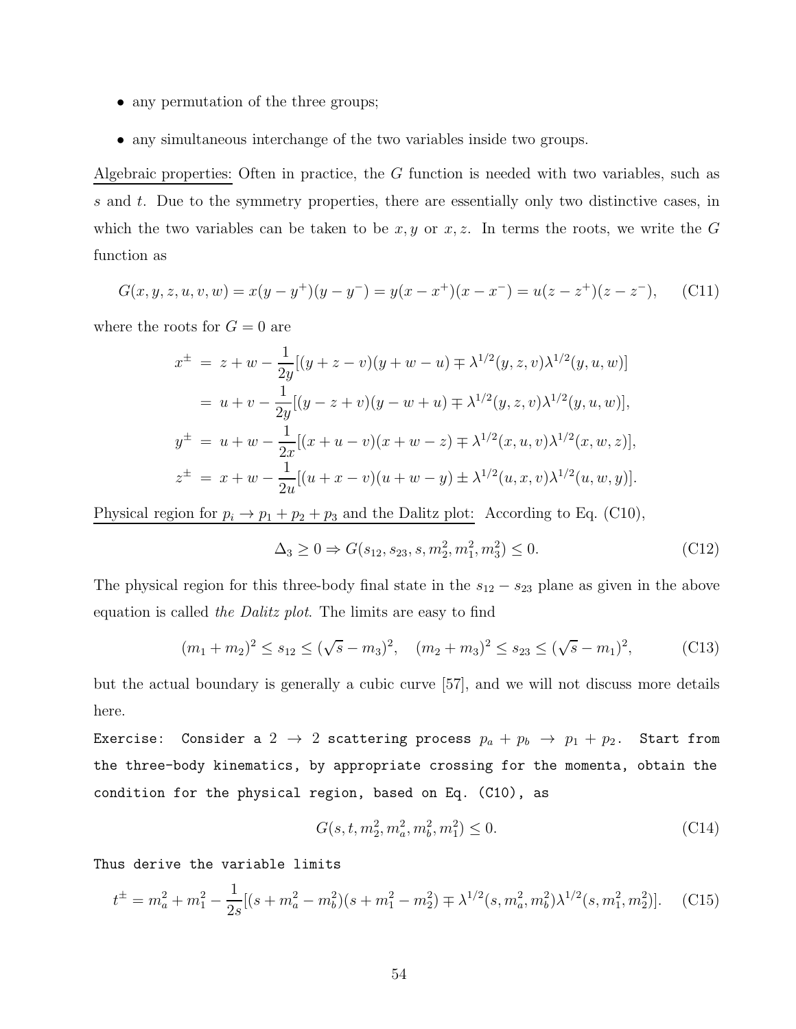- any permutation of the three groups;
- any simultaneous interchange of the two variables inside two groups.

Algebraic properties: Often in practice, the $G$ function is needed with two variables, such as $s$ and $t$. Due to the symmetry properties, there are essentially only two distinctive cases, in which the two variables can be taken to be $x, y$ or $x, z$. In terms the roots, we write the $G$ function as

$$G(x, y, z, u, v, w) = x(y - y^+)(y - y^-) = y(x - x^+)(x - x^-) = u(z - z^+)(z - z^-), \quad \text{(C11)}$$

where the roots for $G = 0$ are

$$\begin{aligned}
x^\pm &= z + w - \frac{1}{2y}[(y + z - v)(y + w - u) \mp \lambda^{1/2}(y, z, v)\lambda^{1/2}(y, u, w)] \\
&= u + v - \frac{1}{2y}[(y - z + v)(y - w + u) \mp \lambda^{1/2}(y, z, v)\lambda^{1/2}(y, u, w)], \\
y^\pm &= u + w - \frac{1}{2x}[(x + u - v)(x + w - z) \mp \lambda^{1/2}(x, u, v)\lambda^{1/2}(x, w, z)], \\
z^\pm &= x + w - \frac{1}{2u}[(u + x - v)(u + w - y) \pm \lambda^{1/2}(u, x, v)\lambda^{1/2}(u, w, y)].
\end{aligned}$$

Physical region for $p_i \to p_1 + p_2 + p_3$ and the Dalitz plot: According to Eq. (C10),

$$\Delta_3 \geq 0 \Rightarrow G(s_{12}, s_{23}, s, m_2^2, m_1^2, m_3^2) \leq 0. \quad \text{(C12)}$$

The physical region for this three-body final state in the $s_{12} - s_{23}$ plane as given in the above equation is called *the Dalitz plot*. The limits are easy to find

$$(m_1 + m_2)^2 \leq s_{12} \leq (\sqrt{s} - m_3)^2, \quad (m_2 + m_3)^2 \leq s_{23} \leq (\sqrt{s} - m_1)^2, \quad \text{(C13)}$$

but the actual boundary is generally a cubic curve [57], and we will not discuss more details here.

Exercise: Consider a $2 \to 2$ scattering process $p_a + p_b \to p_1 + p_2$. Start from the three-body kinematics, by appropriate crossing for the momenta, obtain the condition for the physical region, based on Eq. (C10), as

$$G(s, t, m_2^2, m_a^2, m_b^2, m_1^2) \leq 0. \quad \text{(C14)}$$

Thus derive the variable limits

$$t^\pm = m_a^2 + m_1^2 - \frac{1}{2s}[(s + m_a^2 - m_b^2)(s + m_1^2 - m_2^2) \mp \lambda^{1/2}(s, m_a^2, m_b^2)\lambda^{1/2}(s, m_1^2, m_2^2)]. \quad \text{(C15)}$$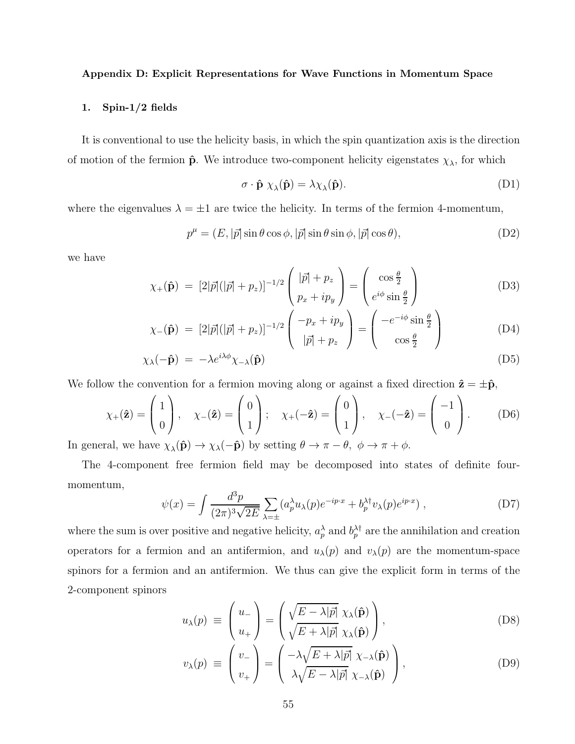**Appendix D: Explicit Representations for Wave Functions in Momentum Space**

**1. Spin-1/2 fields**

It is conventional to use the helicity basis, in which the spin quantization axis is the direction of motion of the fermion $\hat{\mathbf{p}}$. We introduce two-component helicity eigenstates $\chi_\lambda$, for which

$$\sigma \cdot \hat{\mathbf{p}}\ \chi_\lambda(\hat{\mathbf{p}}) = \lambda \chi_\lambda(\hat{\mathbf{p}}). \tag{D1}$$

where the eigenvalues $\lambda = \pm 1$ are twice the helicity. In terms of the fermion 4-momentum,

$$p^\mu = (E, |\vec{p}| \sin\theta \cos\phi, |\vec{p}| \sin\theta \sin\phi, |\vec{p}| \cos\theta), \tag{D2}$$

we have

$$\chi_+(\hat{\mathbf{p}}) = [2|\vec{p}|(|\vec{p}| + p_z)]^{-1/2} \begin{pmatrix} |\vec{p}| + p_z \\ p_x + i p_y \end{pmatrix} = \begin{pmatrix} \cos\frac{\theta}{2} \\ e^{i\phi} \sin\frac{\theta}{2} \end{pmatrix} \tag{D3}$$

$$\chi_-(\hat{\mathbf{p}}) = [2|\vec{p}|(|\vec{p}| + p_z)]^{-1/2} \begin{pmatrix} -p_x + i p_y \\ |\vec{p}| + p_z \end{pmatrix} = \begin{pmatrix} -e^{-i\phi} \sin\frac{\theta}{2} \\ \cos\frac{\theta}{2} \end{pmatrix} \tag{D4}$$

$$\chi_\lambda(-\hat{\mathbf{p}}) = -\lambda e^{i\lambda\phi} \chi_{-\lambda}(\hat{\mathbf{p}}) \tag{D5}$$

We follow the convention for a fermion moving along or against a fixed direction $\hat{\mathbf{z}} = \pm\hat{\mathbf{p}}$,

$$\chi_+(\hat{\mathbf{z}}) = \begin{pmatrix} 1 \\ 0 \end{pmatrix}, \quad \chi_-(\hat{\mathbf{z}}) = \begin{pmatrix} 0 \\ 1 \end{pmatrix}; \quad \chi_+(-\hat{\mathbf{z}}) = \begin{pmatrix} 0 \\ 1 \end{pmatrix}, \quad \chi_-(-\hat{\mathbf{z}}) = \begin{pmatrix} -1 \\ 0 \end{pmatrix}. \tag{D6}$$

In general, we have $\chi_\lambda(\hat{\mathbf{p}}) \to \chi_\lambda(-\hat{\mathbf{p}})$ by setting $\theta \to \pi - \theta,\ \phi \to \pi + \phi$.

The 4-component free fermion field may be decomposed into states of definite four-momentum,

$$\psi(x) = \int \frac{d^3p}{(2\pi)^3 \sqrt{2E}} \sum_{\lambda=\pm} (a_p^\lambda u_\lambda(p) e^{-ip\cdot x} + b_p^{\lambda\dagger} v_\lambda(p) e^{ip\cdot x}), \tag{D7}$$

where the sum is over positive and negative helicity, $a_p^\lambda$ and $b_p^{\lambda\dagger}$ are the annihilation and creation operators for a fermion and an antifermion, and $u_\lambda(p)$ and $v_\lambda(p)$ are the momentum-space spinors for a fermion and an antifermion. We thus can give the explicit form in terms of the 2-component spinors

$$u_\lambda(p) \equiv \begin{pmatrix} u_- \\ u_+ \end{pmatrix} = \begin{pmatrix} \sqrt{E - \lambda|\vec{p}|}\ \chi_\lambda(\hat{\mathbf{p}}) \\ \sqrt{E + \lambda|\vec{p}|}\ \chi_\lambda(\hat{\mathbf{p}}) \end{pmatrix}, \tag{D8}$$

$$v_\lambda(p) \equiv \begin{pmatrix} v_- \\ v_+ \end{pmatrix} = \begin{pmatrix} -\lambda\sqrt{E + \lambda|\vec{p}|}\ \chi_{-\lambda}(\hat{\mathbf{p}}) \\ \lambda\sqrt{E - \lambda|\vec{p}|}\ \chi_{-\lambda}(\hat{\mathbf{p}}) \end{pmatrix}, \tag{D9}$$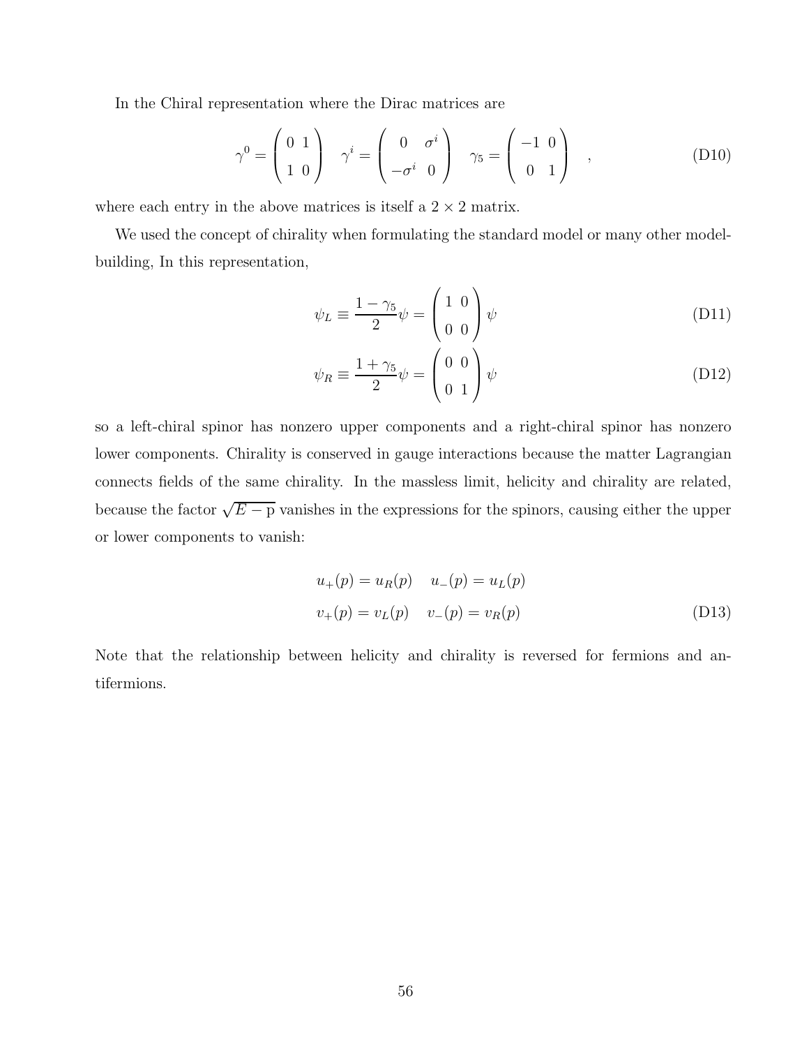In the Chiral representation where the Dirac matrices are

$$\gamma^0 = \begin{pmatrix} 0 & 1 \\ 1 & 0 \end{pmatrix} \quad \gamma^i = \begin{pmatrix} 0 & \sigma^i \\ -\sigma^i & 0 \end{pmatrix} \quad \gamma_5 = \begin{pmatrix} -1 & 0 \\ 0 & 1 \end{pmatrix} \quad , \tag{D10}$$

where each entry in the above matrices is itself a $2 \times 2$ matrix.

We used the concept of chirality when formulating the standard model or many other model-building, In this representation,

$$\psi_L \equiv \frac{1-\gamma_5}{2}\psi = \begin{pmatrix} 1 & 0 \\ 0 & 0 \end{pmatrix} \psi \tag{D11}$$

$$\psi_R \equiv \frac{1+\gamma_5}{2}\psi = \begin{pmatrix} 0 & 0 \\ 0 & 1 \end{pmatrix} \psi \tag{D12}$$

so a left-chiral spinor has nonzero upper components and a right-chiral spinor has nonzero lower components. Chirality is conserved in gauge interactions because the matter Lagrangian connects fields of the same chirality. In the massless limit, helicity and chirality are related, because the factor $\sqrt{E - \mathrm{p}}$ vanishes in the expressions for the spinors, causing either the upper or lower components to vanish:

$$\begin{aligned} u_+(p) &= u_R(p) \quad u_-(p) = u_L(p) \\ v_+(p) &= v_L(p) \quad v_-(p) = v_R(p) \end{aligned} \tag{D13}$$

Note that the relationship between helicity and chirality is reversed for fermions and antifermions.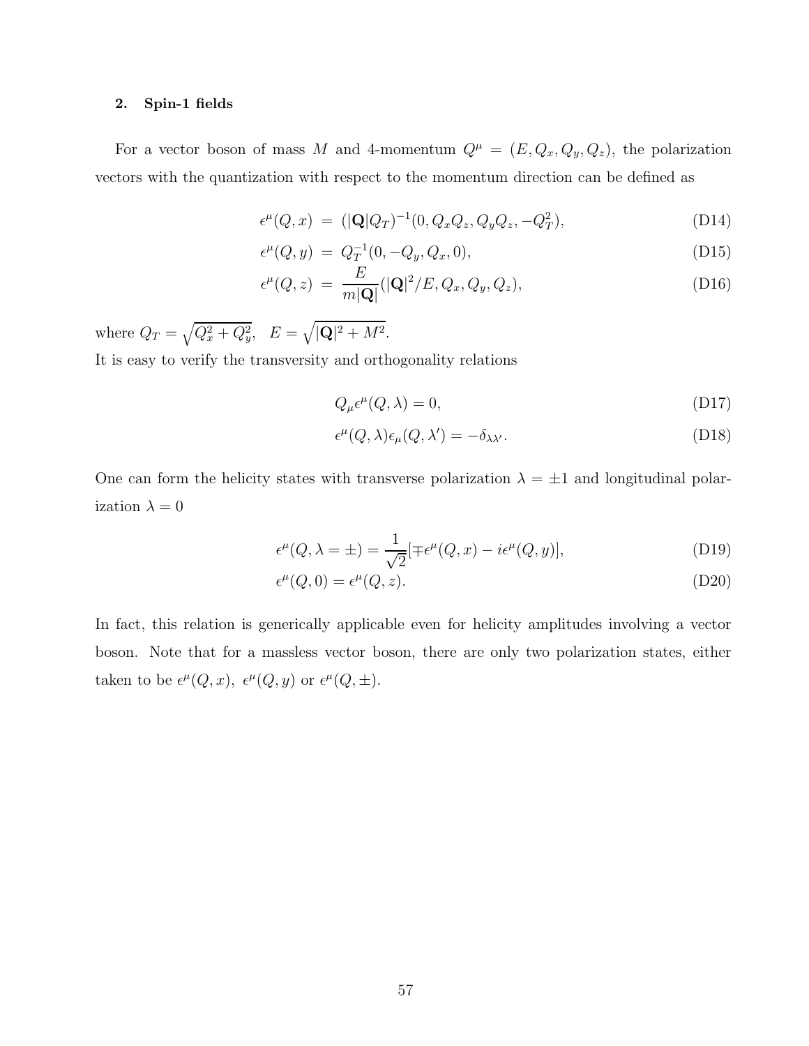### 2. Spin-1 fields

For a vector boson of mass $M$ and 4-momentum $Q^\mu = (E, Q_x, Q_y, Q_z)$, the polarization vectors with the quantization with respect to the momentum direction can be defined as

$$\epsilon^\mu(Q,x) \ = \ (|\mathbf{Q}|Q_T)^{-1}(0, Q_xQ_z, Q_yQ_z, -Q_T^2), \tag{D14}$$

$$\epsilon^\mu(Q,y) \ = \ Q_T^{-1}(0, -Q_y, Q_x, 0), \tag{D15}$$

$$\epsilon^\mu(Q,z) \ = \ \frac{E}{m|\mathbf{Q}|}(|\mathbf{Q}|^2/E, Q_x, Q_y, Q_z), \tag{D16}$$

where $Q_T = \sqrt{Q_x^2 + Q_y^2}, \quad E = \sqrt{|\mathbf{Q}|^2 + M^2}$.
It is easy to verify the transversity and orthogonality relations

$$Q_\mu \epsilon^\mu(Q,\lambda) = 0, \tag{D17}$$

$$\epsilon^\mu(Q,\lambda)\epsilon_\mu(Q,\lambda') = -\delta_{\lambda\lambda'}. \tag{D18}$$

One can form the helicity states with transverse polarization $\lambda = \pm 1$ and longitudinal polarization $\lambda = 0$

$$\epsilon^\mu(Q,\lambda = \pm) = \frac{1}{\sqrt{2}}[\mp\epsilon^\mu(Q,x) - i\epsilon^\mu(Q,y)], \tag{D19}$$

$$\epsilon^\mu(Q,0) = \epsilon^\mu(Q,z). \tag{D20}$$

In fact, this relation is generically applicable even for helicity amplitudes involving a vector boson. Note that for a massless vector boson, there are only two polarization states, either taken to be $\epsilon^\mu(Q,x)$, $\epsilon^\mu(Q,y)$ or $\epsilon^\mu(Q,\pm)$.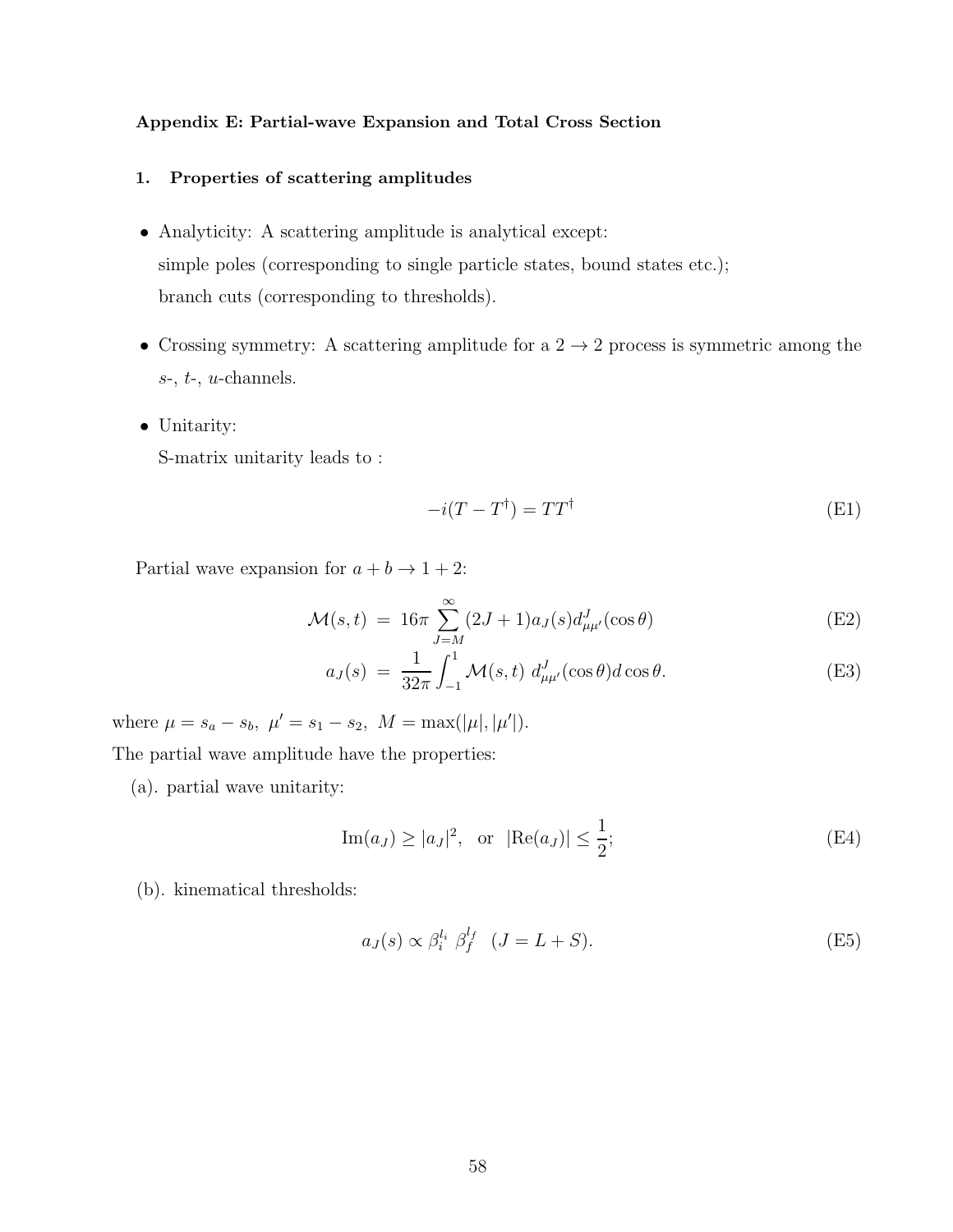### Appendix E: Partial-wave Expansion and Total Cross Section

#### 1. Properties of scattering amplitudes

- Analyticity: A scattering amplitude is analytical except:
  simple poles (corresponding to single particle states, bound states etc.);
  branch cuts (corresponding to thresholds).
- Crossing symmetry: A scattering amplitude for a $2 \to 2$ process is symmetric among the $s$-, $t$-, $u$-channels.
- Unitarity:
  S-matrix unitarity leads to :

$$-i(T - T^{\dagger}) = TT^{\dagger} \tag{E1}$$

Partial wave expansion for $a + b \to 1 + 2$:

$$\mathcal{M}(s,t) \;=\; 16\pi \sum_{J=M}^{\infty} (2J+1) a_J(s) d^J_{\mu\mu'}(\cos\theta) \tag{E2}$$

$$a_J(s) \;=\; \frac{1}{32\pi} \int_{-1}^{1} \mathcal{M}(s,t)\; d^J_{\mu\mu'}(\cos\theta) d\cos\theta. \tag{E3}$$

where $\mu = s_a - s_b,\ \mu' = s_1 - s_2,\ M = \max(|\mu|, |\mu'|)$.
The partial wave amplitude have the properties:

(a). partial wave unitarity:

$$\mathrm{Im}(a_J) \geq |a_J|^2, \quad \text{or} \quad |\mathrm{Re}(a_J)| \leq \frac{1}{2}; \tag{E4}$$

(b). kinematical thresholds:

$$a_J(s) \propto \beta_i^{l_i}\ \beta_f^{l_f} \quad (J = L + S). \tag{E5}$$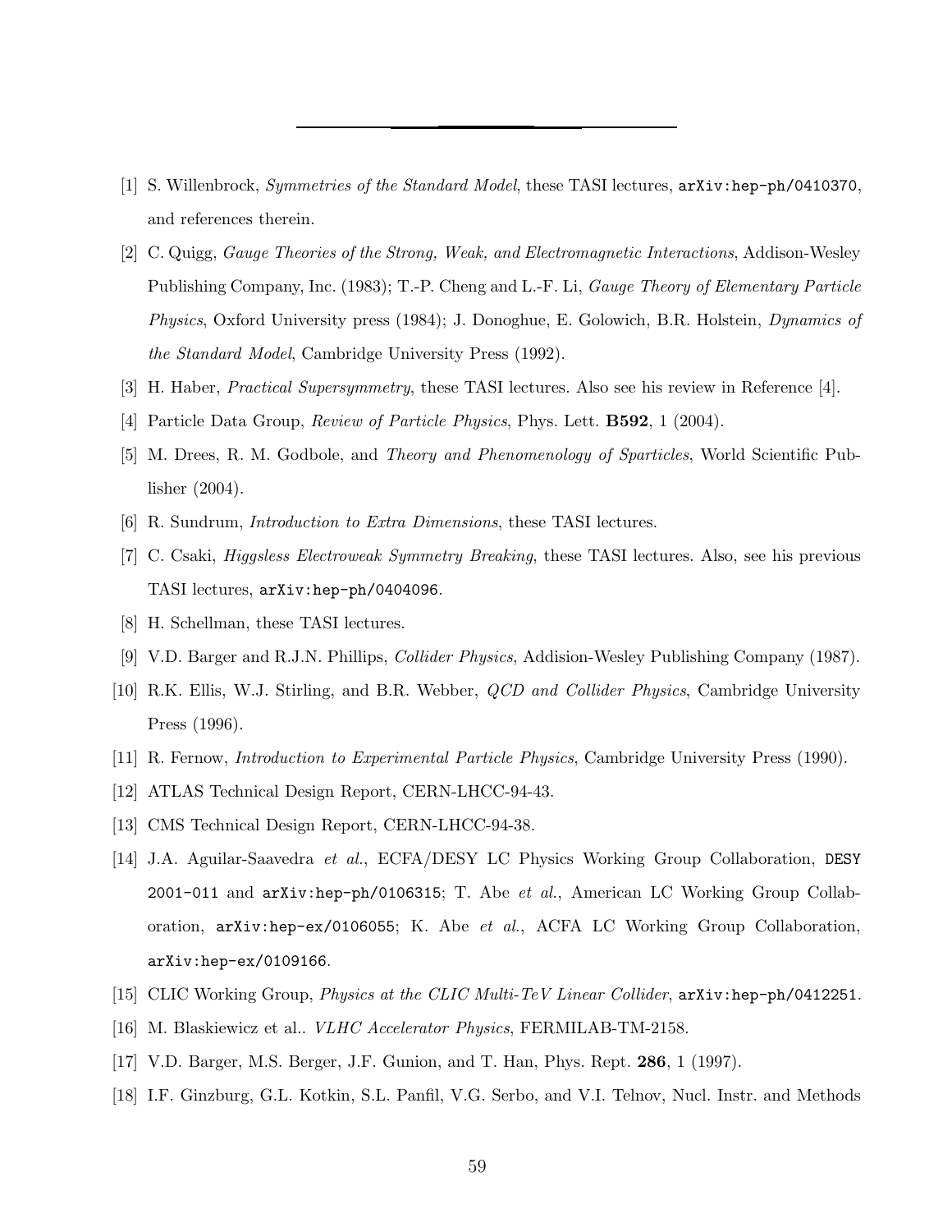---

[1] S. Willenbrock, *Symmetries of the Standard Model*, these TASI lectures, `arXiv:hep-ph/0410370`, and references therein.

[2] C. Quigg, *Gauge Theories of the Strong, Weak, and Electromagnetic Interactions*, Addison-Wesley Publishing Company, Inc. (1983); T.-P. Cheng and L.-F. Li, *Gauge Theory of Elementary Particle Physics*, Oxford University press (1984); J. Donoghue, E. Golowich, B.R. Holstein, *Dynamics of the Standard Model*, Cambridge University Press (1992).

[3] H. Haber, *Practical Supersymmetry*, these TASI lectures. Also see his review in Reference [4].

[4] Particle Data Group, *Review of Particle Physics*, Phys. Lett. **B592**, 1 (2004).

[5] M. Drees, R. M. Godbole, and *Theory and Phenomenology of Sparticles*, World Scientific Publisher (2004).

[6] R. Sundrum, *Introduction to Extra Dimensions*, these TASI lectures.

[7] C. Csaki, *Higgsless Electroweak Symmetry Breaking*, these TASI lectures. Also, see his previous TASI lectures, `arXiv:hep-ph/0404096`.

[8] H. Schellman, these TASI lectures.

[9] V.D. Barger and R.J.N. Phillips, *Collider Physics*, Addision-Wesley Publishing Company (1987).

[10] R.K. Ellis, W.J. Stirling, and B.R. Webber, *QCD and Collider Physics*, Cambridge University Press (1996).

[11] R. Fernow, *Introduction to Experimental Particle Physics*, Cambridge University Press (1990).

[12] ATLAS Technical Design Report, CERN-LHCC-94-43.

[13] CMS Technical Design Report, CERN-LHCC-94-38.

[14] J.A. Aguilar-Saavedra *et al.*, ECFA/DESY LC Physics Working Group Collaboration, `DESY 2001-011` and `arXiv:hep-ph/0106315`; T. Abe *et al.*, American LC Working Group Collaboration, `arXiv:hep-ex/0106055`; K. Abe *et al.*, ACFA LC Working Group Collaboration, `arXiv:hep-ex/0109166`.

[15] CLIC Working Group, *Physics at the CLIC Multi-TeV Linear Collider*, `arXiv:hep-ph/0412251`.

[16] M. Blaskiewicz et al.. *VLHC Accelerator Physics*, FERMILAB-TM-2158.

[17] V.D. Barger, M.S. Berger, J.F. Gunion, and T. Han, Phys. Rept. **286**, 1 (1997).

[18] I.F. Ginzburg, G.L. Kotkin, S.L. Panfil, V.G. Serbo, and V.I. Telnov, Nucl. Instr. and Methods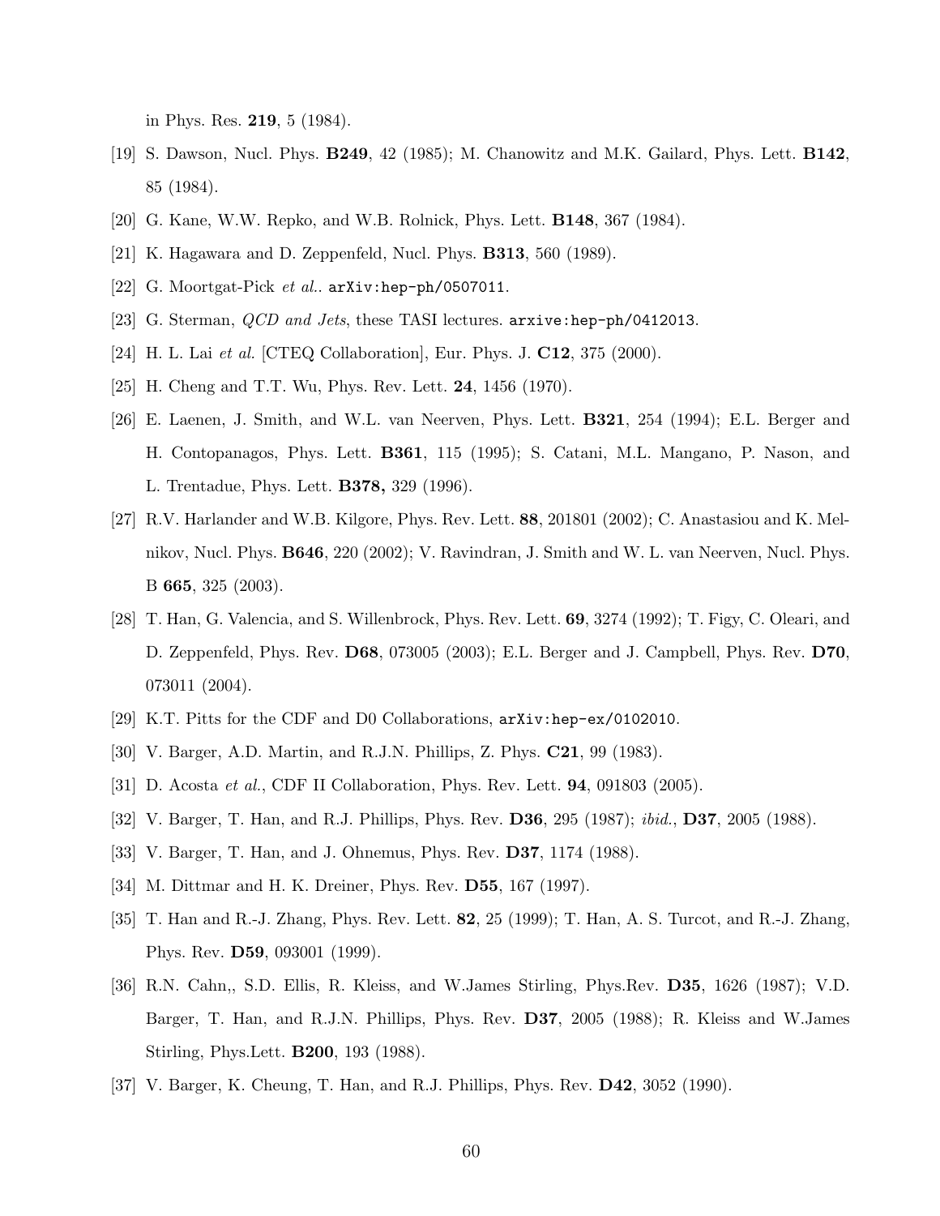in Phys. Res. **219**, 5 (1984).

[19] S. Dawson, Nucl. Phys. **B249**, 42 (1985); M. Chanowitz and M.K. Gailard, Phys. Lett. **B142**, 85 (1984).

[20] G. Kane, W.W. Repko, and W.B. Rolnick, Phys. Lett. **B148**, 367 (1984).

[21] K. Hagawara and D. Zeppenfeld, Nucl. Phys. **B313**, 560 (1989).

[22] G. Moortgat-Pick *et al.*. `arXiv:hep-ph/0507011`.

[23] G. Sterman, *QCD and Jets*, these TASI lectures. `arxive:hep-ph/0412013`.

[24] H. L. Lai *et al.* [CTEQ Collaboration], Eur. Phys. J. **C12**, 375 (2000).

[25] H. Cheng and T.T. Wu, Phys. Rev. Lett. **24**, 1456 (1970).

[26] E. Laenen, J. Smith, and W.L. van Neerven, Phys. Lett. **B321**, 254 (1994); E.L. Berger and H. Contopanagos, Phys. Lett. **B361**, 115 (1995); S. Catani, M.L. Mangano, P. Nason, and L. Trentadue, Phys. Lett. **B378,** 329 (1996).

[27] R.V. Harlander and W.B. Kilgore, Phys. Rev. Lett. **88**, 201801 (2002); C. Anastasiou and K. Melnikov, Nucl. Phys. **B646**, 220 (2002); V. Ravindran, J. Smith and W. L. van Neerven, Nucl. Phys. B **665**, 325 (2003).

[28] T. Han, G. Valencia, and S. Willenbrock, Phys. Rev. Lett. **69**, 3274 (1992); T. Figy, C. Oleari, and D. Zeppenfeld, Phys. Rev. **D68**, 073005 (2003); E.L. Berger and J. Campbell, Phys. Rev. **D70**, 073011 (2004).

[29] K.T. Pitts for the CDF and D0 Collaborations, `arXiv:hep-ex/0102010`.

[30] V. Barger, A.D. Martin, and R.J.N. Phillips, Z. Phys. **C21**, 99 (1983).

[31] D. Acosta *et al.*, CDF II Collaboration, Phys. Rev. Lett. **94**, 091803 (2005).

[32] V. Barger, T. Han, and R.J. Phillips, Phys. Rev. **D36**, 295 (1987); *ibid.*, **D37**, 2005 (1988).

[33] V. Barger, T. Han, and J. Ohnemus, Phys. Rev. **D37**, 1174 (1988).

[34] M. Dittmar and H. K. Dreiner, Phys. Rev. **D55**, 167 (1997).

[35] T. Han and R.-J. Zhang, Phys. Rev. Lett. **82**, 25 (1999); T. Han, A. S. Turcot, and R.-J. Zhang, Phys. Rev. **D59**, 093001 (1999).

[36] R.N. Cahn,, S.D. Ellis, R. Kleiss, and W.James Stirling, Phys.Rev. **D35**, 1626 (1987); V.D. Barger, T. Han, and R.J.N. Phillips, Phys. Rev. **D37**, 2005 (1988); R. Kleiss and W.James Stirling, Phys.Lett. **B200**, 193 (1988).

[37] V. Barger, K. Cheung, T. Han, and R.J. Phillips, Phys. Rev. **D42**, 3052 (1990).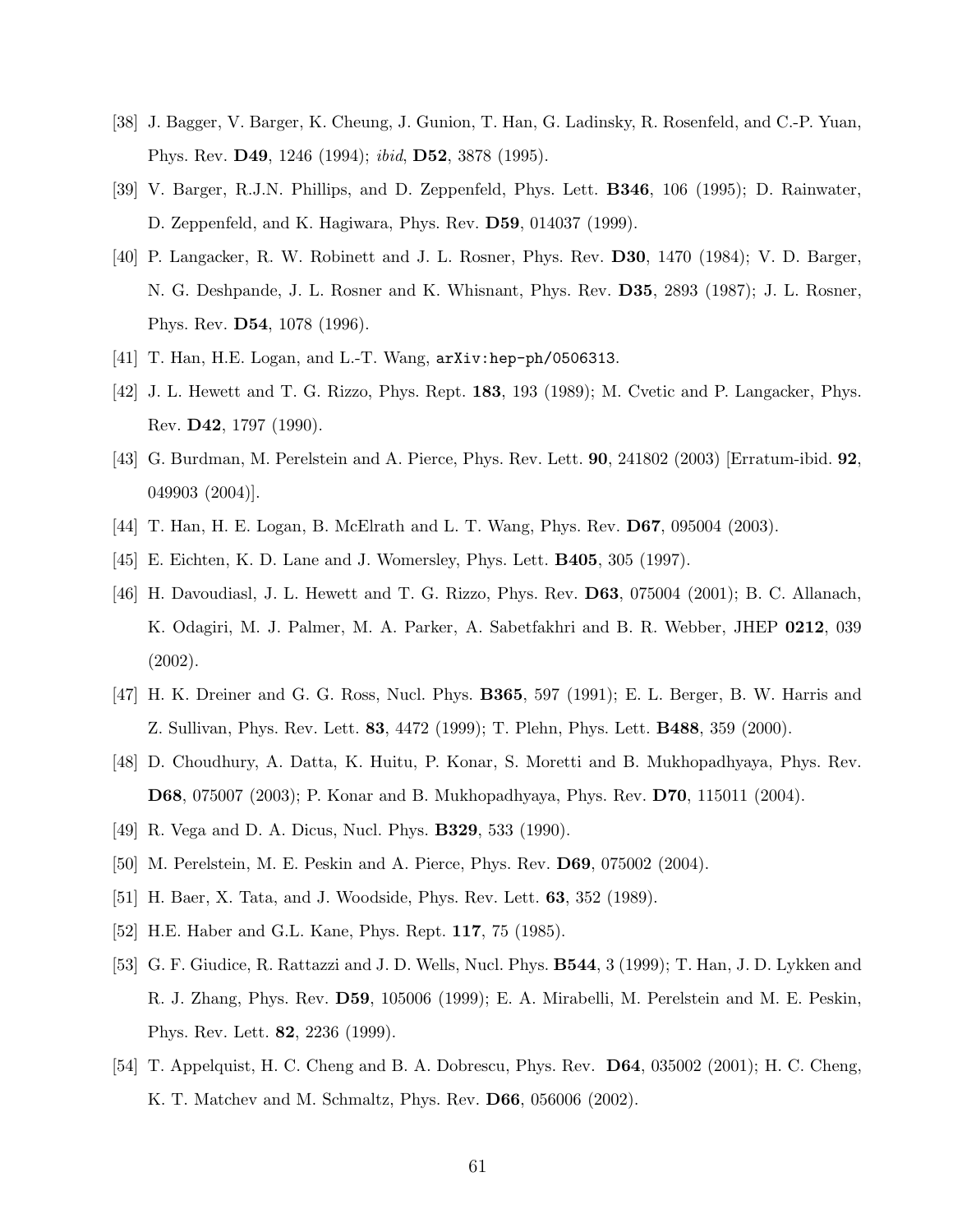[38] J. Bagger, V. Barger, K. Cheung, J. Gunion, T. Han, G. Ladinsky, R. Rosenfeld, and C.-P. Yuan, Phys. Rev. **D49**, 1246 (1994); *ibid*, **D52**, 3878 (1995).

[39] V. Barger, R.J.N. Phillips, and D. Zeppenfeld, Phys. Lett. **B346**, 106 (1995); D. Rainwater, D. Zeppenfeld, and K. Hagiwara, Phys. Rev. **D59**, 014037 (1999).

[40] P. Langacker, R. W. Robinett and J. L. Rosner, Phys. Rev. **D30**, 1470 (1984); V. D. Barger, N. G. Deshpande, J. L. Rosner and K. Whisnant, Phys. Rev. **D35**, 2893 (1987); J. L. Rosner, Phys. Rev. **D54**, 1078 (1996).

[41] T. Han, H.E. Logan, and L.-T. Wang, `arXiv:hep-ph/0506313`.

[42] J. L. Hewett and T. G. Rizzo, Phys. Rept. **183**, 193 (1989); M. Cvetic and P. Langacker, Phys. Rev. **D42**, 1797 (1990).

[43] G. Burdman, M. Perelstein and A. Pierce, Phys. Rev. Lett. **90**, 241802 (2003) [Erratum-ibid. **92**, 049903 (2004)].

[44] T. Han, H. E. Logan, B. McElrath and L. T. Wang, Phys. Rev. **D67**, 095004 (2003).

[45] E. Eichten, K. D. Lane and J. Womersley, Phys. Lett. **B405**, 305 (1997).

[46] H. Davoudiasl, J. L. Hewett and T. G. Rizzo, Phys. Rev. **D63**, 075004 (2001); B. C. Allanach, K. Odagiri, M. J. Palmer, M. A. Parker, A. Sabetfakhri and B. R. Webber, JHEP **0212**, 039 (2002).

[47] H. K. Dreiner and G. G. Ross, Nucl. Phys. **B365**, 597 (1991); E. L. Berger, B. W. Harris and Z. Sullivan, Phys. Rev. Lett. **83**, 4472 (1999); T. Plehn, Phys. Lett. **B488**, 359 (2000).

[48] D. Choudhury, A. Datta, K. Huitu, P. Konar, S. Moretti and B. Mukhopadhyaya, Phys. Rev. **D68**, 075007 (2003); P. Konar and B. Mukhopadhyaya, Phys. Rev. **D70**, 115011 (2004).

[49] R. Vega and D. A. Dicus, Nucl. Phys. **B329**, 533 (1990).

[50] M. Perelstein, M. E. Peskin and A. Pierce, Phys. Rev. **D69**, 075002 (2004).

[51] H. Baer, X. Tata, and J. Woodside, Phys. Rev. Lett. **63**, 352 (1989).

[52] H.E. Haber and G.L. Kane, Phys. Rept. **117**, 75 (1985).

[53] G. F. Giudice, R. Rattazzi and J. D. Wells, Nucl. Phys. **B544**, 3 (1999); T. Han, J. D. Lykken and R. J. Zhang, Phys. Rev. **D59**, 105006 (1999); E. A. Mirabelli, M. Perelstein and M. E. Peskin, Phys. Rev. Lett. **82**, 2236 (1999).

[54] T. Appelquist, H. C. Cheng and B. A. Dobrescu, Phys. Rev. **D64**, 035002 (2001); H. C. Cheng, K. T. Matchev and M. Schmaltz, Phys. Rev. **D66**, 056006 (2002).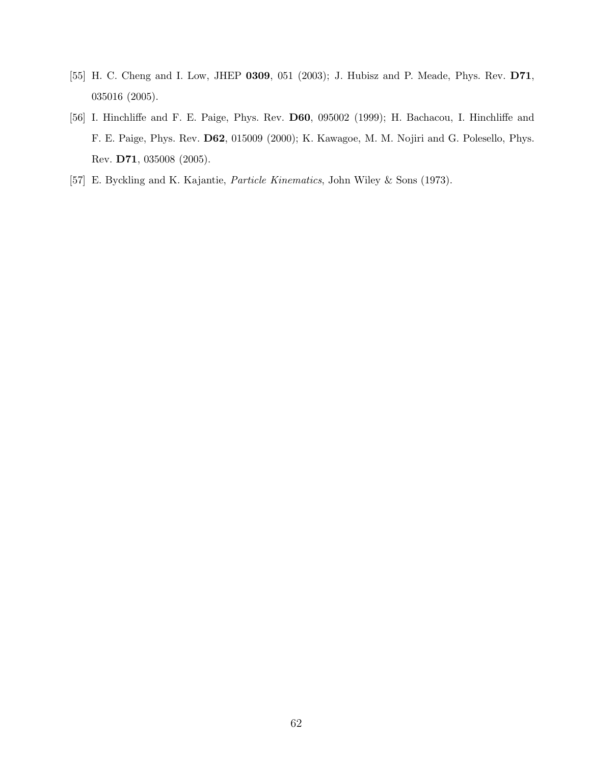[55] H. C. Cheng and I. Low, JHEP **0309**, 051 (2003); J. Hubisz and P. Meade, Phys. Rev. **D71**, 035016 (2005).

[56] I. Hinchliffe and F. E. Paige, Phys. Rev. **D60**, 095002 (1999); H. Bachacou, I. Hinchliffe and F. E. Paige, Phys. Rev. **D62**, 015009 (2000); K. Kawagoe, M. M. Nojiri and G. Polesello, Phys. Rev. **D71**, 035008 (2005).

[57] E. Byckling and K. Kajantie, *Particle Kinematics*, John Wiley & Sons (1973).